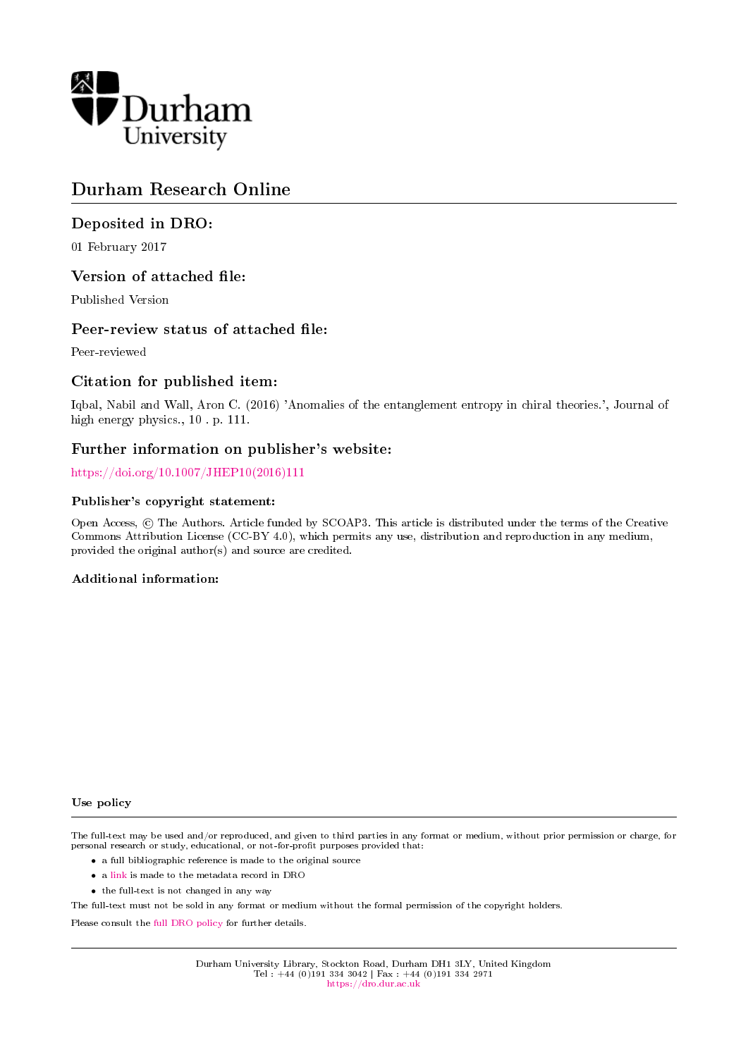Durham University

# Durham Research Online

## Deposited in DRO:

01 February 2017

## Version of attached file:

Published Version

## Peer-review status of attached file:

Peer-reviewed

## Citation for published item:

Iqbal, Nabil and Wall, Aron C. (2016) 'Anomalies of the entanglement entropy in chiral theories.', Journal of high energy physics., 10 . p. 111.

## Further information on publisher's website:

https://doi.org/10.1007/JHEP10(2016)111

### Publisher's copyright statement:

Open Access, © The Authors. Article funded by SCOAP3. This article is distributed under the terms of the Creative Commons Attribution License (CC-BY 4.0), which permits any use, distribution and reproduction in any medium, provided the original author(s) and source are credited.

### Additional information:

### Use policy

The full-text may be used and/or reproduced, and given to third parties in any format or medium, without prior permission or charge, for personal research or study, educational, or not-for-profit purposes provided that:

- a full bibliographic reference is made to the original source
- a link is made to the metadata record in DRO
- the full-text is not changed in any way

The full-text must not be sold in any format or medium without the formal permission of the copyright holders.

Please consult the full DRO policy for further details.

Durham University Library, Stockton Road, Durham DH1 3LY, United Kingdom
Tel : +44 (0)191 334 3042 | Fax : +44 (0)191 334 2971
https://dro.dur.ac.uk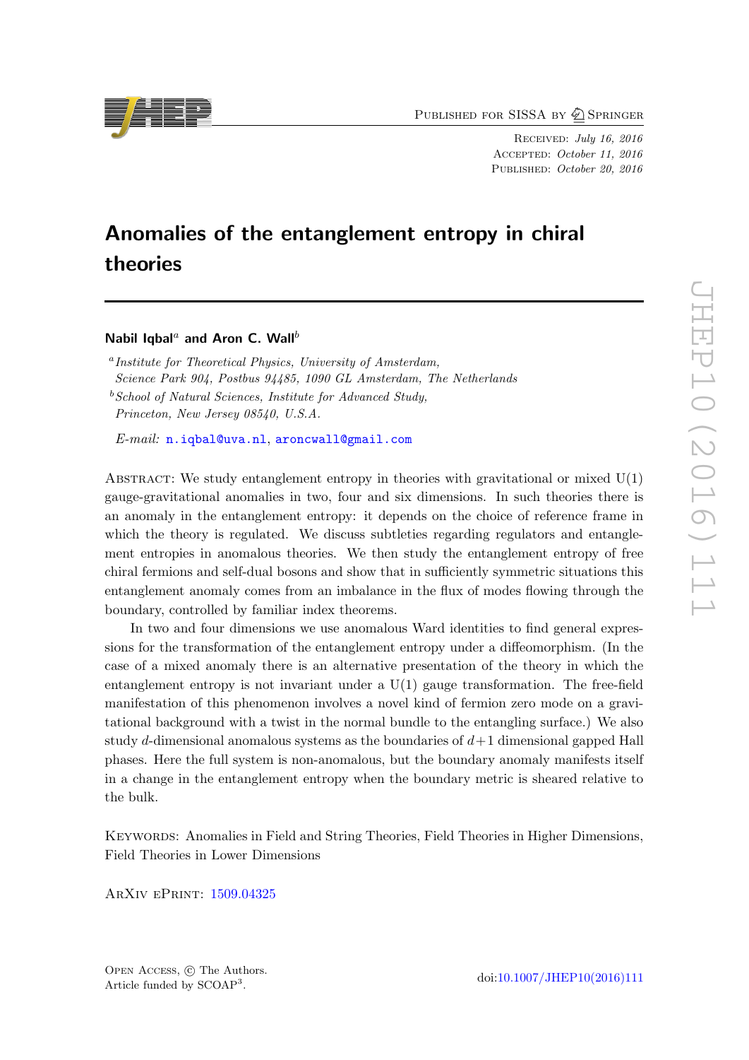# Anomalies of the entanglement entropy in chiral theories

**Nabil Iqbal**[a] **and Aron C. Wall**[b]

[a] *Institute for Theoretical Physics, University of Amsterdam, Science Park 904, Postbus 94485, 1090 GL Amsterdam, The Netherlands*

[b] *School of Natural Sciences, Institute for Advanced Study, Princeton, New Jersey 08540, U.S.A.*

*E-mail:* n.iqbal@uva.nl, aroncwall@gmail.com

Abstract: We study entanglement entropy in theories with gravitational or mixed U(1) gauge-gravitational anomalies in two, four and six dimensions. In such theories there is an anomaly in the entanglement entropy: it depends on the choice of reference frame in which the theory is regulated. We discuss subtleties regarding regulators and entanglement entropies in anomalous theories. We then study the entanglement entropy of free chiral fermions and self-dual bosons and show that in sufficiently symmetric situations this entanglement anomaly comes from an imbalance in the flux of modes flowing through the boundary, controlled by familiar index theorems.

In two and four dimensions we use anomalous Ward identities to find general expressions for the transformation of the entanglement entropy under a diffeomorphism. (In the case of a mixed anomaly there is an alternative presentation of the theory in which the entanglement entropy is not invariant under a U(1) gauge transformation. The free-field manifestation of this phenomenon involves a novel kind of fermion zero mode on a gravitational background with a twist in the normal bundle to the entangling surface.) We also study $d$-dimensional anomalous systems as the boundaries of $d+1$ dimensional gapped Hall phases. Here the full system is non-anomalous, but the boundary anomaly manifests itself in a change in the entanglement entropy when the boundary metric is sheared relative to the bulk.

Keywords: Anomalies in Field and String Theories, Field Theories in Higher Dimensions, Field Theories in Lower Dimensions

ArXiv ePrint: 1509.04325

Open Access, © The Authors.
Article funded by SCOAP³.

doi:10.1007/JHEP10(2016)111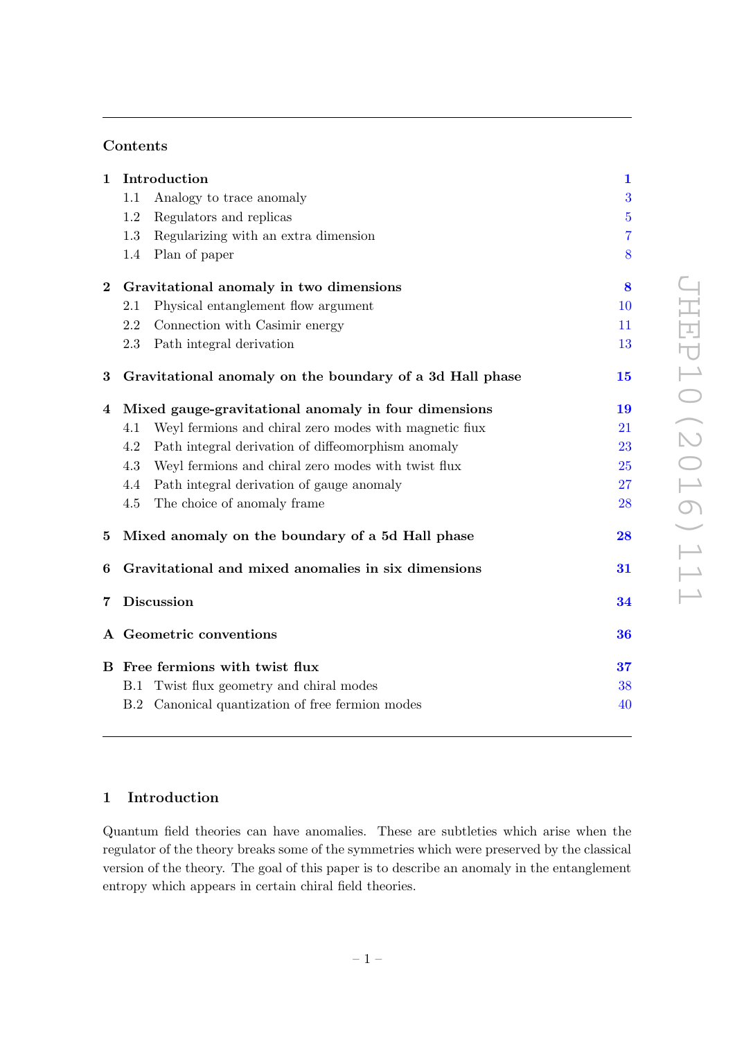## Contents

| | | |
|---|---|---|
| **1** | **Introduction** | **1** |
| | 1.1 Analogy to trace anomaly | 3 |
| | 1.2 Regulators and replicas | 5 |
| | 1.3 Regularizing with an extra dimension | 7 |
| | 1.4 Plan of paper | 8 |
| **2** | **Gravitational anomaly in two dimensions** | **8** |
| | 2.1 Physical entanglement flow argument | 10 |
| | 2.2 Connection with Casimir energy | 11 |
| | 2.3 Path integral derivation | 13 |
| **3** | **Gravitational anomaly on the boundary of a 3d Hall phase** | **15** |
| **4** | **Mixed gauge-gravitational anomaly in four dimensions** | **19** |
| | 4.1 Weyl fermions and chiral zero modes with magnetic flux | 21 |
| | 4.2 Path integral derivation of diffeomorphism anomaly | 23 |
| | 4.3 Weyl fermions and chiral zero modes with twist flux | 25 |
| | 4.4 Path integral derivation of gauge anomaly | 27 |
| | 4.5 The choice of anomaly frame | 28 |
| **5** | **Mixed anomaly on the boundary of a 5d Hall phase** | **28** |
| **6** | **Gravitational and mixed anomalies in six dimensions** | **31** |
| **7** | **Discussion** | **34** |
| **A** | **Geometric conventions** | **36** |
| **B** | **Free fermions with twist flux** | **37** |
| | B.1 Twist flux geometry and chiral modes | 38 |
| | B.2 Canonical quantization of free fermion modes | 40 |

## 1 Introduction

Quantum field theories can have anomalies. These are subtleties which arise when the regulator of the theory breaks some of the symmetries which were preserved by the classical version of the theory. The goal of this paper is to describe an anomaly in the entanglement entropy which appears in certain chiral field theories.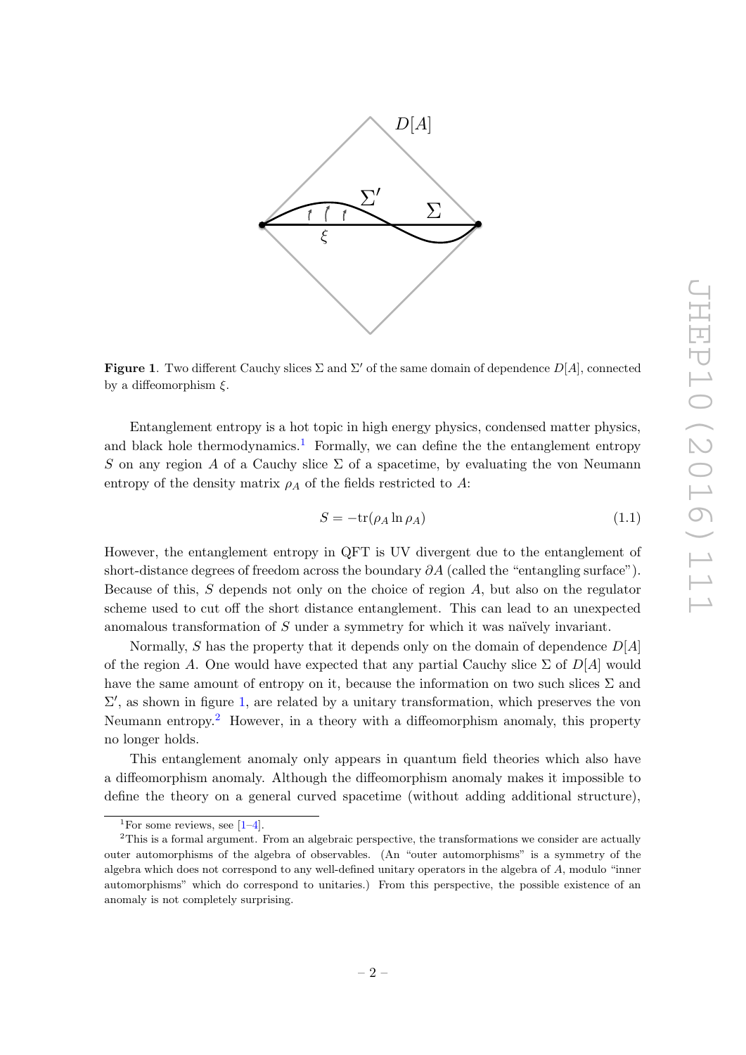**Figure 1**. Two different Cauchy slices $\Sigma$ and $\Sigma'$ of the same domain of dependence $D[A]$, connected by a diffeomorphism $\xi$.

Entanglement entropy is a hot topic in high energy physics, condensed matter physics, and black hole thermodynamics.[1] Formally, we can define the the entanglement entropy $S$ on any region $A$ of a Cauchy slice $\Sigma$ of a spacetime, by evaluating the von Neumann entropy of the density matrix $\rho_A$ of the fields restricted to $A$:

$$S = -\mathrm{tr}(\rho_A \ln \rho_A) \tag{1.1}$$

However, the entanglement entropy in QFT is UV divergent due to the entanglement of short-distance degrees of freedom across the boundary $\partial A$ (called the "entangling surface"). Because of this, $S$ depends not only on the choice of region $A$, but also on the regulator scheme used to cut off the short distance entanglement. This can lead to an unexpected anomalous transformation of $S$ under a symmetry for which it was naïvely invariant.

Normally, $S$ has the property that it depends only on the domain of dependence $D[A]$ of the region $A$. One would have expected that any partial Cauchy slice $\Sigma$ of $D[A]$ would have the same amount of entropy on it, because the information on two such slices $\Sigma$ and $\Sigma'$, as shown in figure 1, are related by a unitary transformation, which preserves the von Neumann entropy.[2] However, in a theory with a diffeomorphism anomaly, this property no longer holds.

This entanglement anomaly only appears in quantum field theories which also have a diffeomorphism anomaly. Although the diffeomorphism anomaly makes it impossible to define the theory on a general curved spacetime (without adding additional structure),

[1] For some reviews, see [1–4].

[2] This is a formal argument. From an algebraic perspective, the transformations we consider are actually outer automorphisms of the algebra of observables. (An "outer automorphisms" is a symmetry of the algebra which does not correspond to any well-defined unitary operators in the algebra of $A$, modulo "inner automorphisms" which do correspond to unitaries.) From this perspective, the possible existence of an anomaly is not completely surprising.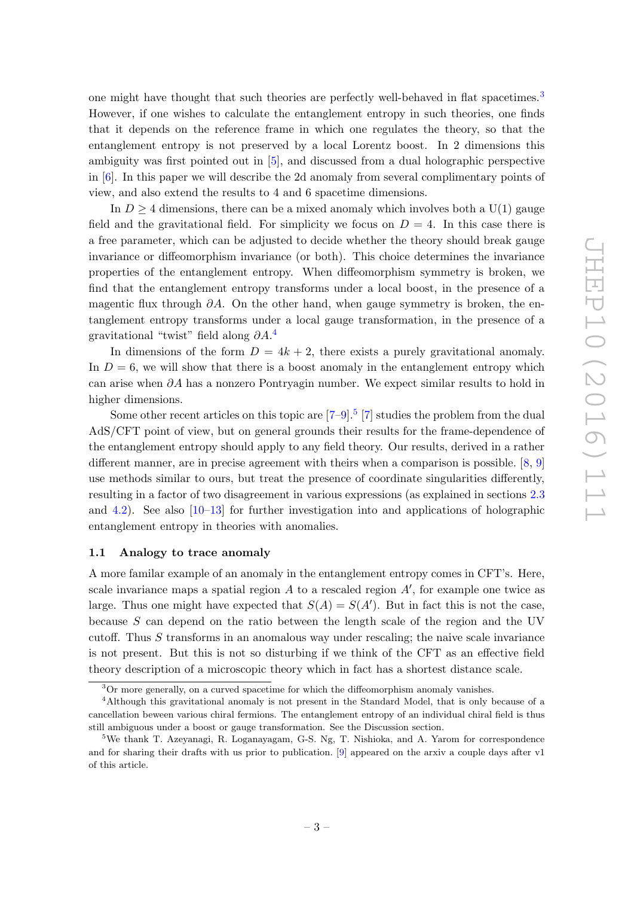one might have thought that such theories are perfectly well-behaved in flat spacetimes.[3] However, if one wishes to calculate the entanglement entropy in such theories, one finds that it depends on the reference frame in which one regulates the theory, so that the entanglement entropy is not preserved by a local Lorentz boost. In 2 dimensions this ambiguity was first pointed out in [5], and discussed from a dual holographic perspective in [6]. In this paper we will describe the 2d anomaly from several complimentary points of view, and also extend the results to 4 and 6 spacetime dimensions.

In $D \geq 4$ dimensions, there can be a mixed anomaly which involves both a U(1) gauge field and the gravitational field. For simplicity we focus on $D = 4$. In this case there is a free parameter, which can be adjusted to decide whether the theory should break gauge invariance or diffeomorphism invariance (or both). This choice determines the invariance properties of the entanglement entropy. When diffeomorphism symmetry is broken, we find that the entanglement entropy transforms under a local boost, in the presence of a magentic flux through $\partial A$. On the other hand, when gauge symmetry is broken, the entanglement entropy transforms under a local gauge transformation, in the presence of a gravitational "twist" field along $\partial A$.[4]

In dimensions of the form $D = 4k + 2$, there exists a purely gravitational anomaly. In $D = 6$, we will show that there is a boost anomaly in the entanglement entropy which can arise when $\partial A$ has a nonzero Pontryagin number. We expect similar results to hold in higher dimensions.

Some other recent articles on this topic are [7–9].[5] [7] studies the problem from the dual AdS/CFT point of view, but on general grounds their results for the frame-dependence of the entanglement entropy should apply to any field theory. Our results, derived in a rather different manner, are in precise agreement with theirs when a comparison is possible. [8, 9] use methods similar to ours, but treat the presence of coordinate singularities differently, resulting in a factor of two disagreement in various expressions (as explained in sections 2.3 and 4.2). See also [10–13] for further investigation into and applications of holographic entanglement entropy in theories with anomalies.

### 1.1 Analogy to trace anomaly

A more familar example of an anomaly in the entanglement entropy comes in CFT's. Here, scale invariance maps a spatial region $A$ to a rescaled region $A'$, for example one twice as large. Thus one might have expected that $S(A) = S(A')$. But in fact this is not the case, because $S$ can depend on the ratio between the length scale of the region and the UV cutoff. Thus $S$ transforms in an anomalous way under rescaling; the naive scale invariance is not present. But this is not so disturbing if we think of the CFT as an effective field theory description of a microscopic theory which in fact has a shortest distance scale.

---

[3] Or more generally, on a curved spacetime for which the diffeomorphism anomaly vanishes.

[4] Although this gravitational anomaly is not present in the Standard Model, that is only because of a cancellation beween various chiral fermions. The entanglement entropy of an individual chiral field is thus still ambiguous under a boost or gauge transformation. See the Discussion section.

[5] We thank T. Azeyanagi, R. Loganayagam, G-S. Ng, T. Nishioka, and A. Yarom for correspondence and for sharing their drafts with us prior to publication. [9] appeared on the arxiv a couple days after v1 of this article.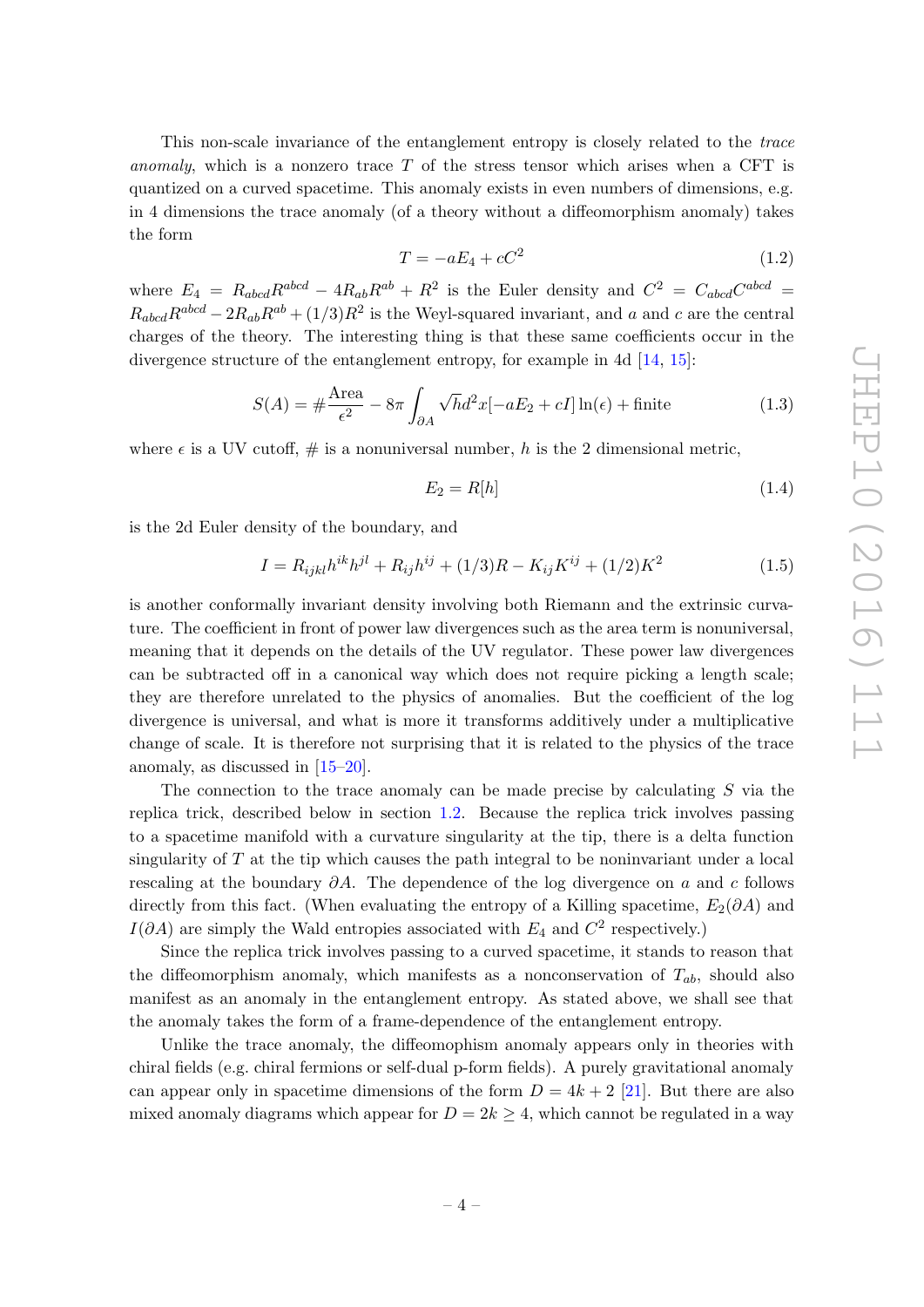This non-scale invariance of the entanglement entropy is closely related to the *trace anomaly*, which is a nonzero trace $T$ of the stress tensor which arises when a CFT is quantized on a curved spacetime. This anomaly exists in even numbers of dimensions, e.g. in 4 dimensions the trace anomaly (of a theory without a diffeomorphism anomaly) takes the form

$$T = -aE_4 + cC^2 \tag{1.2}$$

where $E_4 = R_{abcd}R^{abcd} - 4R_{ab}R^{ab} + R^2$ is the Euler density and $C^2 = C_{abcd}C^{abcd} = R_{abcd}R^{abcd} - 2R_{ab}R^{ab} + (1/3)R^2$ is the Weyl-squared invariant, and $a$ and $c$ are the central charges of the theory. The interesting thing is that these same coefficients occur in the divergence structure of the entanglement entropy, for example in 4d [14, 15]:

$$S(A) = \# \frac{\text{Area}}{\epsilon^2} - 8\pi \int_{\partial A} \sqrt{h} d^2x [-aE_2 + cI] \ln(\epsilon) + \text{finite} \tag{1.3}$$

where $\epsilon$ is a UV cutoff, $\#$ is a nonuniversal number, $h$ is the 2 dimensional metric,

$$E_2 = R[h] \tag{1.4}$$

is the 2d Euler density of the boundary, and

$$I = R_{ijkl}h^{ik}h^{jl} + R_{ij}h^{ij} + (1/3)R - K_{ij}K^{ij} + (1/2)K^2 \tag{1.5}$$

is another conformally invariant density involving both Riemann and the extrinsic curvature. The coefficient in front of power law divergences such as the area term is nonuniversal, meaning that it depends on the details of the UV regulator. These power law divergences can be subtracted off in a canonical way which does not require picking a length scale; they are therefore unrelated to the physics of anomalies. But the coefficient of the log divergence is universal, and what is more it transforms additively under a multiplicative change of scale. It is therefore not surprising that it is related to the physics of the trace anomaly, as discussed in [15–20].

The connection to the trace anomaly can be made precise by calculating $S$ via the replica trick, described below in section 1.2. Because the replica trick involves passing to a spacetime manifold with a curvature singularity at the tip, there is a delta function singularity of $T$ at the tip which causes the path integral to be noninvariant under a local rescaling at the boundary $\partial A$. The dependence of the log divergence on $a$ and $c$ follows directly from this fact. (When evaluating the entropy of a Killing spacetime, $E_2(\partial A)$ and $I(\partial A)$ are simply the Wald entropies associated with $E_4$ and $C^2$ respectively.)

Since the replica trick involves passing to a curved spacetime, it stands to reason that the diffeomorphism anomaly, which manifests as a nonconservation of $T_{ab}$, should also manifest as an anomaly in the entanglement entropy. As stated above, we shall see that the anomaly takes the form of a frame-dependence of the entanglement entropy.

Unlike the trace anomaly, the diffeomophism anomaly appears only in theories with chiral fields (e.g. chiral fermions or self-dual p-form fields). A purely gravitational anomaly can appear only in spacetime dimensions of the form $D = 4k + 2$ [21]. But there are also mixed anomaly diagrams which appear for $D = 2k \geq 4$, which cannot be regulated in a way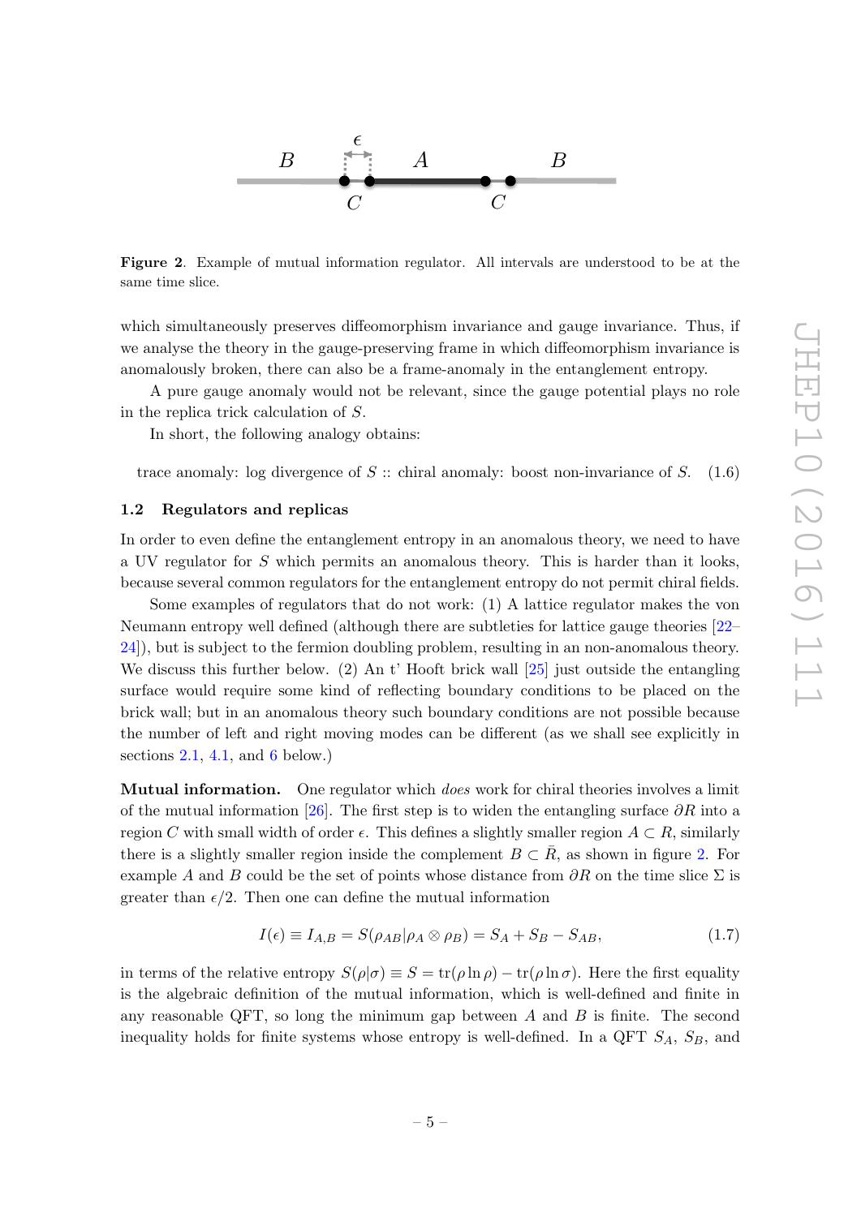**Figure 2**. Example of mutual information regulator. All intervals are understood to be at the same time slice.

which simultaneously preserves diffeomorphism invariance and gauge invariance. Thus, if we analyse the theory in the gauge-preserving frame in which diffeomorphism invariance is anomalously broken, there can also be a frame-anomaly in the entanglement entropy.

A pure gauge anomaly would not be relevant, since the gauge potential plays no role in the replica trick calculation of $S$.

In short, the following analogy obtains:

$$\text{trace anomaly: log divergence of } S :: \text{chiral anomaly: boost non-invariance of } S. \tag{1.6}$$

### 1.2 Regulators and replicas

In order to even define the entanglement entropy in an anomalous theory, we need to have a UV regulator for $S$ which permits an anomalous theory. This is harder than it looks, because several common regulators for the entanglement entropy do not permit chiral fields.

Some examples of regulators that do not work: (1) A lattice regulator makes the von Neumann entropy well defined (although there are subtleties for lattice gauge theories [22–24]), but is subject to the fermion doubling problem, resulting in an non-anomalous theory. We discuss this further below. (2) An t' Hooft brick wall [25] just outside the entangling surface would require some kind of reflecting boundary conditions to be placed on the brick wall; but in an anomalous theory such boundary conditions are not possible because the number of left and right moving modes can be different (as we shall see explicitly in sections 2.1, 4.1, and 6 below.)

**Mutual information.** One regulator which *does* work for chiral theories involves a limit of the mutual information [26]. The first step is to widen the entangling surface $\partial R$ into a region $C$ with small width of order $\epsilon$. This defines a slightly smaller region $A \subset R$, similarly there is a slightly smaller region inside the complement $B \subset \bar{R}$, as shown in figure 2. For example $A$ and $B$ could be the set of points whose distance from $\partial R$ on the time slice $\Sigma$ is greater than $\epsilon/2$. Then one can define the mutual information

$$I(\epsilon) \equiv I_{A,B} = S(\rho_{AB} | \rho_A \otimes \rho_B) = S_A + S_B - S_{AB}, \tag{1.7}$$

in terms of the relative entropy $S(\rho|\sigma) \equiv S = \mathrm{tr}(\rho \ln \rho) - \mathrm{tr}(\rho \ln \sigma)$. Here the first equality is the algebraic definition of the mutual information, which is well-defined and finite in any reasonable QFT, so long the minimum gap between $A$ and $B$ is finite. The second inequality holds for finite systems whose entropy is well-defined. In a QFT $S_A$, $S_B$, and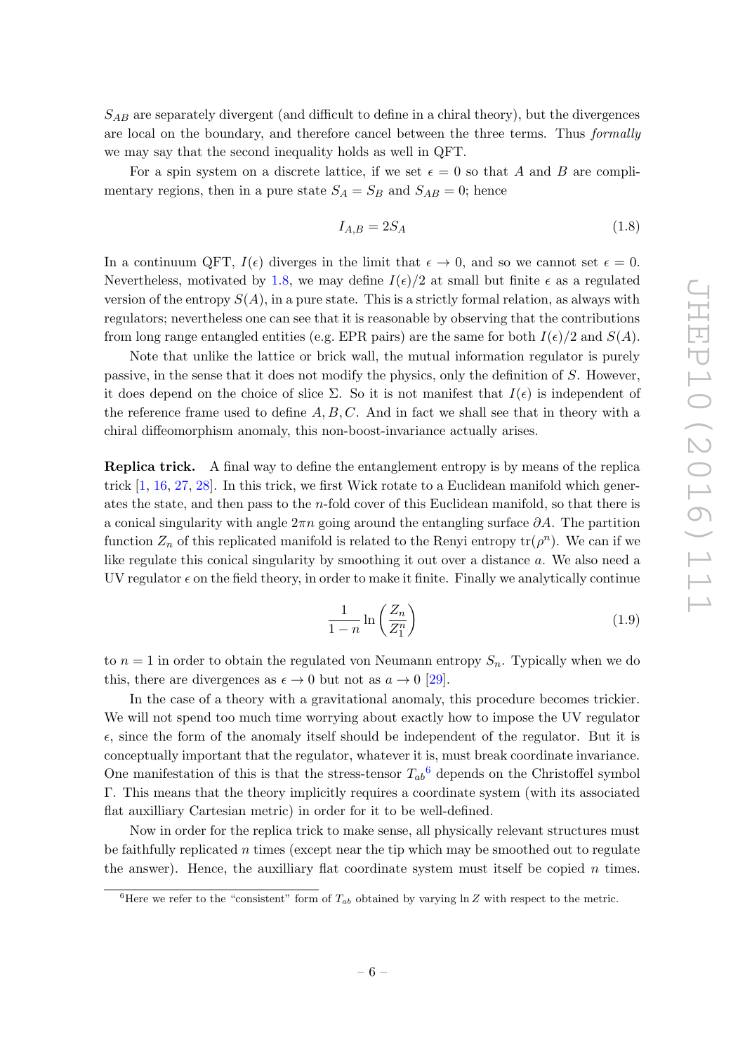$S_{AB}$ are separately divergent (and difficult to define in a chiral theory), but the divergences are local on the boundary, and therefore cancel between the three terms. Thus *formally* we may say that the second inequality holds as well in QFT.

For a spin system on a discrete lattice, if we set $\epsilon = 0$ so that $A$ and $B$ are complimentary regions, then in a pure state $S_A = S_B$ and $S_{AB} = 0$; hence

$$I_{A,B} = 2S_A \tag{1.8}$$

In a continuum QFT, $I(\epsilon)$ diverges in the limit that $\epsilon \to 0$, and so we cannot set $\epsilon = 0$. Nevertheless, motivated by 1.8, we may define $I(\epsilon)/2$ at small but finite $\epsilon$ as a regulated version of the entropy $S(A)$, in a pure state. This is a strictly formal relation, as always with regulators; nevertheless one can see that it is reasonable by observing that the contributions from long range entangled entities (e.g. EPR pairs) are the same for both $I(\epsilon)/2$ and $S(A)$.

Note that unlike the lattice or brick wall, the mutual information regulator is purely passive, in the sense that it does not modify the physics, only the definition of $S$. However, it does depend on the choice of slice $\Sigma$. So it is not manifest that $I(\epsilon)$ is independent of the reference frame used to define $A, B, C$. And in fact we shall see that in theory with a chiral diffeomorphism anomaly, this non-boost-invariance actually arises.

**Replica trick.** A final way to define the entanglement entropy is by means of the replica trick [1, 16, 27, 28]. In this trick, we first Wick rotate to a Euclidean manifold which generates the state, and then pass to the $n$-fold cover of this Euclidean manifold, so that there is a conical singularity with angle $2\pi n$ going around the entangling surface $\partial A$. The partition function $Z_n$ of this replicated manifold is related to the Renyi entropy $\mathrm{tr}(\rho^n)$. We can if we like regulate this conical singularity by smoothing it out over a distance $a$. We also need a UV regulator $\epsilon$ on the field theory, in order to make it finite. Finally we analytically continue

$$\frac{1}{1-n} \ln \left( \frac{Z_n}{Z_1^n} \right) \tag{1.9}$$

to $n = 1$ in order to obtain the regulated von Neumann entropy $S_n$. Typically when we do this, there are divergences as $\epsilon \to 0$ but not as $a \to 0$ [29].

In the case of a theory with a gravitational anomaly, this procedure becomes trickier. We will not spend too much time worrying about exactly how to impose the UV regulator $\epsilon$, since the form of the anomaly itself should be independent of the regulator. But it is conceptually important that the regulator, whatever it is, must break coordinate invariance. One manifestation of this is that the stress-tensor $T_{ab}$[6] depends on the Christoffel symbol $\Gamma$. This means that the theory implicitly requires a coordinate system (with its associated flat auxilliary Cartesian metric) in order for it to be well-defined.

Now in order for the replica trick to make sense, all physically relevant structures must be faithfully replicated $n$ times (except near the tip which may be smoothed out to regulate the answer). Hence, the auxilliary flat coordinate system must itself be copied $n$ times.

[6] Here we refer to the "consistent" form of $T_{ab}$ obtained by varying $\ln Z$ with respect to the metric.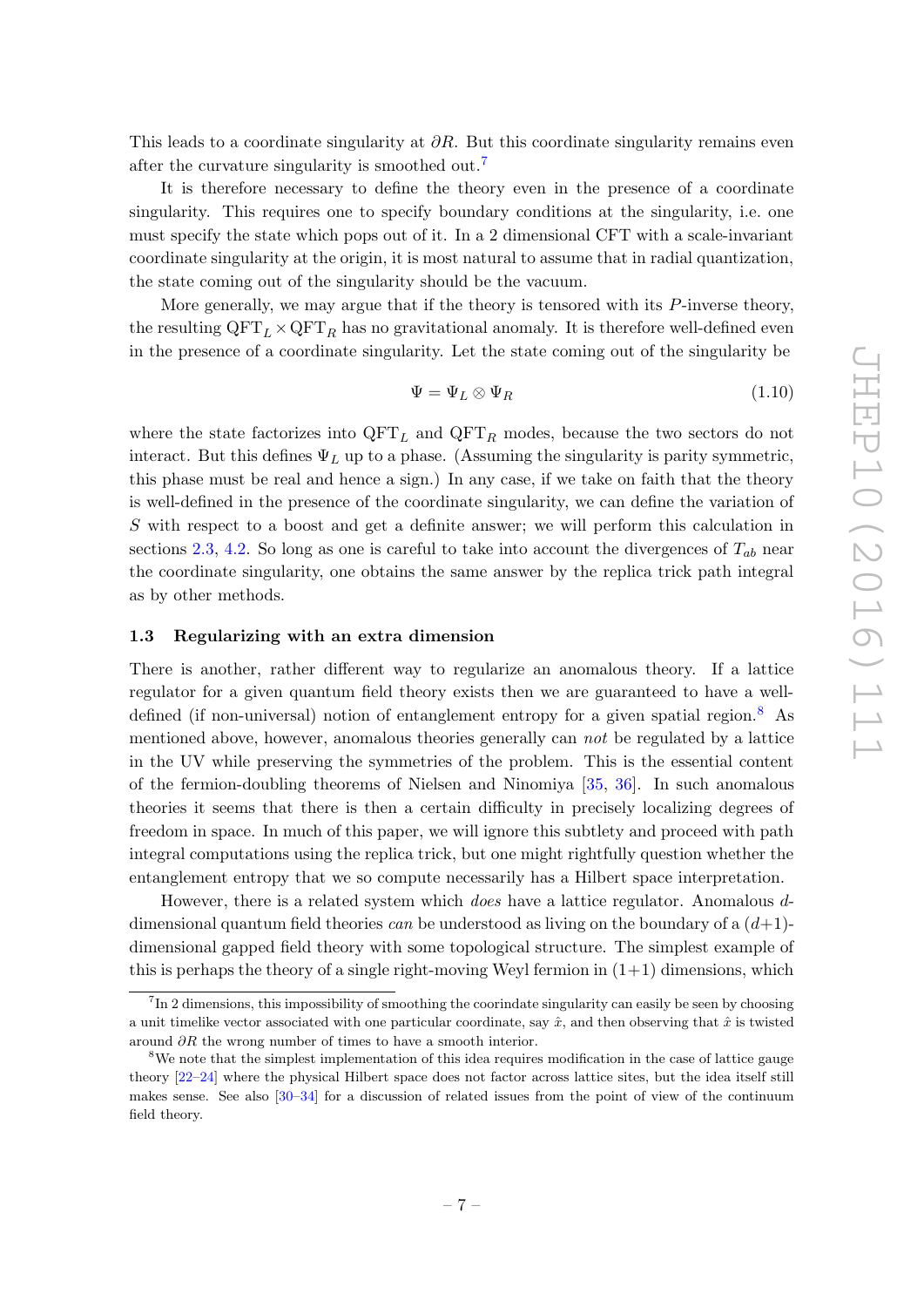This leads to a coordinate singularity at $\partial R$. But this coordinate singularity remains even after the curvature singularity is smoothed out.[7]

It is therefore necessary to define the theory even in the presence of a coordinate singularity. This requires one to specify boundary conditions at the singularity, i.e. one must specify the state which pops out of it. In a 2 dimensional CFT with a scale-invariant coordinate singularity at the origin, it is most natural to assume that in radial quantization, the state coming out of the singularity should be the vacuum.

More generally, we may argue that if the theory is tensored with its $P$-inverse theory, the resulting $\mathrm{QFT}_L \times \mathrm{QFT}_R$ has no gravitational anomaly. It is therefore well-defined even in the presence of a coordinate singularity. Let the state coming out of the singularity be

$$\Psi = \Psi_L \otimes \Psi_R \tag{1.10}$$

where the state factorizes into $\mathrm{QFT}_L$ and $\mathrm{QFT}_R$ modes, because the two sectors do not interact. But this defines $\Psi_L$ up to a phase. (Assuming the singularity is parity symmetric, this phase must be real and hence a sign.) In any case, if we take on faith that the theory is well-defined in the presence of the coordinate singularity, we can define the variation of $S$ with respect to a boost and get a definite answer; we will perform this calculation in sections 2.3, 4.2. So long as one is careful to take into account the divergences of $T_{ab}$ near the coordinate singularity, one obtains the same answer by the replica trick path integral as by other methods.

### 1.3 Regularizing with an extra dimension

There is another, rather different way to regularize an anomalous theory. If a lattice regulator for a given quantum field theory exists then we are guaranteed to have a well-defined (if non-universal) notion of entanglement entropy for a given spatial region.[8] As mentioned above, however, anomalous theories generally can *not* be regulated by a lattice in the UV while preserving the symmetries of the problem. This is the essential content of the fermion-doubling theorems of Nielsen and Ninomiya [35, 36]. In such anomalous theories it seems that there is then a certain difficulty in precisely localizing degrees of freedom in space. In much of this paper, we will ignore this subtlety and proceed with path integral computations using the replica trick, but one might rightfully question whether the entanglement entropy that we so compute necessarily has a Hilbert space interpretation.

However, there is a related system which *does* have a lattice regulator. Anomalous $d$-dimensional quantum field theories *can* be understood as living on the boundary of a $(d+1)$-dimensional gapped field theory with some topological structure. The simplest example of this is perhaps the theory of a single right-moving Weyl fermion in $(1+1)$ dimensions, which

---

[7] In 2 dimensions, this impossibility of smoothing the coorindate singularity can easily be seen by choosing a unit timelike vector associated with one particular coordinate, say $\hat{x}$, and then observing that $\hat{x}$ is twisted around $\partial R$ the wrong number of times to have a smooth interior.

[8] We note that the simplest implementation of this idea requires modification in the case of lattice gauge theory [22–24] where the physical Hilbert space does not factor across lattice sites, but the idea itself still makes sense. See also [30–34] for a discussion of related issues from the point of view of the continuum field theory.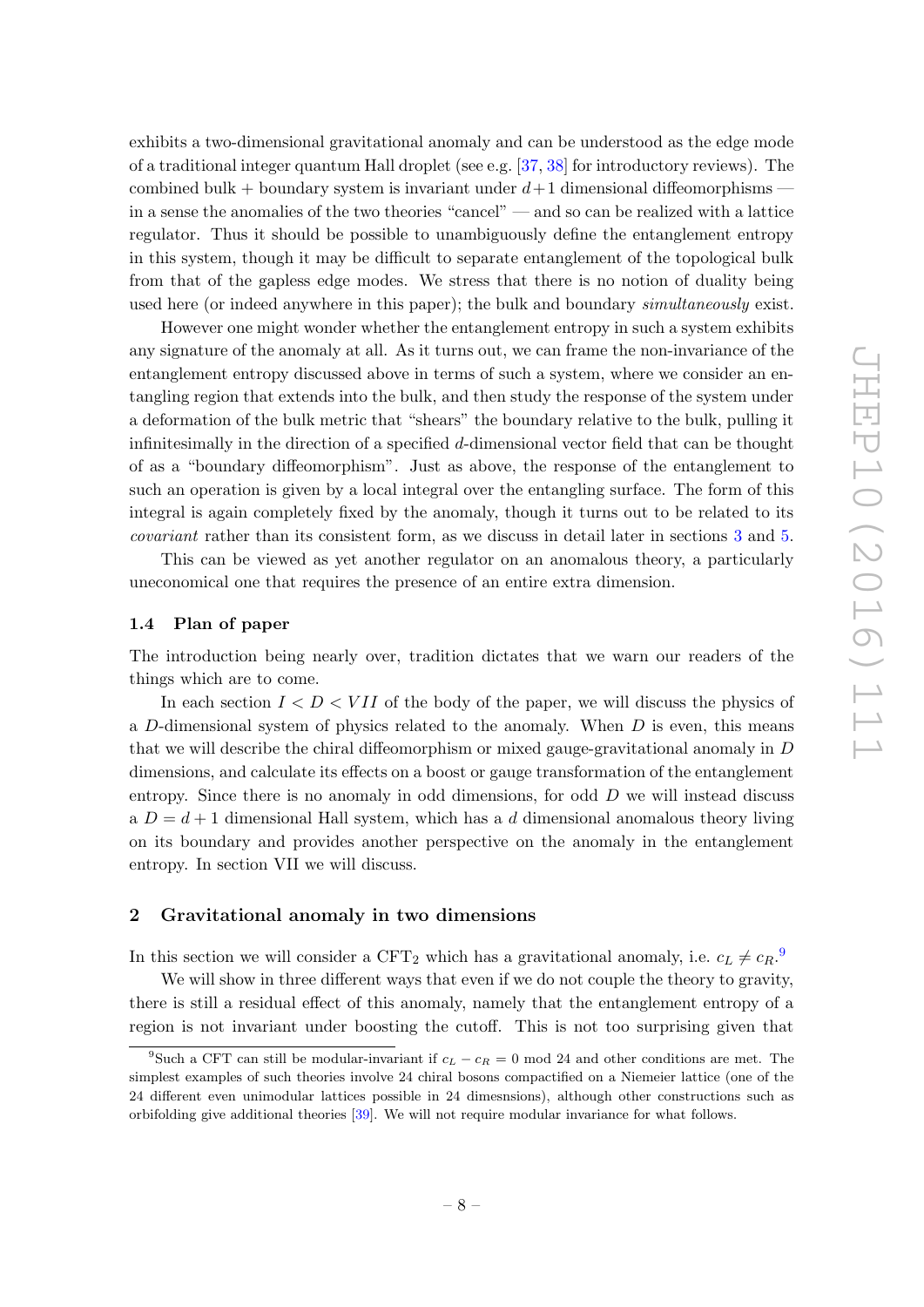exhibits a two-dimensional gravitational anomaly and can be understood as the edge mode of a traditional integer quantum Hall droplet (see e.g. [37, 38] for introductory reviews). The combined bulk + boundary system is invariant under $d+1$ dimensional diffeomorphisms — in a sense the anomalies of the two theories "cancel" — and so can be realized with a lattice regulator. Thus it should be possible to unambiguously define the entanglement entropy in this system, though it may be difficult to separate entanglement of the topological bulk from that of the gapless edge modes. We stress that there is no notion of duality being used here (or indeed anywhere in this paper); the bulk and boundary *simultaneously* exist.

However one might wonder whether the entanglement entropy in such a system exhibits any signature of the anomaly at all. As it turns out, we can frame the non-invariance of the entanglement entropy discussed above in terms of such a system, where we consider an entangling region that extends into the bulk, and then study the response of the system under a deformation of the bulk metric that "shears" the boundary relative to the bulk, pulling it infinitesimally in the direction of a specified $d$-dimensional vector field that can be thought of as a "boundary diffeomorphism". Just as above, the response of the entanglement to such an operation is given by a local integral over the entangling surface. The form of this integral is again completely fixed by the anomaly, though it turns out to be related to its *covariant* rather than its consistent form, as we discuss in detail later in sections 3 and 5.

This can be viewed as yet another regulator on an anomalous theory, a particularly uneconomical one that requires the presence of an entire extra dimension.

### 1.4 Plan of paper

The introduction being nearly over, tradition dictates that we warn our readers of the things which are to come.

In each section $I < D < VII$ of the body of the paper, we will discuss the physics of a $D$-dimensional system of physics related to the anomaly. When $D$ is even, this means that we will describe the chiral diffeomorphism or mixed gauge-gravitational anomaly in $D$ dimensions, and calculate its effects on a boost or gauge transformation of the entanglement entropy. Since there is no anomaly in odd dimensions, for odd $D$ we will instead discuss a $D = d+1$ dimensional Hall system, which has a $d$ dimensional anomalous theory living on its boundary and provides another perspective on the anomaly in the entanglement entropy. In section VII we will discuss.

## 2 Gravitational anomaly in two dimensions

In this section we will consider a CFT$_2$ which has a gravitational anomaly, i.e. $c_L \neq c_R$.[9]

We will show in three different ways that even if we do not couple the theory to gravity, there is still a residual effect of this anomaly, namely that the entanglement entropy of a region is not invariant under boosting the cutoff. This is not too surprising given that

[9] Such a CFT can still be modular-invariant if $c_L - c_R = 0 \bmod 24$ and other conditions are met. The simplest examples of such theories involve 24 chiral bosons compactified on a Niemeier lattice (one of the 24 different even unimodular lattices possible in 24 dimesnsions), although other constructions such as orbifolding give additional theories [39]. We will not require modular invariance for what follows.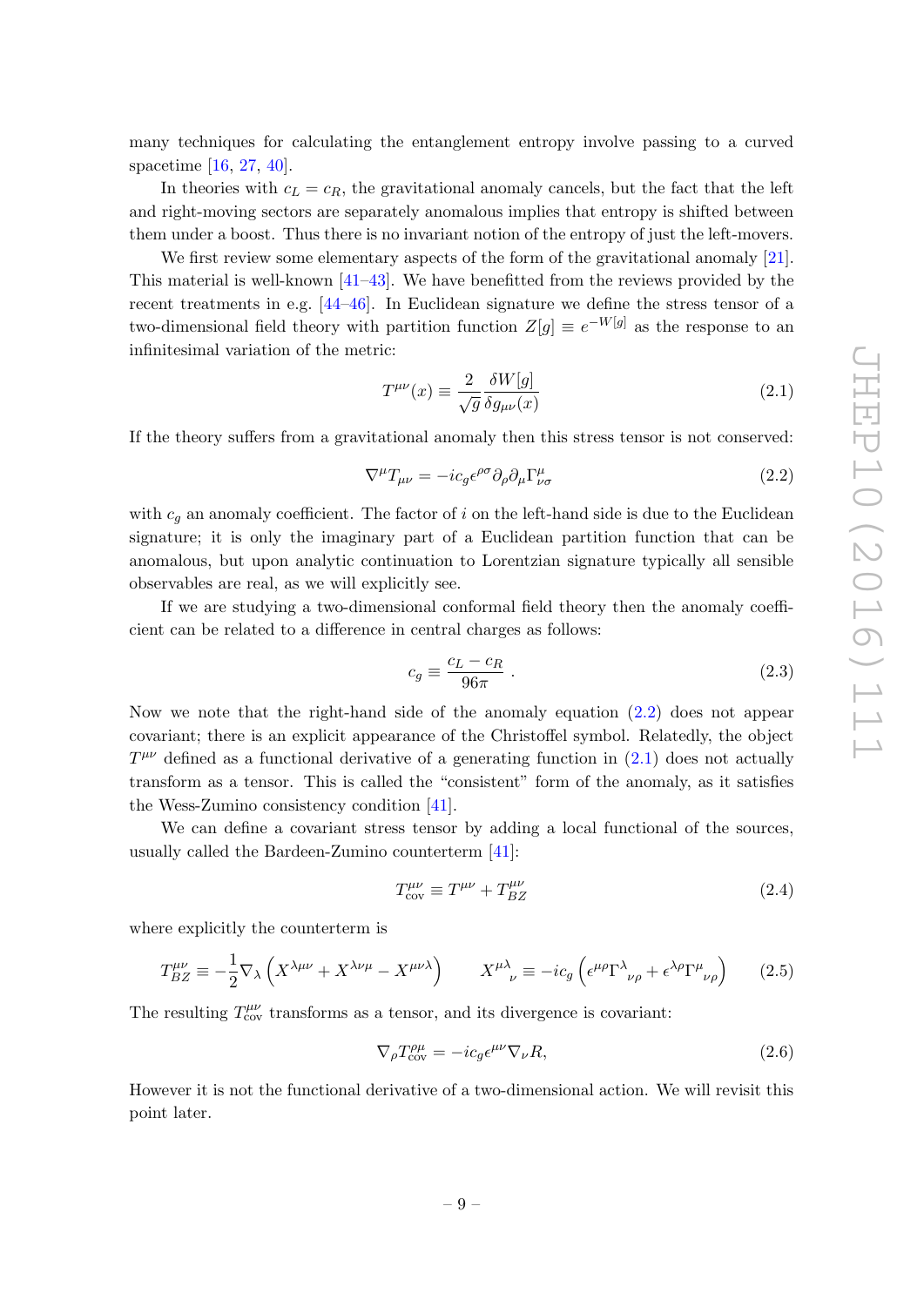many techniques for calculating the entanglement entropy involve passing to a curved spacetime [16, 27, 40].

In theories with $c_L = c_R$, the gravitational anomaly cancels, but the fact that the left and right-moving sectors are separately anomalous implies that entropy is shifted between them under a boost. Thus there is no invariant notion of the entropy of just the left-movers.

We first review some elementary aspects of the form of the gravitational anomaly [21]. This material is well-known [41–43]. We have benefitted from the reviews provided by the recent treatments in e.g. [44–46]. In Euclidean signature we define the stress tensor of a two-dimensional field theory with partition function $Z[g] \equiv e^{-W[g]}$ as the response to an infinitesimal variation of the metric:

$$T^{\mu\nu}(x) \equiv \frac{2}{\sqrt{g}} \frac{\delta W[g]}{\delta g_{\mu\nu}(x)} \tag{2.1}$$

If the theory suffers from a gravitational anomaly then this stress tensor is not conserved:

$$\nabla^\mu T_{\mu\nu} = -i c_g \epsilon^{\rho\sigma} \partial_\rho \partial_\mu \Gamma^\mu_{\nu\sigma} \tag{2.2}$$

with $c_g$ an anomaly coefficient. The factor of $i$ on the left-hand side is due to the Euclidean signature; it is only the imaginary part of a Euclidean partition function that can be anomalous, but upon analytic continuation to Lorentzian signature typically all sensible observables are real, as we will explicitly see.

If we are studying a two-dimensional conformal field theory then the anomaly coefficient can be related to a difference in central charges as follows:

$$c_g \equiv \frac{c_L - c_R}{96\pi} \ . \tag{2.3}$$

Now we note that the right-hand side of the anomaly equation (2.2) does not appear covariant; there is an explicit appearance of the Christoffel symbol. Relatedly, the object $T^{\mu\nu}$ defined as a functional derivative of a generating function in (2.1) does not actually transform as a tensor. This is called the "consistent" form of the anomaly, as it satisfies the Wess-Zumino consistency condition [41].

We can define a covariant stress tensor by adding a local functional of the sources, usually called the Bardeen-Zumino counterterm [41]:

$$T^{\mu\nu}_{\rm cov} \equiv T^{\mu\nu} + T^{\mu\nu}_{BZ} \tag{2.4}$$

where explicitly the counterterm is

$$T^{\mu\nu}_{BZ} \equiv -\frac{1}{2} \nabla_\lambda \left( X^{\lambda\mu\nu} + X^{\lambda\nu\mu} - X^{\mu\nu\lambda} \right) \qquad X^{\mu\lambda}{}_{\nu} \equiv -i c_g \left( \epsilon^{\mu\rho} \Gamma^\lambda{}_{\nu\rho} + \epsilon^{\lambda\rho} \Gamma^\mu{}_{\nu\rho} \right) \tag{2.5}$$

The resulting $T^{\mu\nu}_{\rm cov}$ transforms as a tensor, and its divergence is covariant:

$$\nabla_\rho T^{\rho\mu}_{\rm cov} = -i c_g \epsilon^{\mu\nu} \nabla_\nu R, \tag{2.6}$$

However it is not the functional derivative of a two-dimensional action. We will revisit this point later.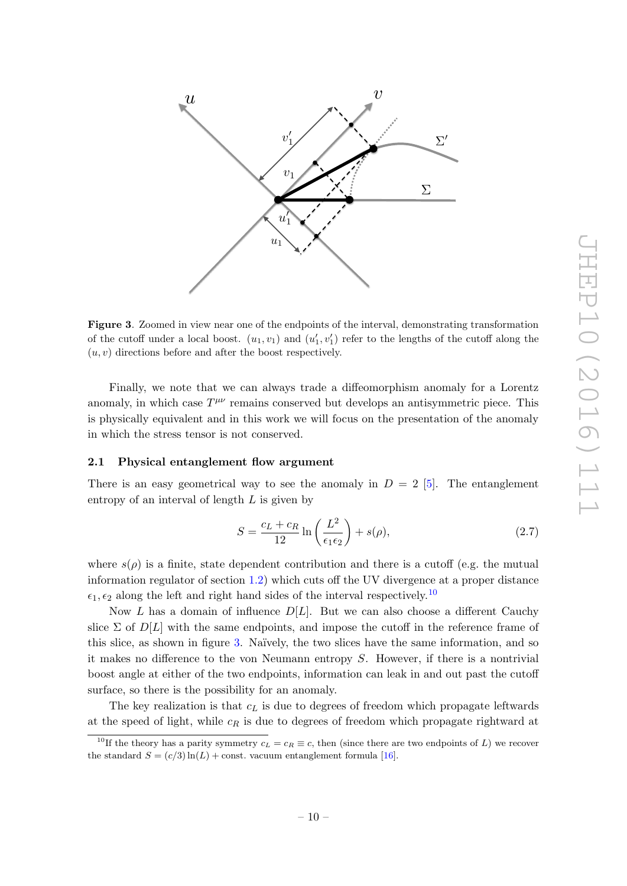**Figure 3**. Zoomed in view near one of the endpoints of the interval, demonstrating transformation of the cutoff under a local boost. $(u_1, v_1)$ and $(u_1', v_1')$ refer to the lengths of the cutoff along the $(u, v)$ directions before and after the boost respectively.

Finally, we note that we can always trade a diffeomorphism anomaly for a Lorentz anomaly, in which case $T^{\mu\nu}$ remains conserved but develops an antisymmetric piece. This is physically equivalent and in this work we will focus on the presentation of the anomaly in which the stress tensor is not conserved.

### 2.1 Physical entanglement flow argument

There is an easy geometrical way to see the anomaly in $D = 2$ [5]. The entanglement entropy of an interval of length $L$ is given by

$$S = \frac{c_L + c_R}{12} \ln\left(\frac{L^2}{\epsilon_1 \epsilon_2}\right) + s(\rho), \tag{2.7}$$

where $s(\rho)$ is a finite, state dependent contribution and there is a cutoff (e.g. the mutual information regulator of section 1.2) which cuts off the UV divergence at a proper distance $\epsilon_1, \epsilon_2$ along the left and right hand sides of the interval respectively.[10]

Now $L$ has a domain of influence $D[L]$. But we can also choose a different Cauchy slice $\Sigma$ of $D[L]$ with the same endpoints, and impose the cutoff in the reference frame of this slice, as shown in figure 3. Naïvely, the two slices have the same information, and so it makes no difference to the von Neumann entropy $S$. However, if there is a nontrivial boost angle at either of the two endpoints, information can leak in and out past the cutoff surface, so there is the possibility for an anomaly.

The key realization is that $c_L$ is due to degrees of freedom which propagate leftwards at the speed of light, while $c_R$ is due to degrees of freedom which propagate rightward at

[10] If the theory has a parity symmetry $c_L = c_R \equiv c$, then (since there are two endpoints of $L$) we recover the standard $S = (c/3)\ln(L) + \text{const.}$ vacuum entanglement formula [16].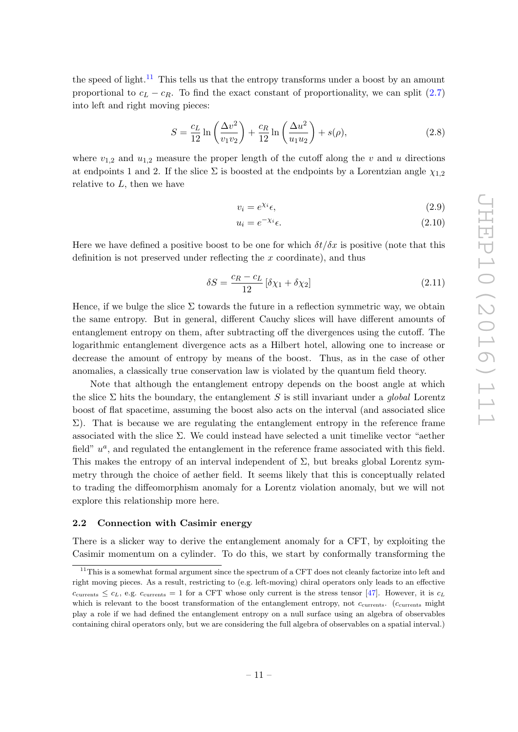the speed of light.[11] This tells us that the entropy transforms under a boost by an amount proportional to $c_L - c_R$. To find the exact constant of proportionality, we can split (2.7) into left and right moving pieces:

$$S = \frac{c_L}{12} \ln \left( \frac{\Delta v^2}{v_1 v_2} \right) + \frac{c_R}{12} \ln \left( \frac{\Delta u^2}{u_1 u_2} \right) + s(\rho), \tag{2.8}$$

where $v_{1,2}$ and $u_{1,2}$ measure the proper length of the cutoff along the $v$ and $u$ directions at endpoints 1 and 2. If the slice $\Sigma$ is boosted at the endpoints by a Lorentzian angle $\chi_{1,2}$ relative to $L$, then we have

$$v_i = e^{\chi_i} \epsilon, \tag{2.9}$$

$$u_i = e^{-\chi_i} \epsilon. \tag{2.10}$$

Here we have defined a positive boost to be one for which $\delta t/\delta x$ is positive (note that this definition is not preserved under reflecting the $x$ coordinate), and thus

$$\delta S = \frac{c_R - c_L}{12} \left[ \delta\chi_1 + \delta\chi_2 \right] \tag{2.11}$$

Hence, if we bulge the slice $\Sigma$ towards the future in a reflection symmetric way, we obtain the same entropy. But in general, different Cauchy slices will have different amounts of entanglement entropy on them, after subtracting off the divergences using the cutoff. The logarithmic entanglement divergence acts as a Hilbert hotel, allowing one to increase or decrease the amount of entropy by means of the boost. Thus, as in the case of other anomalies, a classically true conservation law is violated by the quantum field theory.

Note that although the entanglement entropy depends on the boost angle at which the slice $\Sigma$ hits the boundary, the entanglement $S$ is still invariant under a *global* Lorentz boost of flat spacetime, assuming the boost also acts on the interval (and associated slice $\Sigma$). That is because we are regulating the entanglement entropy in the reference frame associated with the slice $\Sigma$. We could instead have selected a unit timelike vector "aether field" $u^a$, and regulated the entanglement in the reference frame associated with this field. This makes the entropy of an interval independent of $\Sigma$, but breaks global Lorentz symmetry through the choice of aether field. It seems likely that this is conceptually related to trading the diffeomorphism anomaly for a Lorentz violation anomaly, but we will not explore this relationship more here.

## 2.2 Connection with Casimir energy

There is a slicker way to derive the entanglement anomaly for a CFT, by exploiting the Casimir momentum on a cylinder. To do this, we start by conformally transforming the

[11] This is a somewhat formal argument since the spectrum of a CFT does not cleanly factorize into left and right moving pieces. As a result, restricting to (e.g. left-moving) chiral operators only leads to an effective $c_{\text{currents}} \leq c_L$, e.g. $c_{\text{currents}} = 1$ for a CFT whose only current is the stress tensor [47]. However, it is $c_L$ which is relevant to the boost transformation of the entanglement entropy, not $c_{\text{currents}}$. ($c_{\text{currents}}$ might play a role if we had defined the entanglement entropy on a null surface using an algebra of observables containing chiral operators only, but we are considering the full algebra of observables on a spatial interval.)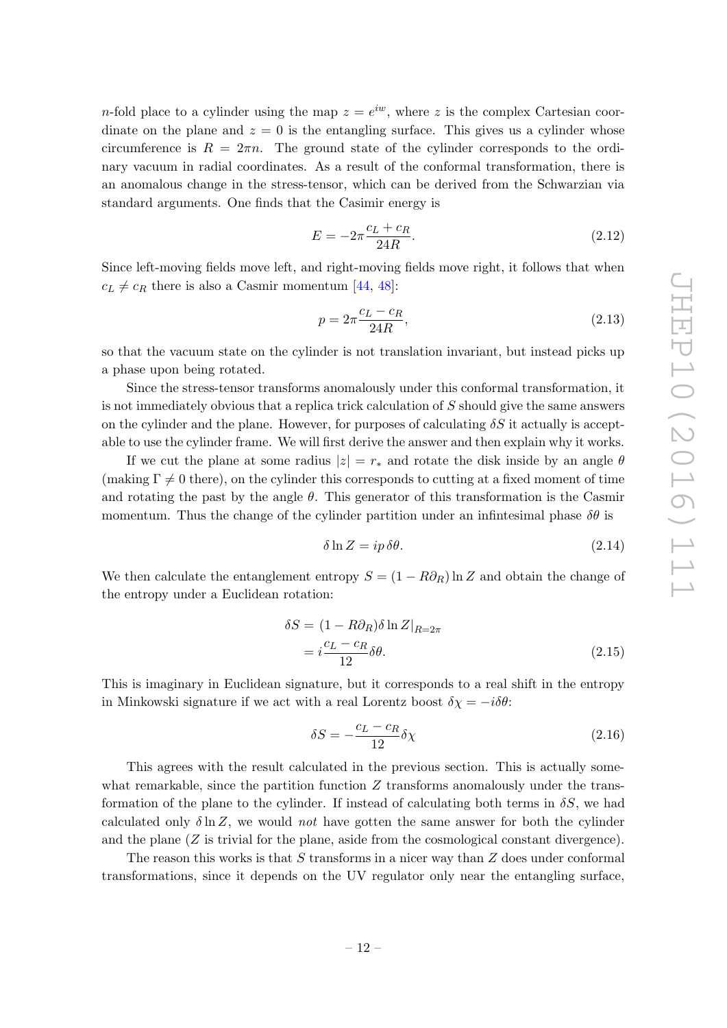$n$-fold place to a cylinder using the map $z = e^{iw}$, where $z$ is the complex Cartesian coordinate on the plane and $z = 0$ is the entangling surface. This gives us a cylinder whose circumference is $R = 2\pi n$. The ground state of the cylinder corresponds to the ordinary vacuum in radial coordinates. As a result of the conformal transformation, there is an anomalous change in the stress-tensor, which can be derived from the Schwarzian via standard arguments. One finds that the Casimir energy is

$$E = -2\pi \frac{c_L + c_R}{24R}. \tag{2.12}$$

Since left-moving fields move left, and right-moving fields move right, it follows that when $c_L \neq c_R$ there is also a Casmir momentum [44, 48]:

$$p = 2\pi \frac{c_L - c_R}{24R}, \tag{2.13}$$

so that the vacuum state on the cylinder is not translation invariant, but instead picks up a phase upon being rotated.

Since the stress-tensor transforms anomalously under this conformal transformation, it is not immediately obvious that a replica trick calculation of $S$ should give the same answers on the cylinder and the plane. However, for purposes of calculating $\delta S$ it actually is acceptable to use the cylinder frame. We will first derive the answer and then explain why it works.

If we cut the plane at some radius $|z| = r_*$ and rotate the disk inside by an angle $\theta$ (making $\Gamma \neq 0$ there), on the cylinder this corresponds to cutting at a fixed moment of time and rotating the past by the angle $\theta$. This generator of this transformation is the Casmir momentum. Thus the change of the cylinder partition under an infintesimal phase $\delta\theta$ is

$$\delta \ln Z = ip\, \delta\theta. \tag{2.14}$$

We then calculate the entanglement entropy $S = (1 - R\partial_R) \ln Z$ and obtain the change of the entropy under a Euclidean rotation:

$$\begin{aligned} \delta S &= (1 - R\partial_R) \delta \ln Z|_{R=2\pi} \\ &= i \frac{c_L - c_R}{12} \delta\theta. \end{aligned} \tag{2.15}$$

This is imaginary in Euclidean signature, but it corresponds to a real shift in the entropy in Minkowski signature if we act with a real Lorentz boost $\delta\chi = -i\delta\theta$:

$$\delta S = -\frac{c_L - c_R}{12} \delta\chi \tag{2.16}$$

This agrees with the result calculated in the previous section. This is actually somewhat remarkable, since the partition function $Z$ transforms anomalously under the transformation of the plane to the cylinder. If instead of calculating both terms in $\delta S$, we had calculated only $\delta \ln Z$, we would *not* have gotten the same answer for both the cylinder and the plane ($Z$ is trivial for the plane, aside from the cosmological constant divergence).

The reason this works is that $S$ transforms in a nicer way than $Z$ does under conformal transformations, since it depends on the UV regulator only near the entangling surface,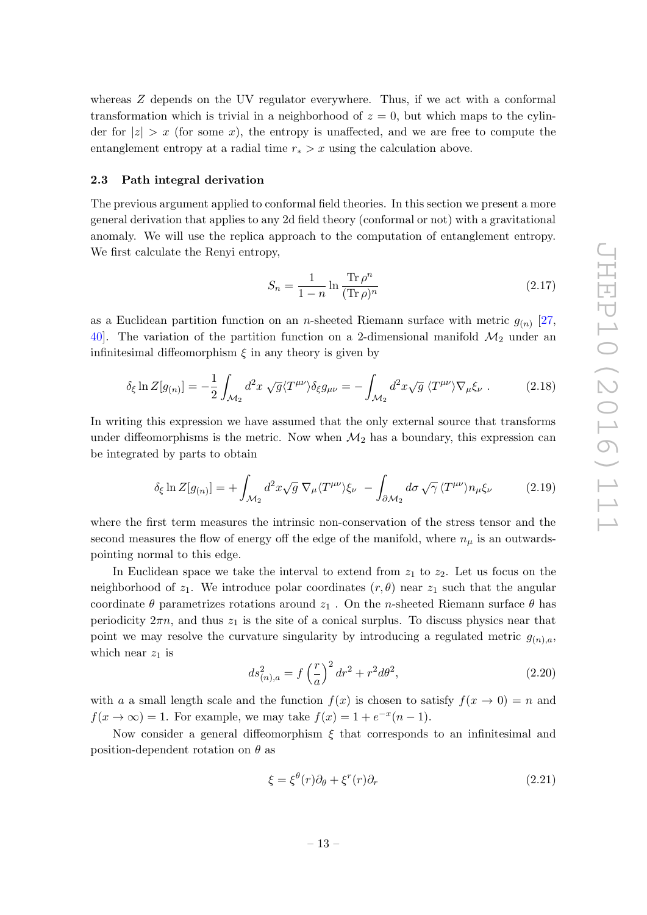whereas $Z$ depends on the UV regulator everywhere. Thus, if we act with a conformal transformation which is trivial in a neighborhood of $z = 0$, but which maps to the cylinder for $|z| > x$ (for some $x$), the entropy is unaffected, and we are free to compute the entanglement entropy at a radial time $r_* > x$ using the calculation above.

### 2.3 Path integral derivation

The previous argument applied to conformal field theories. In this section we present a more general derivation that applies to any 2d field theory (conformal or not) with a gravitational anomaly. We will use the replica approach to the computation of entanglement entropy. We first calculate the Renyi entropy,

$$S_n = \frac{1}{1-n} \ln \frac{\mathrm{Tr}\,\rho^n}{(\mathrm{Tr}\,\rho)^n} \tag{2.17}$$

as a Euclidean partition function on an $n$-sheeted Riemann surface with metric $g_{(n)}$ [27, 40]. The variation of the partition function on a 2-dimensional manifold $\mathcal{M}_2$ under an infinitesimal diffeomorphism $\xi$ in any theory is given by

$$\delta_\xi \ln Z[g_{(n)}] = -\frac{1}{2}\int_{\mathcal{M}_2} d^2x\,\sqrt{g}\langle T^{\mu\nu}\rangle \delta_\xi g_{\mu\nu} = -\int_{\mathcal{M}_2} d^2x \sqrt{g}\,\langle T^{\mu\nu}\rangle \nabla_\mu \xi_\nu\,. \tag{2.18}$$

In writing this expression we have assumed that the only external source that transforms under diffeomorphisms is the metric. Now when $\mathcal{M}_2$ has a boundary, this expression can be integrated by parts to obtain

$$\delta_\xi \ln Z[g_{(n)}] = +\int_{\mathcal{M}_2} d^2x \sqrt{g}\, \nabla_\mu \langle T^{\mu\nu}\rangle \xi_\nu \; - \int_{\partial\mathcal{M}_2} d\sigma\,\sqrt{\gamma}\,\langle T^{\mu\nu}\rangle n_\mu \xi_\nu \tag{2.19}$$

where the first term measures the intrinsic non-conservation of the stress tensor and the second measures the flow of energy off the edge of the manifold, where $n_\mu$ is an outwards-pointing normal to this edge.

In Euclidean space we take the interval to extend from $z_1$ to $z_2$. Let us focus on the neighborhood of $z_1$. We introduce polar coordinates $(r, \theta)$ near $z_1$ such that the angular coordinate $\theta$ parametrizes rotations around $z_1$ . On the $n$-sheeted Riemann surface $\theta$ has periodicity $2\pi n$, and thus $z_1$ is the site of a conical surplus. To discuss physics near that point we may resolve the curvature singularity by introducing a regulated metric $g_{(n),a}$, which near $z_1$ is

$$ds^2_{(n),a} = f\left(\frac{r}{a}\right)^2 dr^2 + r^2 d\theta^2, \tag{2.20}$$

with $a$ a small length scale and the function $f(x)$ is chosen to satisfy $f(x \to 0) = n$ and $f(x \to \infty) = 1$. For example, we may take $f(x) = 1 + e^{-x}(n-1)$.

Now consider a general diffeomorphism $\xi$ that corresponds to an infinitesimal and position-dependent rotation on $\theta$ as

$$\xi = \xi^\theta(r)\partial_\theta + \xi^r(r)\partial_r \tag{2.21}$$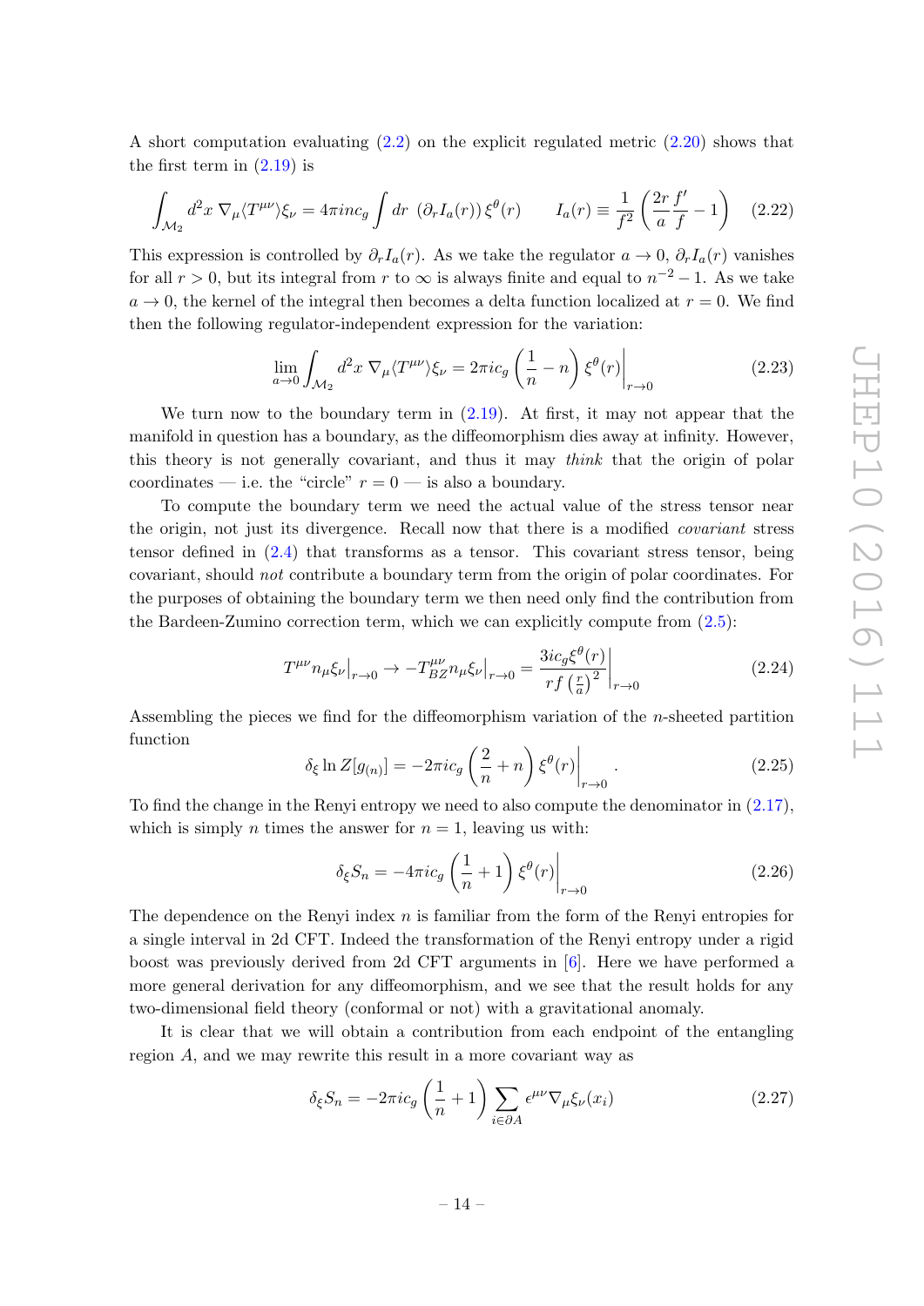A short computation evaluating (2.2) on the explicit regulated metric (2.20) shows that the first term in (2.19) is

$$\int_{\mathcal{M}_2} d^2x \; \nabla_\mu \langle T^{\mu\nu} \rangle \xi_\nu = 4\pi i n c_g \int dr \; (\partial_r I_a(r)) \, \xi^\theta(r) \qquad I_a(r) \equiv \frac{1}{f^2}\left(\frac{2r}{a}\frac{f'}{f} - 1\right) \tag{2.22}$$

This expression is controlled by $\partial_r I_a(r)$. As we take the regulator $a \to 0$, $\partial_r I_a(r)$ vanishes for all $r > 0$, but its integral from $r$ to $\infty$ is always finite and equal to $n^{-2} - 1$. As we take $a \to 0$, the kernel of the integral then becomes a delta function localized at $r = 0$. We find then the following regulator-independent expression for the variation:

$$\lim_{a \to 0} \int_{\mathcal{M}_2} d^2x \; \nabla_\mu \langle T^{\mu\nu} \rangle \xi_\nu = 2\pi i c_g \left(\frac{1}{n} - n\right) \xi^\theta(r)\Big|_{r \to 0} \tag{2.23}$$

We turn now to the boundary term in (2.19). At first, it may not appear that the manifold in question has a boundary, as the diffeomorphism dies away at infinity. However, this theory is not generally covariant, and thus it may *think* that the origin of polar coordinates — i.e. the "circle" $r = 0$ — is also a boundary.

To compute the boundary term we need the actual value of the stress tensor near the origin, not just its divergence. Recall now that there is a modified *covariant* stress tensor defined in (2.4) that transforms as a tensor. This covariant stress tensor, being covariant, should *not* contribute a boundary term from the origin of polar coordinates. For the purposes of obtaining the boundary term we then need only find the contribution from the Bardeen-Zumino correction term, which we can explicitly compute from (2.5):

$$T^{\mu\nu} n_\mu \xi_\nu \Big|_{r \to 0} \to -T^{\mu\nu}_{BZ} n_\mu \xi_\nu \Big|_{r \to 0} = \frac{3 i c_g \xi^\theta(r)}{r f\left(\frac{r}{a}\right)^2}\Bigg|_{r \to 0} \tag{2.24}$$

Assembling the pieces we find for the diffeomorphism variation of the $n$-sheeted partition function

$$\delta_\xi \ln Z[g_{(n)}] = -2\pi i c_g \left(\frac{2}{n} + n\right) \xi^\theta(r)\Big|_{r \to 0}. \tag{2.25}$$

To find the change in the Renyi entropy we need to also compute the denominator in (2.17), which is simply $n$ times the answer for $n = 1$, leaving us with:

$$\delta_\xi S_n = -4\pi i c_g \left(\frac{1}{n} + 1\right) \xi^\theta(r)\Big|_{r \to 0} \tag{2.26}$$

The dependence on the Renyi index $n$ is familiar from the form of the Renyi entropies for a single interval in 2d CFT. Indeed the transformation of the Renyi entropy under a rigid boost was previously derived from 2d CFT arguments in [6]. Here we have performed a more general derivation for any diffeomorphism, and we see that the result holds for any two-dimensional field theory (conformal or not) with a gravitational anomaly.

It is clear that we will obtain a contribution from each endpoint of the entangling region $A$, and we may rewrite this result in a more covariant way as

$$\delta_\xi S_n = -2\pi i c_g \left(\frac{1}{n} + 1\right) \sum_{i \in \partial A} \epsilon^{\mu\nu} \nabla_\mu \xi_\nu(x_i) \tag{2.27}$$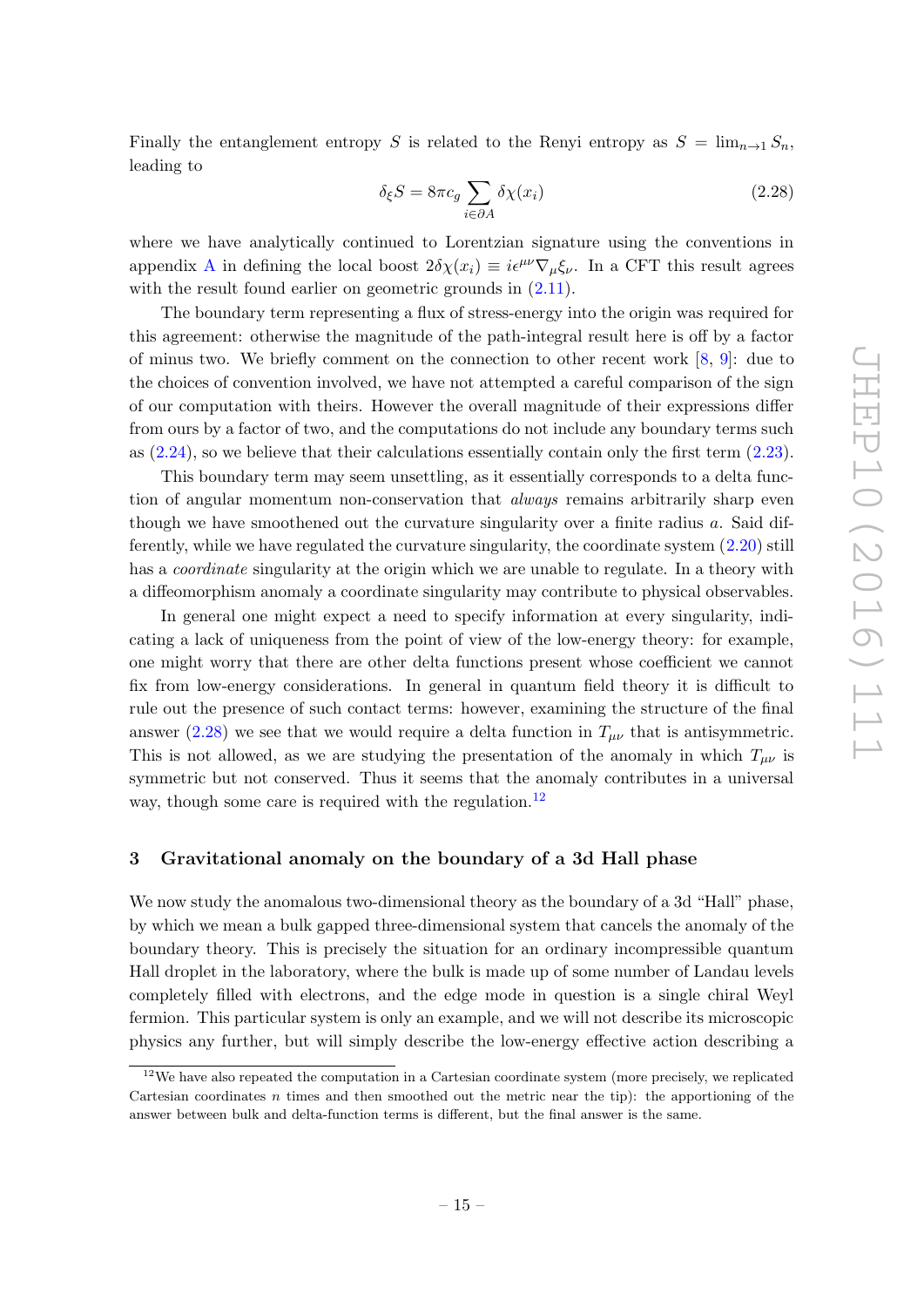Finally the entanglement entropy $S$ is related to the Renyi entropy as $S = \lim_{n\to 1} S_n$, leading to

$$\delta_\xi S = 8\pi c_g \sum_{i \in \partial A} \delta\chi(x_i) \tag{2.28}$$

where we have analytically continued to Lorentzian signature using the conventions in appendix A in defining the local boost $2\delta\chi(x_i) \equiv i\epsilon^{\mu\nu}\nabla_\mu \xi_\nu$. In a CFT this result agrees with the result found earlier on geometric grounds in (2.11).

The boundary term representing a flux of stress-energy into the origin was required for this agreement: otherwise the magnitude of the path-integral result here is off by a factor of minus two. We briefly comment on the connection to other recent work [8, 9]: due to the choices of convention involved, we have not attempted a careful comparison of the sign of our computation with theirs. However the overall magnitude of their expressions differ from ours by a factor of two, and the computations do not include any boundary terms such as (2.24), so we believe that their calculations essentially contain only the first term (2.23).

This boundary term may seem unsettling, as it essentially corresponds to a delta function of angular momentum non-conservation that *always* remains arbitrarily sharp even though we have smoothened out the curvature singularity over a finite radius $a$. Said differently, while we have regulated the curvature singularity, the coordinate system (2.20) still has a *coordinate* singularity at the origin which we are unable to regulate. In a theory with a diffeomorphism anomaly a coordinate singularity may contribute to physical observables.

In general one might expect a need to specify information at every singularity, indicating a lack of uniqueness from the point of view of the low-energy theory: for example, one might worry that there are other delta functions present whose coefficient we cannot fix from low-energy considerations. In general in quantum field theory it is difficult to rule out the presence of such contact terms: however, examining the structure of the final answer (2.28) we see that we would require a delta function in $T_{\mu\nu}$ that is antisymmetric. This is not allowed, as we are studying the presentation of the anomaly in which $T_{\mu\nu}$ is symmetric but not conserved. Thus it seems that the anomaly contributes in a universal way, though some care is required with the regulation.[12]

## 3 Gravitational anomaly on the boundary of a 3d Hall phase

We now study the anomalous two-dimensional theory as the boundary of a 3d "Hall" phase, by which we mean a bulk gapped three-dimensional system that cancels the anomaly of the boundary theory. This is precisely the situation for an ordinary incompressible quantum Hall droplet in the laboratory, where the bulk is made up of some number of Landau levels completely filled with electrons, and the edge mode in question is a single chiral Weyl fermion. This particular system is only an example, and we will not describe its microscopic physics any further, but will simply describe the low-energy effective action describing a

[12] We have also repeated the computation in a Cartesian coordinate system (more precisely, we replicated Cartesian coordinates $n$ times and then smoothed out the metric near the tip): the apportioning of the answer between bulk and delta-function terms is different, but the final answer is the same.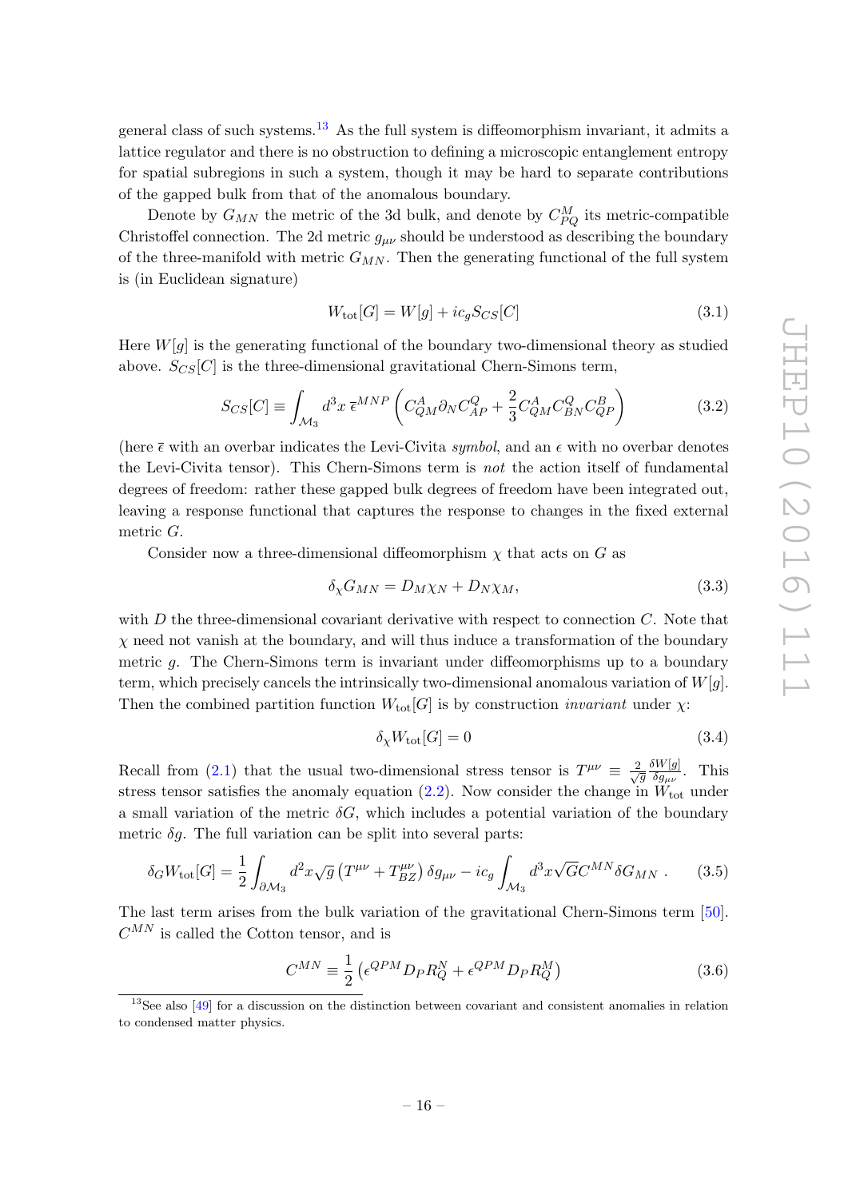general class of such systems.[13] As the full system is diffeomorphism invariant, it admits a lattice regulator and there is no obstruction to defining a microscopic entanglement entropy for spatial subregions in such a system, though it may be hard to separate contributions of the gapped bulk from that of the anomalous boundary.

Denote by $G_{MN}$ the metric of the 3d bulk, and denote by $C^M_{PQ}$ its metric-compatible Christoffel connection. The 2d metric $g_{\mu\nu}$ should be understood as describing the boundary of the three-manifold with metric $G_{MN}$. Then the generating functional of the full system is (in Euclidean signature)

$$W_{\rm tot}[G] = W[g] + ic_g S_{CS}[C] \tag{3.1}$$

Here $W[g]$ is the generating functional of the boundary two-dimensional theory as studied above. $S_{CS}[C]$ is the three-dimensional gravitational Chern-Simons term,

$$S_{CS}[C] \equiv \int_{\mathcal{M}_3} d^3x \, \bar{\epsilon}^{MNP} \left( C^A_{QM} \partial_N C^Q_{AP} + \frac{2}{3} C^A_{QM} C^Q_{BN} C^B_{QP} \right) \tag{3.2}$$

(here $\bar{\epsilon}$ with an overbar indicates the Levi-Civita *symbol*, and an $\epsilon$ with no overbar denotes the Levi-Civita tensor). This Chern-Simons term is *not* the action itself of fundamental degrees of freedom: rather these gapped bulk degrees of freedom have been integrated out, leaving a response functional that captures the response to changes in the fixed external metric $G$.

Consider now a three-dimensional diffeomorphism $\chi$ that acts on $G$ as

$$\delta_\chi G_{MN} = D_M \chi_N + D_N \chi_M, \tag{3.3}$$

with $D$ the three-dimensional covariant derivative with respect to connection $C$. Note that $\chi$ need not vanish at the boundary, and will thus induce a transformation of the boundary metric $g$. The Chern-Simons term is invariant under diffeomorphisms up to a boundary term, which precisely cancels the intrinsically two-dimensional anomalous variation of $W[g]$. Then the combined partition function $W_{\rm tot}[G]$ is by construction *invariant* under $\chi$:

$$\delta_\chi W_{\rm tot}[G] = 0 \tag{3.4}$$

Recall from (2.1) that the usual two-dimensional stress tensor is $T^{\mu\nu} \equiv \frac{2}{\sqrt{g}} \frac{\delta W[g]}{\delta g_{\mu\nu}}$. This stress tensor satisfies the anomaly equation (2.2). Now consider the change in $W_{\rm tot}$ under a small variation of the metric $\delta G$, which includes a potential variation of the boundary metric $\delta g$. The full variation can be split into several parts:

$$\delta_G W_{\rm tot}[G] = \frac{1}{2} \int_{\partial \mathcal{M}_3} d^2x \sqrt{g} \left( T^{\mu\nu} + T^{\mu\nu}_{BZ} \right) \delta g_{\mu\nu} - ic_g \int_{\mathcal{M}_3} d^3x \sqrt{G} C^{MN} \delta G_{MN} \,. \tag{3.5}$$

The last term arises from the bulk variation of the gravitational Chern-Simons term [50]. $C^{MN}$ is called the Cotton tensor, and is

$$C^{MN} \equiv \frac{1}{2} \left( \epsilon^{QPM} D_P R^N_Q + \epsilon^{QPM} D_P R^M_Q \right) \tag{3.6}$$

[13] See also [49] for a discussion on the distinction between covariant and consistent anomalies in relation to condensed matter physics.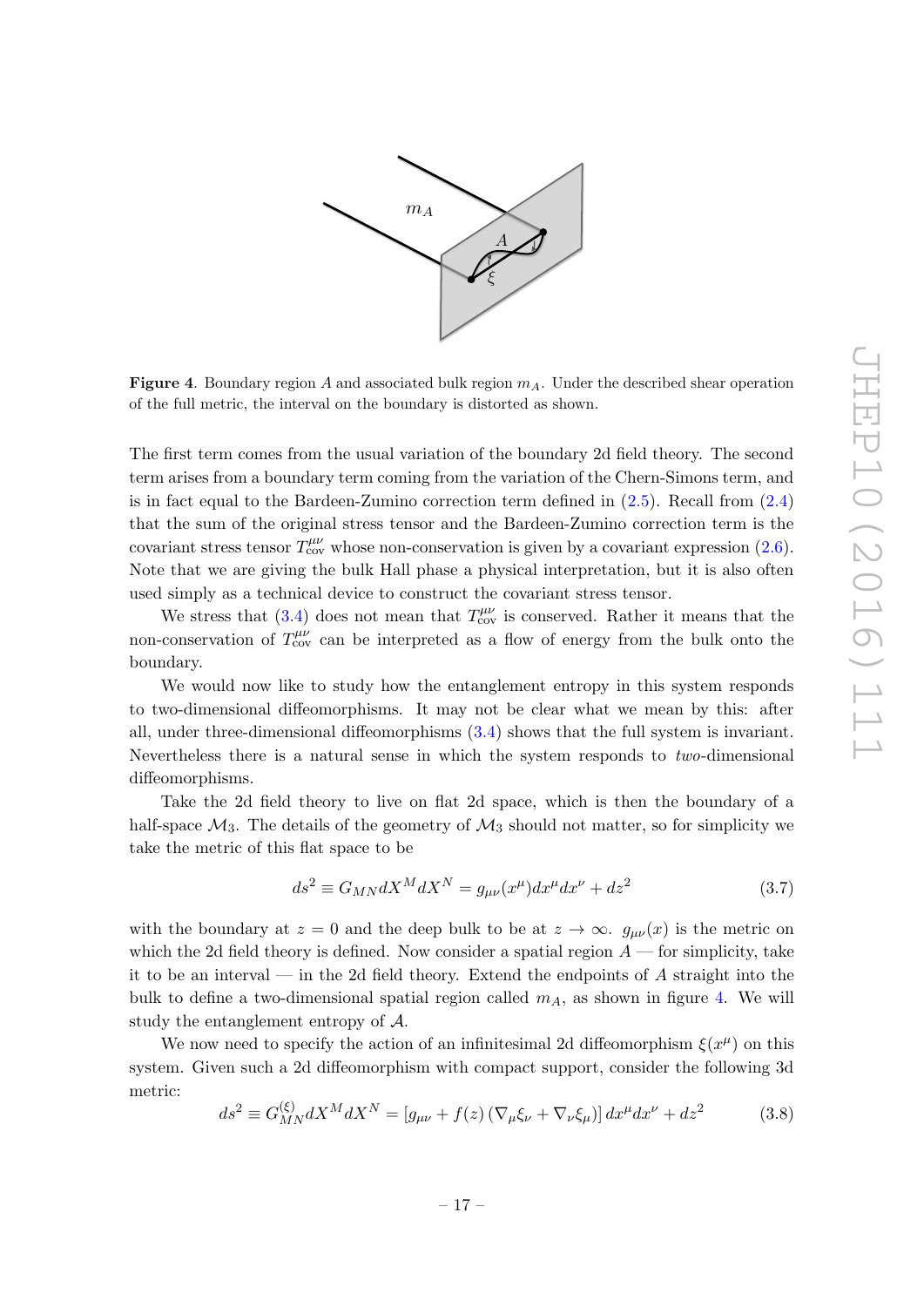**Figure 4**. Boundary region $A$ and associated bulk region $m_A$. Under the described shear operation of the full metric, the interval on the boundary is distorted as shown.

The first term comes from the usual variation of the boundary 2d field theory. The second term arises from a boundary term coming from the variation of the Chern-Simons term, and is in fact equal to the Bardeen-Zumino correction term defined in (2.5). Recall from (2.4) that the sum of the original stress tensor and the Bardeen-Zumino correction term is the covariant stress tensor $T^{\mu\nu}_{\rm cov}$ whose non-conservation is given by a covariant expression (2.6). Note that we are giving the bulk Hall phase a physical interpretation, but it is also often used simply as a technical device to construct the covariant stress tensor.

We stress that (3.4) does not mean that $T^{\mu\nu}_{\rm cov}$ is conserved. Rather it means that the non-conservation of $T^{\mu\nu}_{\rm cov}$ can be interpreted as a flow of energy from the bulk onto the boundary.

We would now like to study how the entanglement entropy in this system responds to two-dimensional diffeomorphisms. It may not be clear what we mean by this: after all, under three-dimensional diffeomorphisms (3.4) shows that the full system is invariant. Nevertheless there is a natural sense in which the system responds to *two*-dimensional diffeomorphisms.

Take the 2d field theory to live on flat 2d space, which is then the boundary of a half-space $\mathcal{M}_3$. The details of the geometry of $\mathcal{M}_3$ should not matter, so for simplicity we take the metric of this flat space to be

$$ds^2 \equiv G_{MN} dX^M dX^N = g_{\mu\nu}(x^\mu) dx^\mu dx^\nu + dz^2 \tag{3.7}$$

with the boundary at $z = 0$ and the deep bulk to be at $z \to \infty$. $g_{\mu\nu}(x)$ is the metric on which the 2d field theory is defined. Now consider a spatial region $A$ — for simplicity, take it to be an interval — in the 2d field theory. Extend the endpoints of $A$ straight into the bulk to define a two-dimensional spatial region called $m_A$, as shown in figure 4. We will study the entanglement entropy of $\mathcal{A}$.

We now need to specify the action of an infinitesimal 2d diffeomorphism $\xi(x^\mu)$ on this system. Given such a 2d diffeomorphism with compact support, consider the following 3d metric:

$$ds^2 \equiv G^{(\xi)}_{MN} dX^M dX^N = \left[g_{\mu\nu} + f(z)\left(\nabla_\mu \xi_\nu + \nabla_\nu \xi_\mu\right)\right] dx^\mu dx^\nu + dz^2 \tag{3.8}$$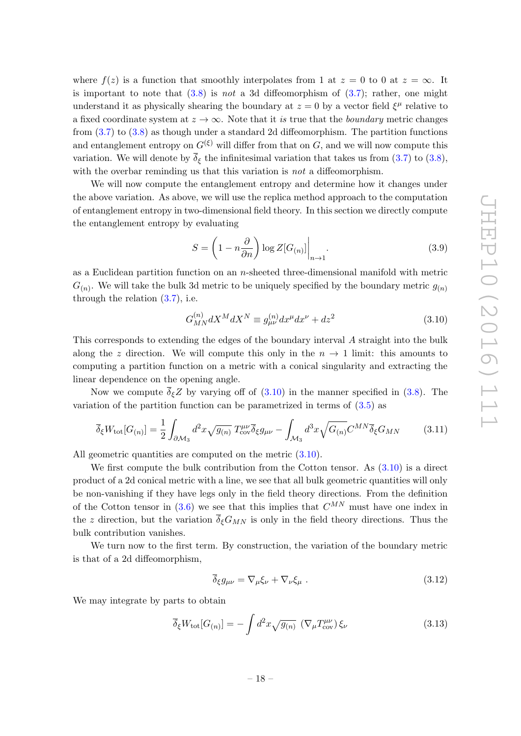where $f(z)$ is a function that smoothly interpolates from 1 at $z = 0$ to 0 at $z = \infty$. It is important to note that (3.8) is *not* a 3d diffeomorphism of (3.7); rather, one might understand it as physically shearing the boundary at $z = 0$ by a vector field $\xi^\mu$ relative to a fixed coordinate system at $z \to \infty$. Note that it *is* true that the *boundary* metric changes from (3.7) to (3.8) as though under a standard 2d diffeomorphism. The partition functions and entanglement entropy on $G^{(\xi)}$ will differ from that on $G$, and we will now compute this variation. We will denote by $\overline{\delta}_\xi$ the infinitesimal variation that takes us from (3.7) to (3.8), with the overbar reminding us that this variation is *not* a diffeomorphism.

We will now compute the entanglement entropy and determine how it changes under the above variation. As above, we will use the replica method approach to the computation of entanglement entropy in two-dimensional field theory. In this section we directly compute the entanglement entropy by evaluating

$$S = \left(1 - n\frac{\partial}{\partial n}\right) \log Z[G_{(n)}]\bigg|_{n\to 1}. \tag{3.9}$$

as a Euclidean partition function on an $n$-sheeted three-dimensional manifold with metric $G_{(n)}$. We will take the bulk 3d metric to be uniquely specified by the boundary metric $g_{(n)}$ through the relation (3.7), i.e.

$$G^{(n)}_{MN} dX^M dX^N \equiv g^{(n)}_{\mu\nu} dx^\mu dx^\nu + dz^2 \tag{3.10}$$

This corresponds to extending the edges of the boundary interval $A$ straight into the bulk along the $z$ direction. We will compute this only in the $n \to 1$ limit: this amounts to computing a partition function on a metric with a conical singularity and extracting the linear dependence on the opening angle.

Now we compute $\overline{\delta}_\xi Z$ by varying off of (3.10) in the manner specified in (3.8). The variation of the partition function can be parametrized in terms of (3.5) as

$$\overline{\delta}_\xi W_{\rm tot}[G_{(n)}] = \frac{1}{2}\int_{\partial\mathcal{M}_3} d^2x \sqrt{g_{(n)}}\; T^{\mu\nu}_{\rm cov} \overline{\delta}_\xi g_{\mu\nu} - \int_{\mathcal{M}_3} d^3x \sqrt{G_{(n)}} C^{MN} \overline{\delta}_\xi G_{MN} \tag{3.11}$$

All geometric quantities are computed on the metric (3.10).

We first compute the bulk contribution from the Cotton tensor. As (3.10) is a direct product of a 2d conical metric with a line, we see that all bulk geometric quantities will only be non-vanishing if they have legs only in the field theory directions. From the definition of the Cotton tensor in (3.6) we see that this implies that $C^{MN}$ must have one index in the $z$ direction, but the variation $\overline{\delta}_\xi G_{MN}$ is only in the field theory directions. Thus the bulk contribution vanishes.

We turn now to the first term. By construction, the variation of the boundary metric is that of a 2d diffeomorphism,

$$\overline{\delta}_\xi g_{\mu\nu} = \nabla_\mu \xi_\nu + \nabla_\nu \xi_\mu \; . \tag{3.12}$$

We may integrate by parts to obtain

$$\overline{\delta}_\xi W_{\rm tot}[G_{(n)}] = -\int d^2x \sqrt{g_{(n)}}\; \left(\nabla_\mu T^{\mu\nu}_{\rm cov}\right) \xi_\nu \tag{3.13}$$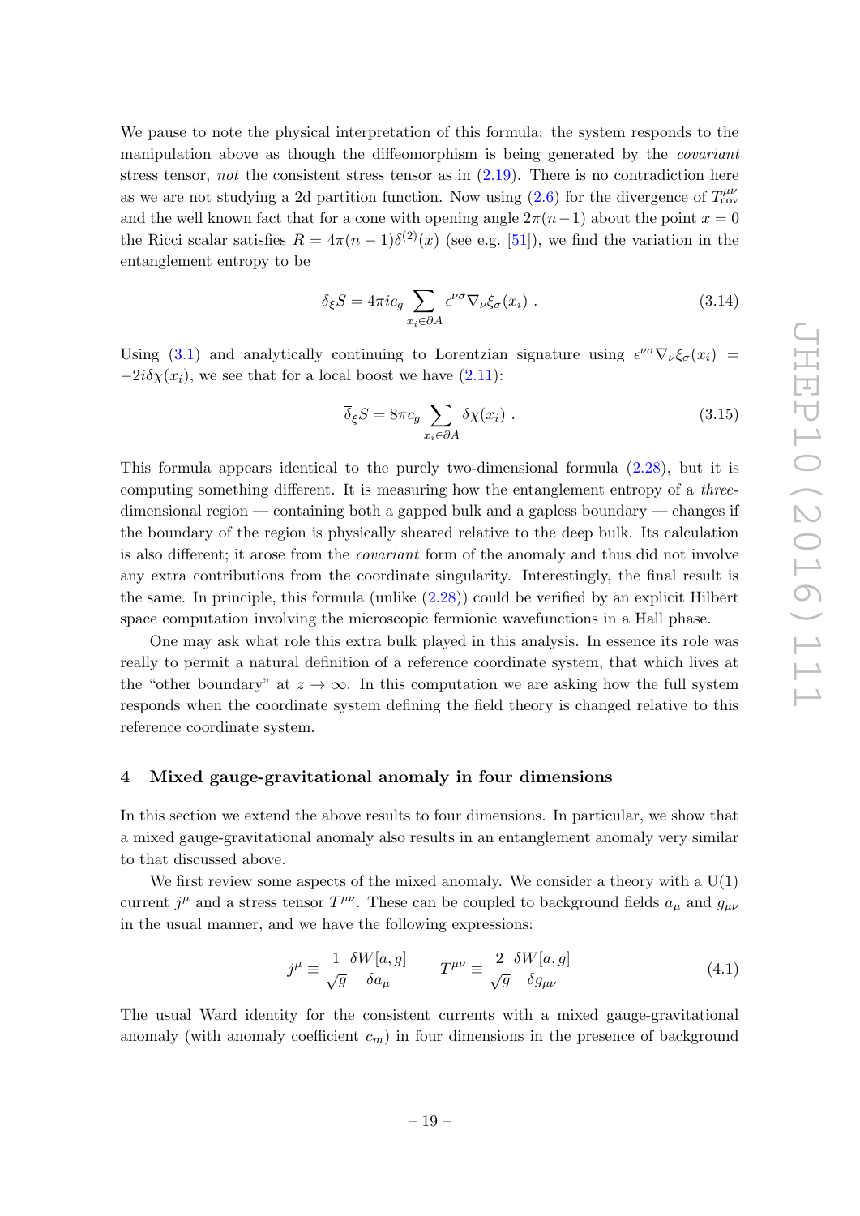We pause to note the physical interpretation of this formula: the system responds to the manipulation above as though the diffeomorphism is being generated by the *covariant* stress tensor, *not* the consistent stress tensor as in (2.19). There is no contradiction here as we are not studying a 2d partition function. Now using (2.6) for the divergence of $T^{\mu\nu}_{\rm cov}$ and the well known fact that for a cone with opening angle $2\pi(n-1)$ about the point $x=0$ the Ricci scalar satisfies $R = 4\pi(n-1)\delta^{(2)}(x)$ (see e.g. [51]), we find the variation in the entanglement entropy to be

$$\overline{\delta}_\xi S = 4\pi i c_g \sum_{x_i \in \partial A} \epsilon^{\nu\sigma}\nabla_\nu \xi_\sigma(x_i) \ . \tag{3.14}$$

Using (3.1) and analytically continuing to Lorentzian signature using $\epsilon^{\nu\sigma}\nabla_\nu\xi_\sigma(x_i) = -2i\delta\chi(x_i)$, we see that for a local boost we have (2.11):

$$\overline{\delta}_\xi S = 8\pi c_g \sum_{x_i \in \partial A} \delta\chi(x_i) \ . \tag{3.15}$$

This formula appears identical to the purely two-dimensional formula (2.28), but it is computing something different. It is measuring how the entanglement entropy of a *three*-dimensional region — containing both a gapped bulk and a gapless boundary — changes if the boundary of the region is physically sheared relative to the deep bulk. Its calculation is also different; it arose from the *covariant* form of the anomaly and thus did not involve any extra contributions from the coordinate singularity. Interestingly, the final result is the same. In principle, this formula (unlike (2.28)) could be verified by an explicit Hilbert space computation involving the microscopic fermionic wavefunctions in a Hall phase.

One may ask what role this extra bulk played in this analysis. In essence its role was really to permit a natural definition of a reference coordinate system, that which lives at the "other boundary" at $z \to \infty$. In this computation we are asking how the full system responds when the coordinate system defining the field theory is changed relative to this reference coordinate system.

## 4 Mixed gauge-gravitational anomaly in four dimensions

In this section we extend the above results to four dimensions. In particular, we show that a mixed gauge-gravitational anomaly also results in an entanglement anomaly very similar to that discussed above.

We first review some aspects of the mixed anomaly. We consider a theory with a U(1) current $j^\mu$ and a stress tensor $T^{\mu\nu}$. These can be coupled to background fields $a_\mu$ and $g_{\mu\nu}$ in the usual manner, and we have the following expressions:

$$j^\mu \equiv \frac{1}{\sqrt{g}}\frac{\delta W[a,g]}{\delta a_\mu} \qquad T^{\mu\nu} \equiv \frac{2}{\sqrt{g}}\frac{\delta W[a,g]}{\delta g_{\mu\nu}} \tag{4.1}$$

The usual Ward identity for the consistent currents with a mixed gauge-gravitational anomaly (with anomaly coefficient $c_m$) in four dimensions in the presence of background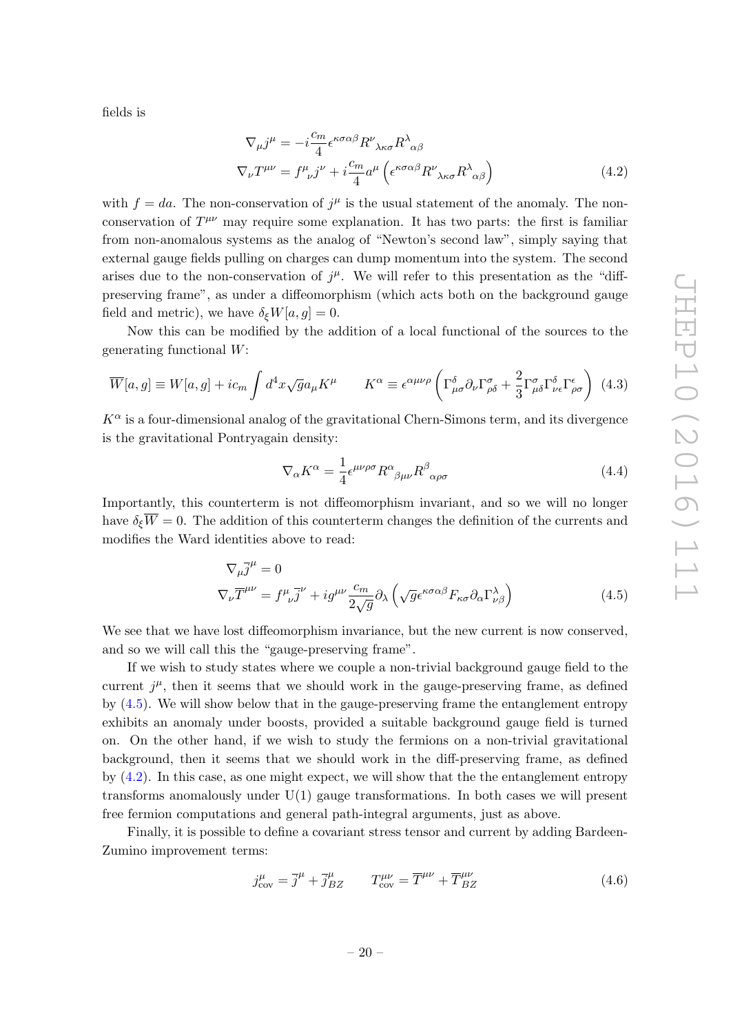fields is

$$
\begin{aligned}
\nabla_\mu j^\mu &= -i\frac{c_m}{4}\epsilon^{\kappa\sigma\alpha\beta}R^\nu{}_{\lambda\kappa\sigma}R^\lambda{}_{\alpha\beta} \\
\nabla_\nu T^{\mu\nu} &= f^\mu{}_\nu j^\nu + i\frac{c_m}{4}a^\mu\left(\epsilon^{\kappa\sigma\alpha\beta}R^\nu{}_{\lambda\kappa\sigma}R^\lambda{}_{\alpha\beta}\right)
\end{aligned} \tag{4.2}
$$

with $f = da$. The non-conservation of $j^\mu$ is the usual statement of the anomaly. The non-conservation of $T^{\mu\nu}$ may require some explanation. It has two parts: the first is familiar from non-anomalous systems as the analog of "Newton's second law", simply saying that external gauge fields pulling on charges can dump momentum into the system. The second arises due to the non-conservation of $j^\mu$. We will refer to this presentation as the "diff-preserving frame", as under a diffeomorphism (which acts both on the background gauge field and metric), we have $\delta_\xi W[a,g] = 0$.

Now this can be modified by the addition of a local functional of the sources to the generating functional $W$:

$$
\overline{W}[a,g] \equiv W[a,g] + ic_m\int d^4x\sqrt{g}a_\mu K^\mu \qquad K^\alpha \equiv \epsilon^{\alpha\mu\nu\rho}\left(\Gamma^\delta_{\mu\sigma}\partial_\nu\Gamma^\sigma_{\rho\delta} + \frac{2}{3}\Gamma^\sigma_{\mu\delta}\Gamma^\delta_{\nu\epsilon}\Gamma^\epsilon_{\rho\sigma}\right) \tag{4.3}
$$

$K^\alpha$ is a four-dimensional analog of the gravitational Chern-Simons term, and its divergence is the gravitational Pontryagain density:

$$
\nabla_\alpha K^\alpha = \frac{1}{4}\epsilon^{\mu\nu\rho\sigma}R^\alpha{}_{\beta\mu\nu}R^\beta{}_{\alpha\rho\sigma} \tag{4.4}
$$

Importantly, this counterterm is not diffeomorphism invariant, and so we will no longer have $\delta_\xi\overline{W} = 0$. The addition of this counterterm changes the definition of the currents and modifies the Ward identities above to read:

$$
\begin{aligned}
\nabla_\mu\overline{j}^\mu &= 0 \\
\nabla_\nu\overline{T}^{\mu\nu} &= f^\mu{}_\nu\overline{j}^\nu + ig^{\mu\nu}\frac{c_m}{2\sqrt{g}}\partial_\lambda\left(\sqrt{g}\epsilon^{\kappa\sigma\alpha\beta}F_{\kappa\sigma}\partial_\alpha\Gamma^\lambda_{\nu\beta}\right)
\end{aligned} \tag{4.5}
$$

We see that we have lost diffeomorphism invariance, but the new current is now conserved, and so we will call this the "gauge-preserving frame".

If we wish to study states where we couple a non-trivial background gauge field to the current $j^\mu$, then it seems that we should work in the gauge-preserving frame, as defined by (4.5). We will show below that in the gauge-preserving frame the entanglement entropy exhibits an anomaly under boosts, provided a suitable background gauge field is turned on. On the other hand, if we wish to study the fermions on a non-trivial gravitational background, then it seems that we should work in the diff-preserving frame, as defined by (4.2). In this case, as one might expect, we will show that the the entanglement entropy transforms anomalously under U(1) gauge transformations. In both cases we will present free fermion computations and general path-integral arguments, just as above.

Finally, it is possible to define a covariant stress tensor and current by adding Bardeen-Zumino improvement terms:

$$
j^\mu_{\text{cov}} = \overline{j}^\mu + \overline{j}^\mu_{BZ} \qquad T^{\mu\nu}_{\text{cov}} = \overline{T}^{\mu\nu} + \overline{T}^{\mu\nu}_{BZ} \tag{4.6}
$$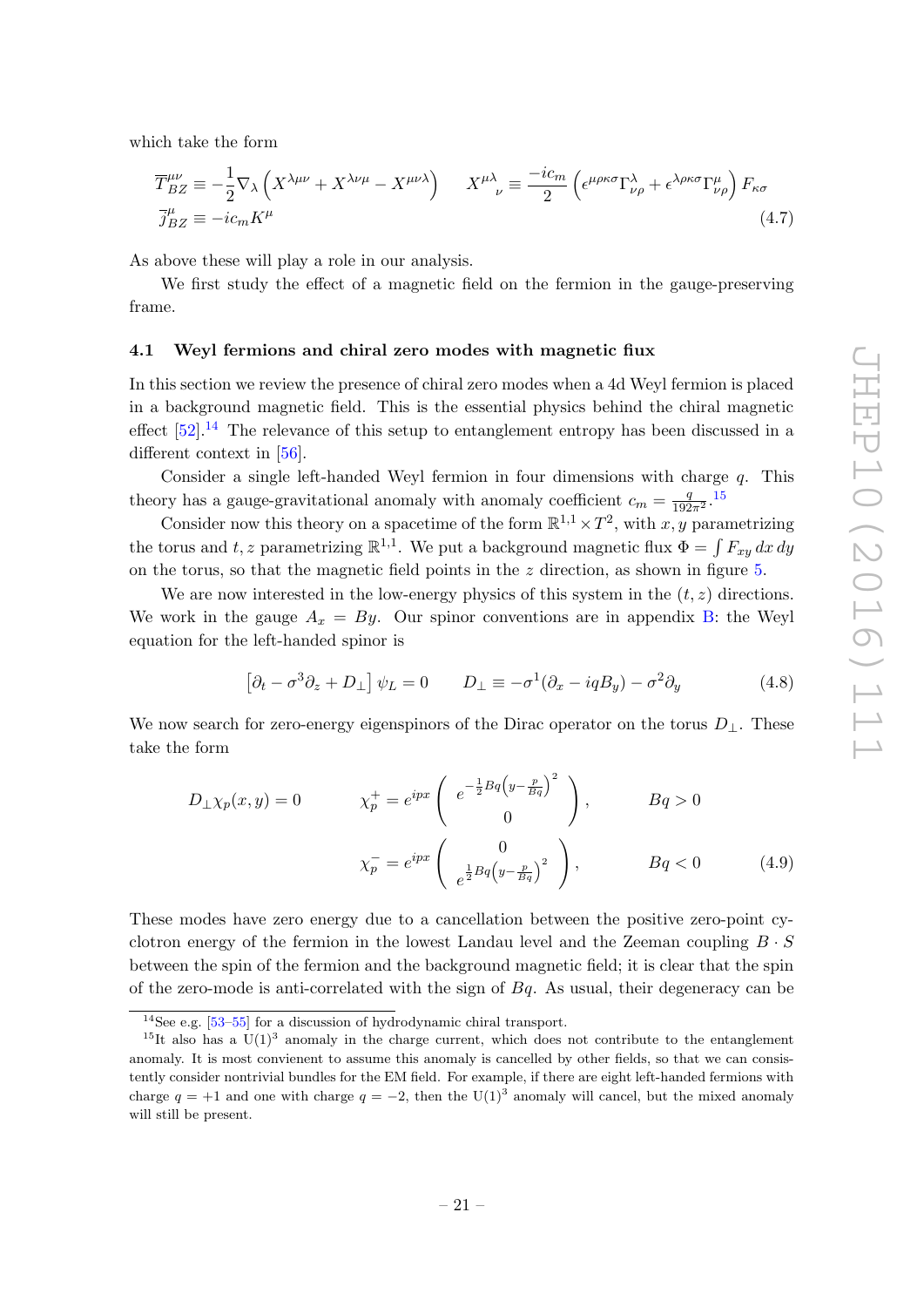which take the form

$$\overline{T}^{\mu\nu}_{BZ} \equiv -\frac{1}{2}\nabla_\lambda \left(X^{\lambda\mu\nu} + X^{\lambda\nu\mu} - X^{\mu\nu\lambda}\right) \qquad X^{\mu\lambda}{}_{\nu} \equiv \frac{-ic_m}{2}\left(\epsilon^{\mu\rho\kappa\sigma}\Gamma^{\lambda}_{\nu\rho} + \epsilon^{\lambda\rho\kappa\sigma}\Gamma^{\mu}_{\nu\rho}\right)F_{\kappa\sigma}$$
$$\overline{j}^{\mu}_{BZ} \equiv -ic_m K^\mu \tag{4.7}$$

As above these will play a role in our analysis.

We first study the effect of a magnetic field on the fermion in the gauge-preserving frame.

### 4.1 Weyl fermions and chiral zero modes with magnetic flux

In this section we review the presence of chiral zero modes when a 4d Weyl fermion is placed in a background magnetic field. This is the essential physics behind the chiral magnetic effect [52].[14] The relevance of this setup to entanglement entropy has been discussed in a different context in [56].

Consider a single left-handed Weyl fermion in four dimensions with charge $q$. This theory has a gauge-gravitational anomaly with anomaly coefficient $c_m = \frac{q}{192\pi^2}$.[15]

Consider now this theory on a spacetime of the form $\mathbb{R}^{1,1}\times T^2$, with $x, y$ parametrizing the torus and $t, z$ parametrizing $\mathbb{R}^{1,1}$. We put a background magnetic flux $\Phi = \int F_{xy}\, dx\, dy$ on the torus, so that the magnetic field points in the $z$ direction, as shown in figure 5.

We are now interested in the low-energy physics of this system in the $(t, z)$ directions. We work in the gauge $A_x = By$. Our spinor conventions are in appendix B: the Weyl equation for the left-handed spinor is

$$\left[\partial_t - \sigma^3\partial_z + D_\perp\right]\psi_L = 0 \qquad D_\perp \equiv -\sigma^1(\partial_x - iqBy) - \sigma^2\partial_y \tag{4.8}$$

We now search for zero-energy eigenspinors of the Dirac operator on the torus $D_\perp$. These take the form

$$D_\perp\chi_p(x,y) = 0 \qquad \chi^+_p = e^{ipx}\begin{pmatrix} e^{-\frac{1}{2}Bq\left(y-\frac{p}{Bq}\right)^2} \\ 0 \end{pmatrix}, \qquad Bq > 0$$
$$\chi^-_p = e^{ipx}\begin{pmatrix} 0 \\ e^{\frac{1}{2}Bq\left(y-\frac{p}{Bq}\right)^2} \end{pmatrix}, \qquad Bq < 0 \tag{4.9}$$

These modes have zero energy due to a cancellation between the positive zero-point cyclotron energy of the fermion in the lowest Landau level and the Zeeman coupling $B\cdot S$ between the spin of the fermion and the background magnetic field; it is clear that the spin of the zero-mode is anti-correlated with the sign of $Bq$. As usual, their degeneracy can be

---

[14] See e.g. [53–55] for a discussion of hydrodynamic chiral transport.

[15] It also has a $\mathrm{U}(1)^3$ anomaly in the charge current, which does not contribute to the entanglement anomaly. It is most convienient to assume this anomaly is cancelled by other fields, so that we can consistently consider nontrivial bundles for the EM field. For example, if there are eight left-handed fermions with charge $q = +1$ and one with charge $q = -2$, then the $\mathrm{U}(1)^3$ anomaly will cancel, but the mixed anomaly will still be present.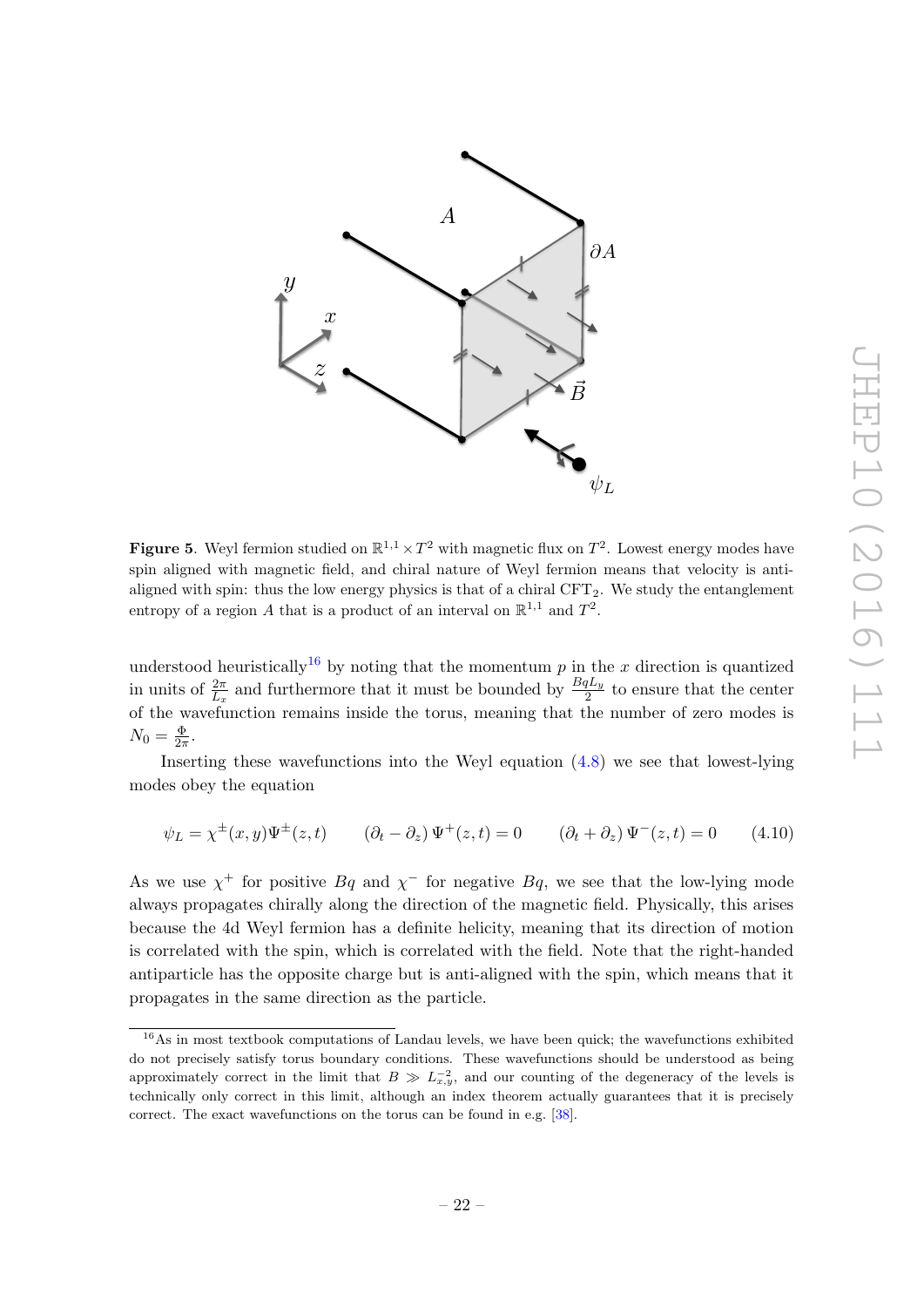**Figure 5**. Weyl fermion studied on $\mathbb{R}^{1,1} \times T^2$ with magnetic flux on $T^2$. Lowest energy modes have spin aligned with magnetic field, and chiral nature of Weyl fermion means that velocity is anti-aligned with spin: thus the low energy physics is that of a chiral $\mathrm{CFT}_2$. We study the entanglement entropy of a region $A$ that is a product of an interval on $\mathbb{R}^{1,1}$ and $T^2$.

understood heuristically[16] by noting that the momentum $p$ in the $x$ direction is quantized in units of $\frac{2\pi}{L_x}$ and furthermore that it must be bounded by $\frac{BqL_y}{2}$ to ensure that the center of the wavefunction remains inside the torus, meaning that the number of zero modes is $N_0 = \frac{\Phi}{2\pi}$.

Inserting these wavefunctions into the Weyl equation (4.8) we see that lowest-lying modes obey the equation

$$\psi_L = \chi^{\pm}(x,y)\Psi^{\pm}(z,t) \qquad (\partial_t - \partial_z)\,\Psi^{+}(z,t) = 0 \qquad (\partial_t + \partial_z)\,\Psi^{-}(z,t) = 0 \qquad (4.10)$$

As we use $\chi^+$ for positive $Bq$ and $\chi^-$ for negative $Bq$, we see that the low-lying mode always propagates chirally along the direction of the magnetic field. Physically, this arises because the 4d Weyl fermion has a definite helicity, meaning that its direction of motion is correlated with the spin, which is correlated with the field. Note that the right-handed antiparticle has the opposite charge but is anti-aligned with the spin, which means that it propagates in the same direction as the particle.

[16] As in most textbook computations of Landau levels, we have been quick; the wavefunctions exhibited do not precisely satisfy torus boundary conditions. These wavefunctions should be understood as being approximately correct in the limit that $B \gg L_{x,y}^{-2}$, and our counting of the degeneracy of the levels is technically only correct in this limit, although an index theorem actually guarantees that it is precisely correct. The exact wavefunctions on the torus can be found in e.g. [38].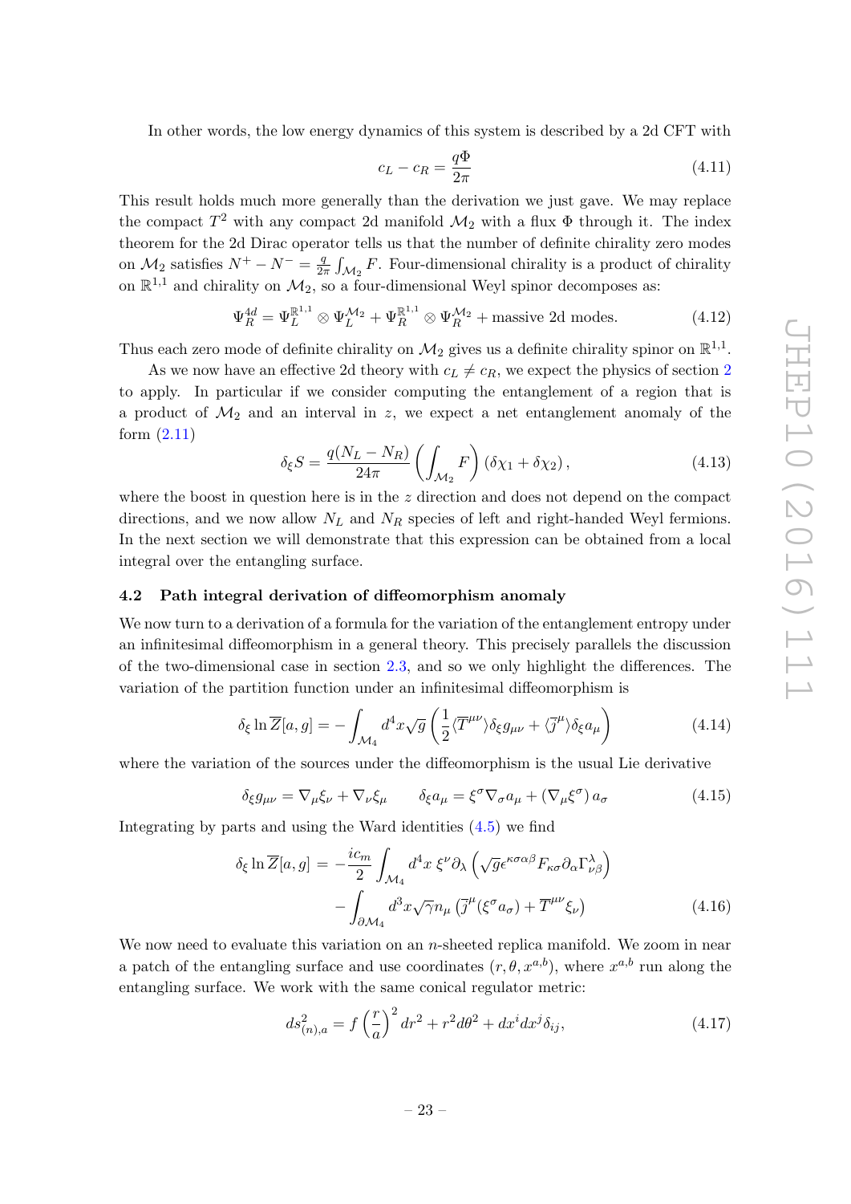In other words, the low energy dynamics of this system is described by a 2d CFT with

$$c_L - c_R = \frac{q\Phi}{2\pi} \tag{4.11}$$

This result holds much more generally than the derivation we just gave. We may replace the compact $T^2$ with any compact 2d manifold $\mathcal{M}_2$ with a flux $\Phi$ through it. The index theorem for the 2d Dirac operator tells us that the number of definite chirality zero modes on $\mathcal{M}_2$ satisfies $N^+ - N^- = \frac{q}{2\pi}\int_{\mathcal{M}_2} F$. Four-dimensional chirality is a product of chirality on $\mathbb{R}^{1,1}$ and chirality on $\mathcal{M}_2$, so a four-dimensional Weyl spinor decomposes as:

$$\Psi_R^{4d} = \Psi_L^{\mathbb{R}^{1,1}} \otimes \Psi_L^{\mathcal{M}_2} + \Psi_R^{\mathbb{R}^{1,1}} \otimes \Psi_R^{\mathcal{M}_2} + \text{massive 2d modes}. \tag{4.12}$$

Thus each zero mode of definite chirality on $\mathcal{M}_2$ gives us a definite chirality spinor on $\mathbb{R}^{1,1}$.

As we now have an effective 2d theory with $c_L \neq c_R$, we expect the physics of section 2 to apply. In particular if we consider computing the entanglement of a region that is a product of $\mathcal{M}_2$ and an interval in $z$, we expect a net entanglement anomaly of the form (2.11)

$$\delta_\xi S = \frac{q(N_L - N_R)}{24\pi}\left(\int_{\mathcal{M}_2} F\right)(\delta\chi_1 + \delta\chi_2), \tag{4.13}$$

where the boost in question here is in the $z$ direction and does not depend on the compact directions, and we now allow $N_L$ and $N_R$ species of left and right-handed Weyl fermions. In the next section we will demonstrate that this expression can be obtained from a local integral over the entangling surface.

### 4.2 Path integral derivation of diffeomorphism anomaly

We now turn to a derivation of a formula for the variation of the entanglement entropy under an infinitesimal diffeomorphism in a general theory. This precisely parallels the discussion of the two-dimensional case in section 2.3, and so we only highlight the differences. The variation of the partition function under an infinitesimal diffeomorphism is

$$\delta_\xi \ln \overline{Z}[a,g] = -\int_{\mathcal{M}_4} d^4x\sqrt{g}\left(\frac{1}{2}\langle \overline{T}^{\mu\nu}\rangle \delta_\xi g_{\mu\nu} + \langle \overline{j}^{\mu}\rangle \delta_\xi a_\mu\right) \tag{4.14}$$

where the variation of the sources under the diffeomorphism is the usual Lie derivative

$$\delta_\xi g_{\mu\nu} = \nabla_\mu \xi_\nu + \nabla_\nu \xi_\mu \qquad \delta_\xi a_\mu = \xi^\sigma \nabla_\sigma a_\mu + (\nabla_\mu \xi^\sigma)\, a_\sigma \tag{4.15}$$

Integrating by parts and using the Ward identities (4.5) we find

$$\begin{aligned}\delta_\xi \ln \overline{Z}[a,g] = &-\frac{ic_m}{2}\int_{\mathcal{M}_4} d^4x\, \xi^\nu \partial_\lambda\left(\sqrt{g}\epsilon^{\kappa\sigma\alpha\beta}F_{\kappa\sigma}\partial_\alpha \Gamma^\lambda_{\nu\beta}\right)\\ &-\int_{\partial\mathcal{M}_4} d^3x\sqrt{\gamma}n_\mu\left(\overline{j}^{\mu}(\xi^\sigma a_\sigma) + \overline{T}^{\mu\nu}\xi_\nu\right)\end{aligned} \tag{4.16}$$

We now need to evaluate this variation on an $n$-sheeted replica manifold. We zoom in near a patch of the entangling surface and use coordinates $(r, \theta, x^{a,b})$, where $x^{a,b}$ run along the entangling surface. We work with the same conical regulator metric:

$$ds^2_{(n),a} = f\left(\frac{r}{a}\right)^2 dr^2 + r^2 d\theta^2 + dx^i dx^j \delta_{ij}, \tag{4.17}$$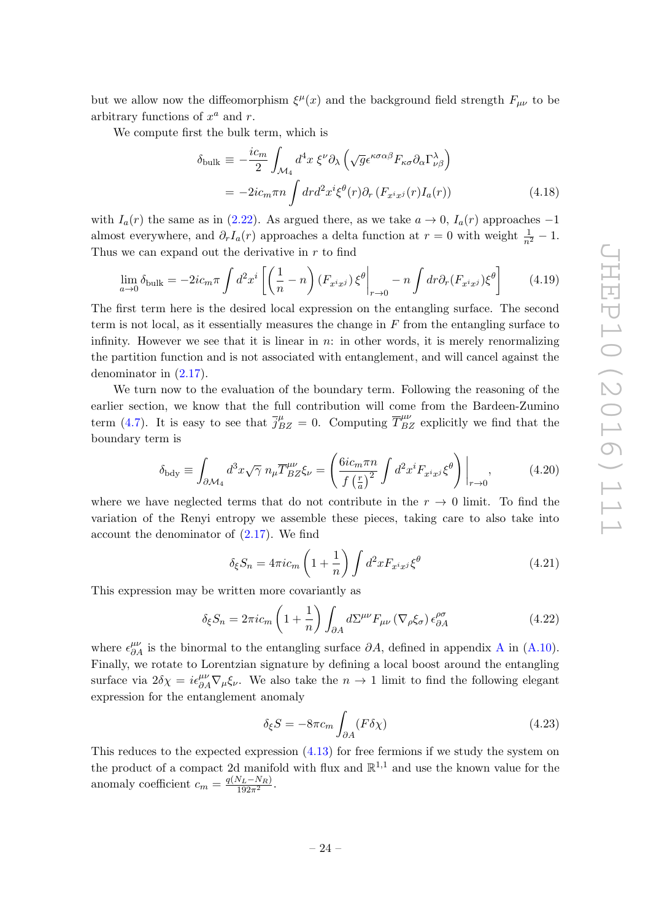but we allow now the diffeomorphism $\xi^\mu(x)$ and the background field strength $F_{\mu\nu}$ to be arbitrary functions of $x^a$ and $r$.

We compute first the bulk term, which is

$$
\begin{aligned}
\delta_{\rm bulk} &\equiv -\frac{ic_m}{2}\int_{\mathcal{M}_4} d^4x\, \xi^\nu \partial_\lambda\left(\sqrt{g}\epsilon^{\kappa\sigma\alpha\beta}F_{\kappa\sigma}\partial_\alpha\Gamma^\lambda_{\nu\beta}\right) \\
&= -2ic_m\pi n\int dr d^2x^i \xi^\theta(r)\partial_r\left(F_{x^ix^j}(r)I_a(r)\right) \qquad (4.18)
\end{aligned}
$$

with $I_a(r)$ the same as in (2.22). As argued there, as we take $a\to 0$, $I_a(r)$ approaches $-1$ almost everywhere, and $\partial_r I_a(r)$ approaches a delta function at $r=0$ with weight $\frac{1}{n^2}-1$. Thus we can expand out the derivative in $r$ to find

$$
\lim_{a\to 0}\delta_{\rm bulk} = -2ic_m\pi\int d^2x^i\left[\left(\frac{1}{n}-n\right)(F_{x^ix^j})\,\xi^\theta\Big|_{r\to 0} - n\int dr\partial_r(F_{x^ix^j})\xi^\theta\right] \qquad (4.19)
$$

The first term here is the desired local expression on the entangling surface. The second term is not local, as it essentially measures the change in $F$ from the entangling surface to infinity. However we see that it is linear in $n$: in other words, it is merely renormalizing the partition function and is not associated with entanglement, and will cancel against the denominator in (2.17).

We turn now to the evaluation of the boundary term. Following the reasoning of the earlier section, we know that the full contribution will come from the Bardeen-Zumino term (4.7). It is easy to see that $\overline{j}^\mu_{BZ}=0$. Computing $\overline{T}^{\mu\nu}_{BZ}$ explicitly we find that the boundary term is

$$
\delta_{\rm bdy} \equiv \int_{\partial\mathcal{M}_4} d^3x\sqrt{\gamma}\; n_\mu \overline{T}^{\mu\nu}_{BZ}\xi_\nu = \left(\frac{6ic_m\pi n}{f\left(\frac{r}{a}\right)^2}\int d^2x^i F_{x^ix^j}\xi^\theta\right)\Big|_{r\to 0}, \qquad (4.20)
$$

where we have neglected terms that do not contribute in the $r\to 0$ limit. To find the variation of the Renyi entropy we assemble these pieces, taking care to also take into account the denominator of (2.17). We find

$$
\delta_\xi S_n = 4\pi i c_m\left(1+\frac{1}{n}\right)\int d^2x F_{x^ix^j}\xi^\theta \qquad (4.21)
$$

This expression may be written more covariantly as

$$
\delta_\xi S_n = 2\pi i c_m\left(1+\frac{1}{n}\right)\int_{\partial A} d\Sigma^{\mu\nu}F_{\mu\nu}\left(\nabla_\rho\xi_\sigma\right)\epsilon^{\rho\sigma}_{\partial A} \qquad (4.22)
$$

where $\epsilon^{\mu\nu}_{\partial A}$ is the binormal to the entangling surface $\partial A$, defined in appendix A in (A.10). Finally, we rotate to Lorentzian signature by defining a local boost around the entangling surface via $2\delta\chi = i\epsilon^{\mu\nu}_{\partial A}\nabla_\mu\xi_\nu$. We also take the $n\to 1$ limit to find the following elegant expression for the entanglement anomaly

$$
\delta_\xi S = -8\pi c_m\int_{\partial A}(F\delta\chi) \qquad (4.23)
$$

This reduces to the expected expression (4.13) for free fermions if we study the system on the product of a compact 2d manifold with flux and $\mathbb{R}^{1,1}$ and use the known value for the anomaly coefficient $c_m = \frac{q(N_L-N_R)}{192\pi^2}$.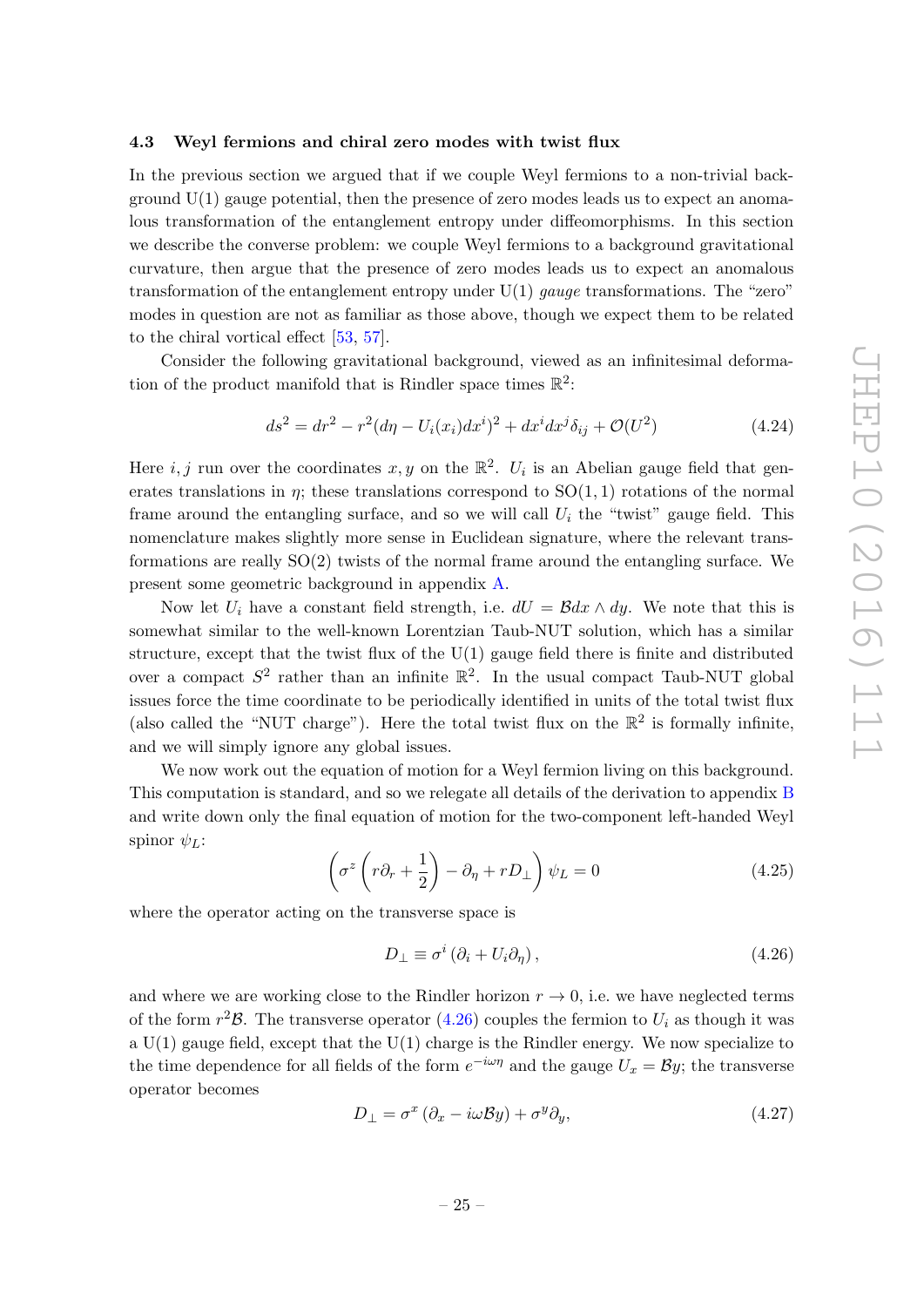### 4.3 Weyl fermions and chiral zero modes with twist flux

In the previous section we argued that if we couple Weyl fermions to a non-trivial background U(1) gauge potential, then the presence of zero modes leads us to expect an anomalous transformation of the entanglement entropy under diffeomorphisms. In this section we describe the converse problem: we couple Weyl fermions to a background gravitational curvature, then argue that the presence of zero modes leads us to expect an anomalous transformation of the entanglement entropy under U(1) *gauge* transformations. The "zero" modes in question are not as familiar as those above, though we expect them to be related to the chiral vortical effect [53, 57].

Consider the following gravitational background, viewed as an infinitesimal deformation of the product manifold that is Rindler space times $\mathbb{R}^2$:

$$ds^2 = dr^2 - r^2(d\eta - U_i(x_i)dx^i)^2 + dx^i dx^j \delta_{ij} + \mathcal{O}(U^2) \tag{4.24}$$

Here $i, j$ run over the coordinates $x, y$ on the $\mathbb{R}^2$. $U_i$ is an Abelian gauge field that generates translations in $\eta$; these translations correspond to $\mathrm{SO}(1,1)$ rotations of the normal frame around the entangling surface, and so we will call $U_i$ the "twist" gauge field. This nomenclature makes slightly more sense in Euclidean signature, where the relevant transformations are really $\mathrm{SO}(2)$ twists of the normal frame around the entangling surface. We present some geometric background in appendix A.

Now let $U_i$ have a constant field strength, i.e. $dU = \mathcal{B} dx \wedge dy$. We note that this is somewhat similar to the well-known Lorentzian Taub-NUT solution, which has a similar structure, except that the twist flux of the U(1) gauge field there is finite and distributed over a compact $S^2$ rather than an infinite $\mathbb{R}^2$. In the usual compact Taub-NUT global issues force the time coordinate to be periodically identified in units of the total twist flux (also called the "NUT charge"). Here the total twist flux on the $\mathbb{R}^2$ is formally infinite, and we will simply ignore any global issues.

We now work out the equation of motion for a Weyl fermion living on this background. This computation is standard, and so we relegate all details of the derivation to appendix B and write down only the final equation of motion for the two-component left-handed Weyl spinor $\psi_L$:

$$\left(\sigma^z \left(r\partial_r + \frac{1}{2}\right) - \partial_\eta + r D_\perp\right)\psi_L = 0 \tag{4.25}$$

where the operator acting on the transverse space is

$$D_\perp \equiv \sigma^i \left(\partial_i + U_i \partial_\eta\right), \tag{4.26}$$

and where we are working close to the Rindler horizon $r \to 0$, i.e. we have neglected terms of the form $r^2 \mathcal{B}$. The transverse operator (4.26) couples the fermion to $U_i$ as though it was a U(1) gauge field, except that the U(1) charge is the Rindler energy. We now specialize to the time dependence for all fields of the form $e^{-i\omega\eta}$ and the gauge $U_x = \mathcal{B}y$; the transverse operator becomes

$$D_\perp = \sigma^x \left(\partial_x - i\omega\mathcal{B}y\right) + \sigma^y \partial_y, \tag{4.27}$$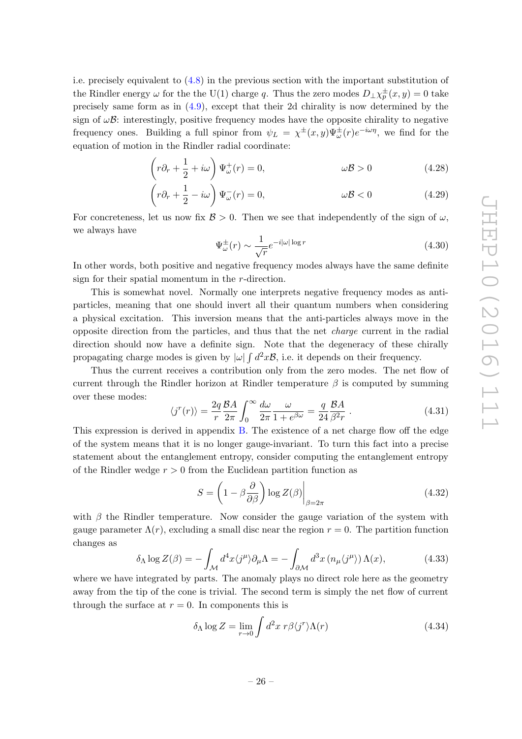i.e. precisely equivalent to (4.8) in the previous section with the important substitution of the Rindler energy $\omega$ for the the U(1) charge $q$. Thus the zero modes $D_\perp \chi_p^\pm(x,y) = 0$ take precisely same form as in (4.9), except that their 2d chirality is now determined by the sign of $\omega\mathcal{B}$: interestingly, positive frequency modes have the opposite chirality to negative frequency ones. Building a full spinor from $\psi_L = \chi^\pm(x,y)\Psi_\omega^\pm(r)e^{-i\omega\eta}$, we find for the equation of motion in the Rindler radial coordinate:

$$\left(r\partial_r + \frac{1}{2} + i\omega\right)\Psi_\omega^+(r) = 0, \qquad\qquad \omega\mathcal{B} > 0 \tag{4.28}$$

$$\left(r\partial_r + \frac{1}{2} - i\omega\right)\Psi_\omega^-(r) = 0, \qquad\qquad \omega\mathcal{B} < 0 \tag{4.29}$$

For concreteness, let us now fix $\mathcal{B} > 0$. Then we see that independently of the sign of $\omega$, we always have

$$\Psi_\omega^\pm(r) \sim \frac{1}{\sqrt{r}} e^{-i|\omega|\log r} \tag{4.30}$$

In other words, both positive and negative frequency modes always have the same definite sign for their spatial momentum in the $r$-direction.

This is somewhat novel. Normally one interprets negative frequency modes as anti-particles, meaning that one should invert all their quantum numbers when considering a physical excitation. This inversion means that the anti-particles always move in the opposite direction from the particles, and thus that the net *charge* current in the radial direction should now have a definite sign. Note that the degeneracy of these chirally propagating charge modes is given by $|\omega|\int d^2x\mathcal{B}$, i.e. it depends on their frequency.

Thus the current receives a contribution only from the zero modes. The net flow of current through the Rindler horizon at Rindler temperature $\beta$ is computed by summing over these modes:

$$\langle j^r(r)\rangle = \frac{2q}{r}\frac{\mathcal{B}A}{2\pi}\int_0^\infty \frac{d\omega}{2\pi}\frac{\omega}{1+e^{\beta\omega}} = \frac{q}{24}\frac{\mathcal{B}A}{\beta^2 r}\,. \tag{4.31}$$

This expression is derived in appendix B. The existence of a net charge flow off the edge of the system means that it is no longer gauge-invariant. To turn this fact into a precise statement about the entanglement entropy, consider computing the entanglement entropy of the Rindler wedge $r > 0$ from the Euclidean partition function as

$$S = \left(1 - \beta\frac{\partial}{\partial\beta}\right)\log Z(\beta)\bigg|_{\beta=2\pi} \tag{4.32}$$

with $\beta$ the Rindler temperature. Now consider the gauge variation of the system with gauge parameter $\Lambda(r)$, excluding a small disc near the region $r = 0$. The partition function changes as

$$\delta_\Lambda \log Z(\beta) = -\int_{\mathcal{M}} d^4x\langle j^\mu\rangle\partial_\mu\Lambda = -\int_{\partial\mathcal{M}} d^3x\left(n_\mu\langle j^\mu\rangle\right)\Lambda(x), \tag{4.33}$$

where we have integrated by parts. The anomaly plays no direct role here as the geometry away from the tip of the cone is trivial. The second term is simply the net flow of current through the surface at $r = 0$. In components this is

$$\delta_\Lambda \log Z = \lim_{r\to 0}\int d^2x\; r\beta\langle j^r\rangle\Lambda(r) \tag{4.34}$$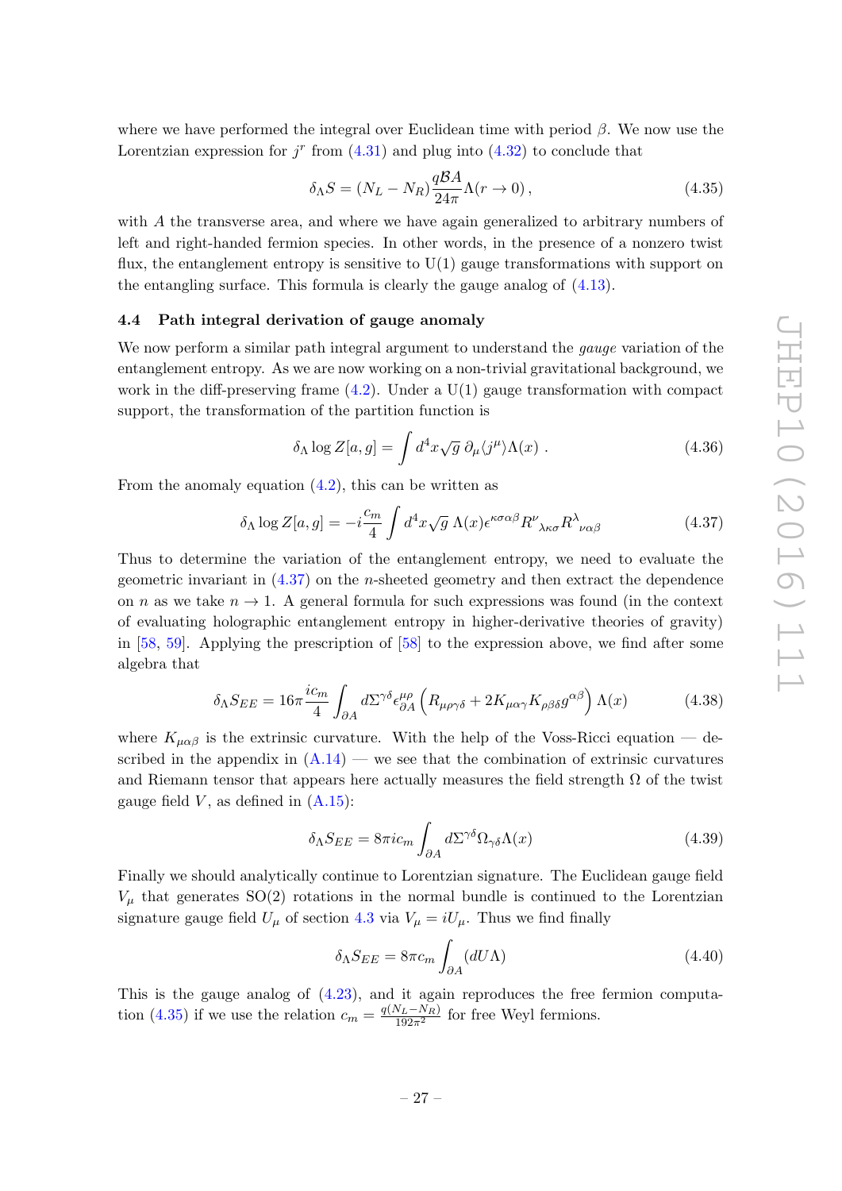where we have performed the integral over Euclidean time with period $\beta$. We now use the Lorentzian expression for $j^r$ from (4.31) and plug into (4.32) to conclude that

$$\delta_\Lambda S = (N_L - N_R)\frac{q\mathcal{B}A}{24\pi}\Lambda(r \to 0)\,, \tag{4.35}$$

with $A$ the transverse area, and where we have again generalized to arbitrary numbers of left and right-handed fermion species. In other words, in the presence of a nonzero twist flux, the entanglement entropy is sensitive to U(1) gauge transformations with support on the entangling surface. This formula is clearly the gauge analog of (4.13).

### 4.4 Path integral derivation of gauge anomaly

We now perform a similar path integral argument to understand the *gauge* variation of the entanglement entropy. As we are now working on a non-trivial gravitational background, we work in the diff-preserving frame (4.2). Under a U(1) gauge transformation with compact support, the transformation of the partition function is

$$\delta_\Lambda \log Z[a,g] = \int d^4x\sqrt{g}\;\partial_\mu\langle j^\mu\rangle\Lambda(x)\;. \tag{4.36}$$

From the anomaly equation (4.2), this can be written as

$$\delta_\Lambda \log Z[a,g] = -i\frac{c_m}{4}\int d^4x\sqrt{g}\;\Lambda(x)\epsilon^{\kappa\sigma\alpha\beta}R^{\nu}{}_{\lambda\kappa\sigma}R^{\lambda}{}_{\nu\alpha\beta} \tag{4.37}$$

Thus to determine the variation of the entanglement entropy, we need to evaluate the geometric invariant in (4.37) on the $n$-sheeted geometry and then extract the dependence on $n$ as we take $n \to 1$. A general formula for such expressions was found (in the context of evaluating holographic entanglement entropy in higher-derivative theories of gravity) in [58, 59]. Applying the prescription of [58] to the expression above, we find after some algebra that

$$\delta_\Lambda S_{EE} = 16\pi\frac{ic_m}{4}\int_{\partial A} d\Sigma^{\gamma\delta}\epsilon^{\mu\rho}_{\partial A}\left(R_{\mu\rho\gamma\delta} + 2K_{\mu\alpha\gamma}K_{\rho\beta\delta}g^{\alpha\beta}\right)\Lambda(x) \tag{4.38}$$

where $K_{\mu\alpha\beta}$ is the extrinsic curvature. With the help of the Voss-Ricci equation — described in the appendix in (A.14) — we see that the combination of extrinsic curvatures and Riemann tensor that appears here actually measures the field strength $\Omega$ of the twist gauge field $V$, as defined in (A.15):

$$\delta_\Lambda S_{EE} = 8\pi i c_m \int_{\partial A} d\Sigma^{\gamma\delta}\Omega_{\gamma\delta}\Lambda(x) \tag{4.39}$$

Finally we should analytically continue to Lorentzian signature. The Euclidean gauge field $V_\mu$ that generates SO(2) rotations in the normal bundle is continued to the Lorentzian signature gauge field $U_\mu$ of section 4.3 via $V_\mu = iU_\mu$. Thus we find finally

$$\delta_\Lambda S_{EE} = 8\pi c_m \int_{\partial A}(dU\Lambda) \tag{4.40}$$

This is the gauge analog of (4.23), and it again reproduces the free fermion computation (4.35) if we use the relation $c_m = \frac{q(N_L - N_R)}{192\pi^2}$ for free Weyl fermions.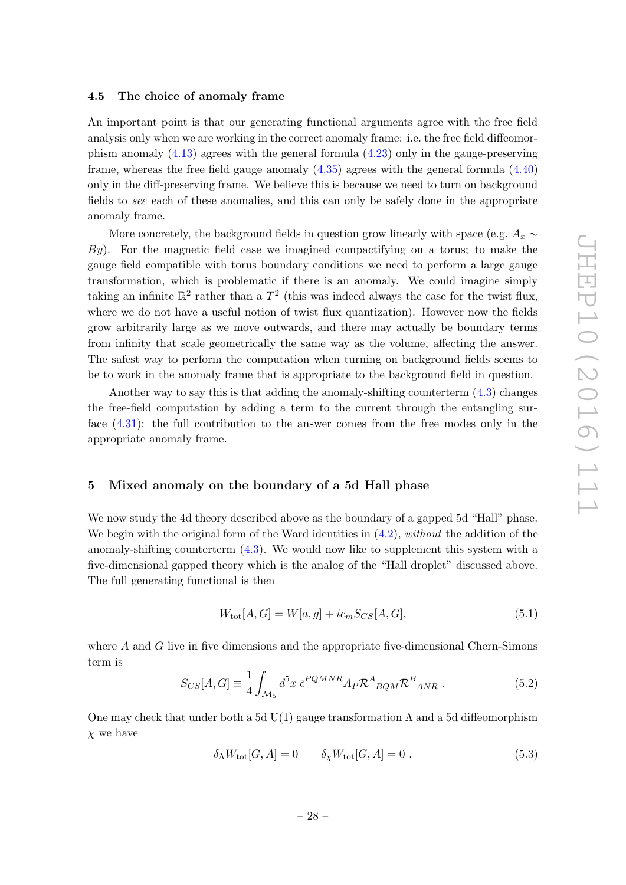### 4.5 The choice of anomaly frame

An important point is that our generating functional arguments agree with the free field analysis only when we are working in the correct anomaly frame: i.e. the free field diffeomorphism anomaly (4.13) agrees with the general formula (4.23) only in the gauge-preserving frame, whereas the free field gauge anomaly (4.35) agrees with the general formula (4.40) only in the diff-preserving frame. We believe this is because we need to turn on background fields to *see* each of these anomalies, and this can only be safely done in the appropriate anomaly frame.

More concretely, the background fields in question grow linearly with space (e.g. $A_x \sim By$). For the magnetic field case we imagined compactifying on a torus; to make the gauge field compatible with torus boundary conditions we need to perform a large gauge transformation, which is problematic if there is an anomaly. We could imagine simply taking an infinite $\mathbb{R}^2$ rather than a $T^2$ (this was indeed always the case for the twist flux, where we do not have a useful notion of twist flux quantization). However now the fields grow arbitrarily large as we move outwards, and there may actually be boundary terms from infinity that scale geometrically the same way as the volume, affecting the answer. The safest way to perform the computation when turning on background fields seems to be to work in the anomaly frame that is appropriate to the background field in question.

Another way to say this is that adding the anomaly-shifting counterterm (4.3) changes the free-field computation by adding a term to the current through the entangling surface (4.31): the full contribution to the answer comes from the free modes only in the appropriate anomaly frame.

## 5 Mixed anomaly on the boundary of a 5d Hall phase

We now study the 4d theory described above as the boundary of a gapped 5d "Hall" phase. We begin with the original form of the Ward identities in (4.2), *without* the addition of the anomaly-shifting counterterm (4.3). We would now like to supplement this system with a five-dimensional gapped theory which is the analog of the "Hall droplet" discussed above. The full generating functional is then

$$W_{\text{tot}}[A,G] = W[a,g] + ic_m S_{CS}[A,G], \tag{5.1}$$

where $A$ and $G$ live in five dimensions and the appropriate five-dimensional Chern-Simons term is

$$S_{CS}[A,G] \equiv \frac{1}{4}\int_{\mathcal{M}_5} d^5x\, \bar{\epsilon}^{PQMNR} A_P \mathcal{R}^A{}_{BQM} \mathcal{R}^B{}_{ANR} \,. \tag{5.2}$$

One may check that under both a 5d U(1) gauge transformation $\Lambda$ and a 5d diffeomorphism $\chi$ we have

$$\delta_\Lambda W_{\text{tot}}[G,A] = 0 \qquad \delta_\chi W_{\text{tot}}[G,A] = 0 \,. \tag{5.3}$$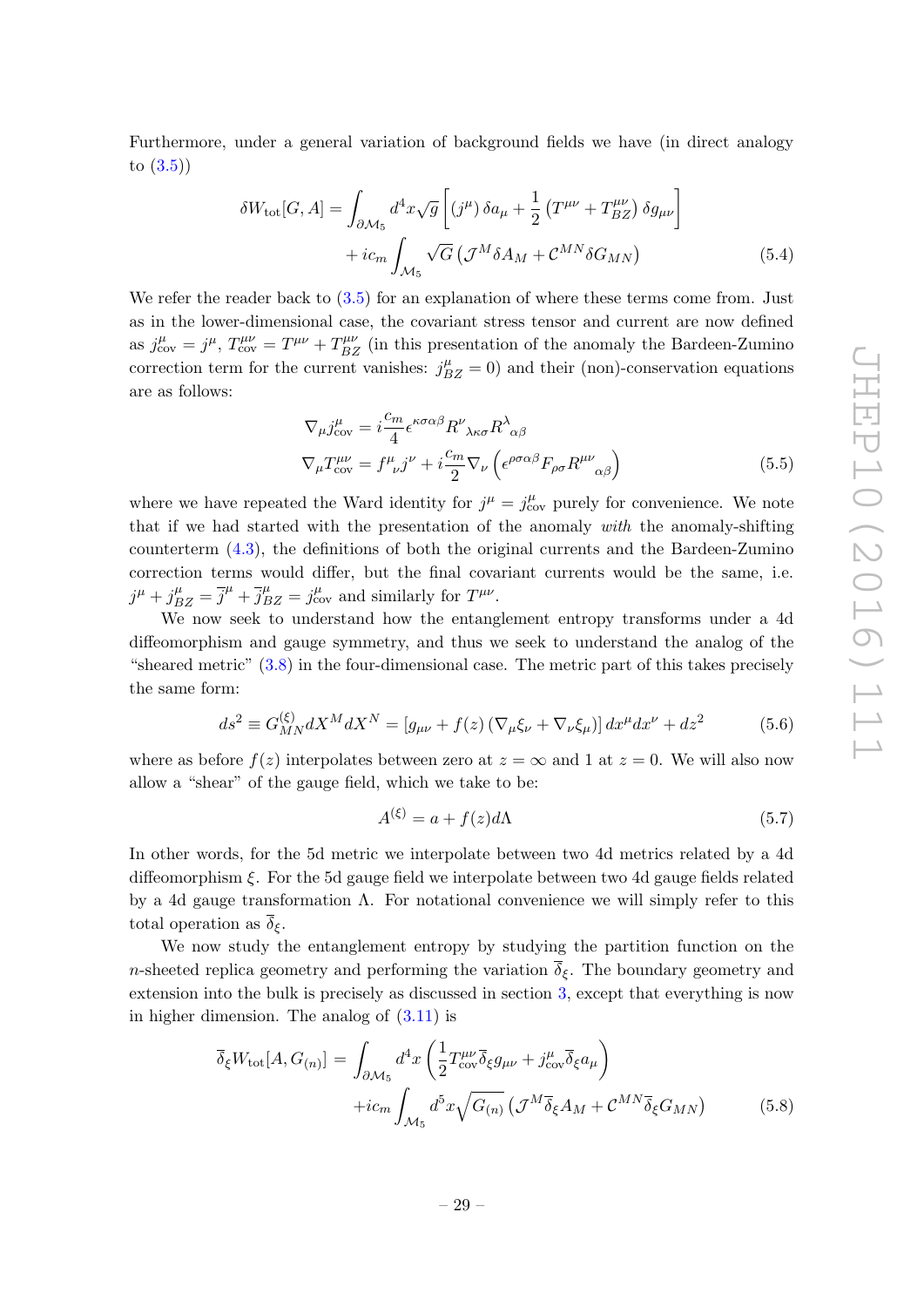Furthermore, under a general variation of background fields we have (in direct analogy to (3.5))

$$\delta W_{\rm tot}[G,A] = \int_{\partial \mathcal{M}_5} d^4x \sqrt{g} \left[ (j^\mu)\, \delta a_\mu + \frac{1}{2}\left(T^{\mu\nu} + T^{\mu\nu}_{BZ}\right) \delta g_{\mu\nu} \right] + i c_m \int_{\mathcal{M}_5} \sqrt{G} \left( \mathcal{J}^M \delta A_M + \mathcal{C}^{MN} \delta G_{MN} \right) \tag{5.4}$$

We refer the reader back to (3.5) for an explanation of where these terms come from. Just as in the lower-dimensional case, the covariant stress tensor and current are now defined as $j^\mu_{\rm cov} = j^\mu$, $T^{\mu\nu}_{\rm cov} = T^{\mu\nu} + T^{\mu\nu}_{BZ}$ (in this presentation of the anomaly the Bardeen-Zumino correction term for the current vanishes: $j^\mu_{BZ} = 0$) and their (non)-conservation equations are as follows:

$$\begin{aligned} \nabla_\mu j^\mu_{\rm cov} &= i\frac{c_m}{4} \epsilon^{\kappa\sigma\alpha\beta} R^\nu{}_{\lambda\kappa\sigma} R^\lambda{}_{\alpha\beta} \\ \nabla_\mu T^{\mu\nu}_{\rm cov} &= f^\mu{}_\nu j^\nu + i\frac{c_m}{2} \nabla_\nu \left( \epsilon^{\rho\sigma\alpha\beta} F_{\rho\sigma} R^{\mu\nu}{}_{\alpha\beta} \right) \end{aligned} \tag{5.5}$$

where we have repeated the Ward identity for $j^\mu = j^\mu_{\rm cov}$ purely for convenience. We note that if we had started with the presentation of the anomaly *with* the anomaly-shifting counterterm (4.3), the definitions of both the original currents and the Bardeen-Zumino correction terms would differ, but the final covariant currents would be the same, i.e. $j^\mu + j^\mu_{BZ} = \overline{j}^\mu + \overline{j}^\mu_{BZ} = j^\mu_{\rm cov}$ and similarly for $T^{\mu\nu}$.

We now seek to understand how the entanglement entropy transforms under a 4d diffeomorphism and gauge symmetry, and thus we seek to understand the analog of the "sheared metric" (3.8) in the four-dimensional case. The metric part of this takes precisely the same form:

$$ds^2 \equiv G^{(\xi)}_{MN} dX^M dX^N = \left[ g_{\mu\nu} + f(z) \left( \nabla_\mu \xi_\nu + \nabla_\nu \xi_\mu \right) \right] dx^\mu dx^\nu + dz^2 \tag{5.6}$$

where as before $f(z)$ interpolates between zero at $z = \infty$ and 1 at $z = 0$. We will also now allow a "shear" of the gauge field, which we take to be:

$$A^{(\xi)} = a + f(z) d\Lambda \tag{5.7}$$

In other words, for the 5d metric we interpolate between two 4d metrics related by a 4d diffeomorphism $\xi$. For the 5d gauge field we interpolate between two 4d gauge fields related by a 4d gauge transformation $\Lambda$. For notational convenience we will simply refer to this total operation as $\overline{\delta}_\xi$.

We now study the entanglement entropy by studying the partition function on the $n$-sheeted replica geometry and performing the variation $\overline{\delta}_\xi$. The boundary geometry and extension into the bulk is precisely as discussed in section 3, except that everything is now in higher dimension. The analog of (3.11) is

$$\overline{\delta}_\xi W_{\rm tot}[A, G_{(n)}] = \int_{\partial\mathcal{M}_5} d^4x \left( \frac{1}{2} T^{\mu\nu}_{\rm cov} \overline{\delta}_\xi g_{\mu\nu} + j^\mu_{\rm cov} \overline{\delta}_\xi a_\mu \right) + i c_m \int_{\mathcal{M}_5} d^5x \sqrt{G_{(n)}} \left( \mathcal{J}^M \overline{\delta}_\xi A_M + \mathcal{C}^{MN} \overline{\delta}_\xi G_{MN} \right) \tag{5.8}$$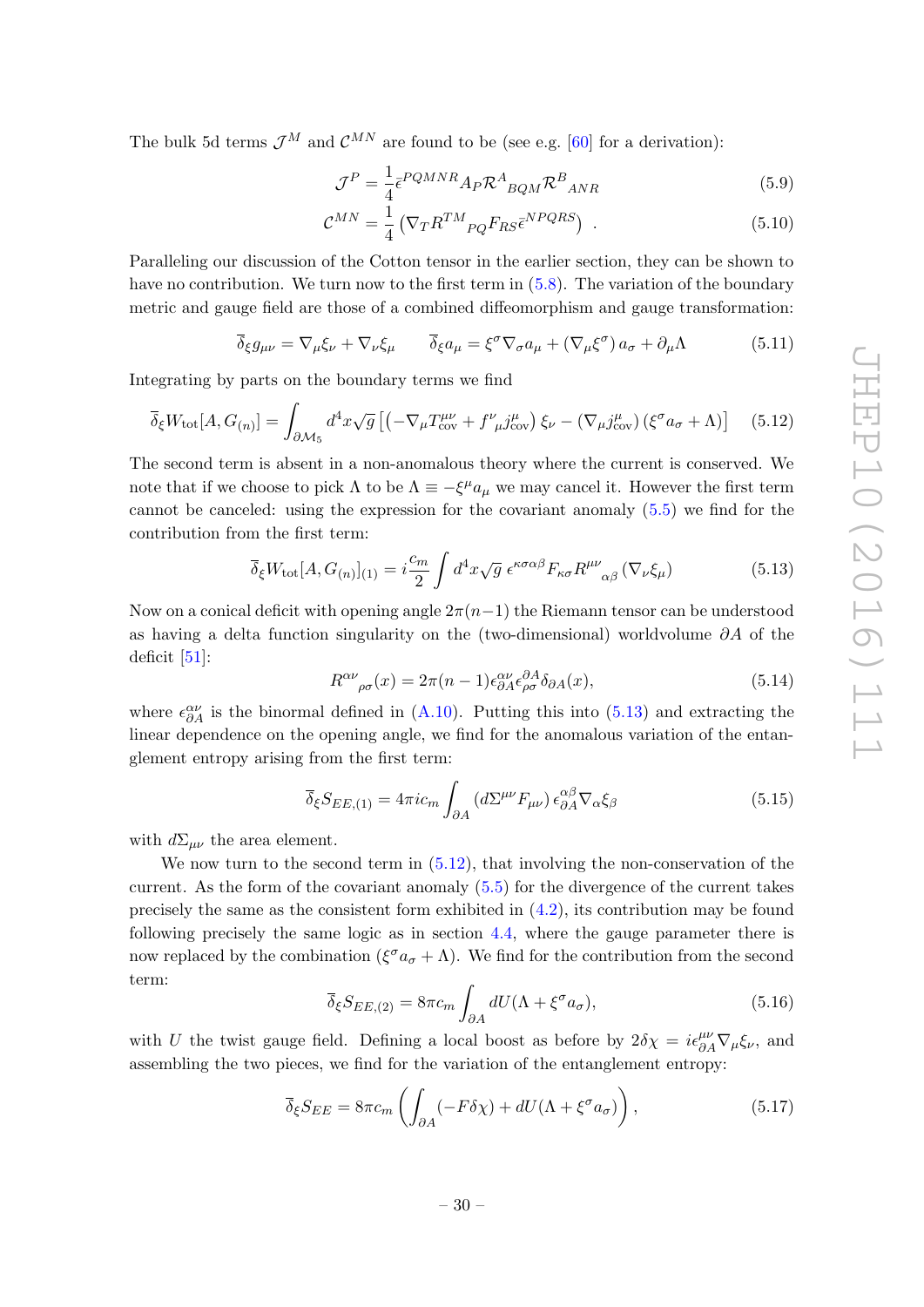The bulk 5d terms $\mathcal{J}^M$ and $\mathcal{C}^{MN}$ are found to be (see e.g. [60] for a derivation):

$$\mathcal{J}^P = \frac{1}{4}\bar{\epsilon}^{PQMNR} A_P \mathcal{R}^A{}_{BQM} \mathcal{R}^B{}_{ANR} \tag{5.9}$$

$$\mathcal{C}^{MN} = \frac{1}{4}\left(\nabla_T R^{TM}{}_{PQ} F_{RS} \bar{\epsilon}^{NPQRS}\right) \ . \tag{5.10}$$

Paralleling our discussion of the Cotton tensor in the earlier section, they can be shown to have no contribution. We turn now to the first term in (5.8). The variation of the boundary metric and gauge field are those of a combined diffeomorphism and gauge transformation:

$$\overline{\delta}_\xi g_{\mu\nu} = \nabla_\mu \xi_\nu + \nabla_\nu \xi_\mu \qquad \overline{\delta}_\xi a_\mu = \xi^\sigma \nabla_\sigma a_\mu + (\nabla_\mu \xi^\sigma)\, a_\sigma + \partial_\mu \Lambda \tag{5.11}$$

Integrating by parts on the boundary terms we find

$$\overline{\delta}_\xi W_{\rm tot}[A, G_{(n)}] = \int_{\partial \mathcal{M}_5} d^4x \sqrt{g}\left[\left(-\nabla_\mu T^{\mu\nu}_{\rm cov} + f^\nu{}_\mu j^\mu_{\rm cov}\right)\xi_\nu - \left(\nabla_\mu j^\mu_{\rm cov}\right)\left(\xi^\sigma a_\sigma + \Lambda\right)\right] \tag{5.12}$$

The second term is absent in a non-anomalous theory where the current is conserved. We note that if we choose to pick $\Lambda$ to be $\Lambda \equiv -\xi^\mu a_\mu$ we may cancel it. However the first term cannot be canceled: using the expression for the covariant anomaly (5.5) we find for the contribution from the first term:

$$\overline{\delta}_\xi W_{\rm tot}[A, G_{(n)}]_{(1)} = i\frac{c_m}{2}\int d^4x \sqrt{g}\, \epsilon^{\kappa\sigma\alpha\beta} F_{\kappa\sigma} R^{\mu\nu}{}_{\alpha\beta}\left(\nabla_\nu \xi_\mu\right) \tag{5.13}$$

Now on a conical deficit with opening angle $2\pi(n-1)$ the Riemann tensor can be understood as having a delta function singularity on the (two-dimensional) worldvolume $\partial A$ of the deficit [51]:

$$R^{\alpha\nu}{}_{\rho\sigma}(x) = 2\pi(n-1)\epsilon^{\alpha\nu}_{\partial A}\epsilon^{\partial A}_{\rho\sigma}\delta_{\partial A}(x), \tag{5.14}$$

where $\epsilon^{\alpha\nu}_{\partial A}$ is the binormal defined in (A.10). Putting this into (5.13) and extracting the linear dependence on the opening angle, we find for the anomalous variation of the entanglement entropy arising from the first term:

$$\overline{\delta}_\xi S_{EE,(1)} = 4\pi i c_m \int_{\partial A}\left(d\Sigma^{\mu\nu} F_{\mu\nu}\right)\epsilon^{\alpha\beta}_{\partial A}\nabla_\alpha \xi_\beta \tag{5.15}$$

with $d\Sigma_{\mu\nu}$ the area element.

We now turn to the second term in (5.12), that involving the non-conservation of the current. As the form of the covariant anomaly (5.5) for the divergence of the current takes precisely the same as the consistent form exhibited in (4.2), its contribution may be found following precisely the same logic as in section 4.4, where the gauge parameter there is now replaced by the combination $(\xi^\sigma a_\sigma + \Lambda)$. We find for the contribution from the second term:

$$\overline{\delta}_\xi S_{EE,(2)} = 8\pi c_m \int_{\partial A} dU(\Lambda + \xi^\sigma a_\sigma), \tag{5.16}$$

with $U$ the twist gauge field. Defining a local boost as before by $2\delta\chi = i\epsilon^{\mu\nu}_{\partial A}\nabla_\mu \xi_\nu$, and assembling the two pieces, we find for the variation of the entanglement entropy:

$$\overline{\delta}_\xi S_{EE} = 8\pi c_m\left(\int_{\partial A}(-F\delta\chi) + dU(\Lambda + \xi^\sigma a_\sigma)\right), \tag{5.17}$$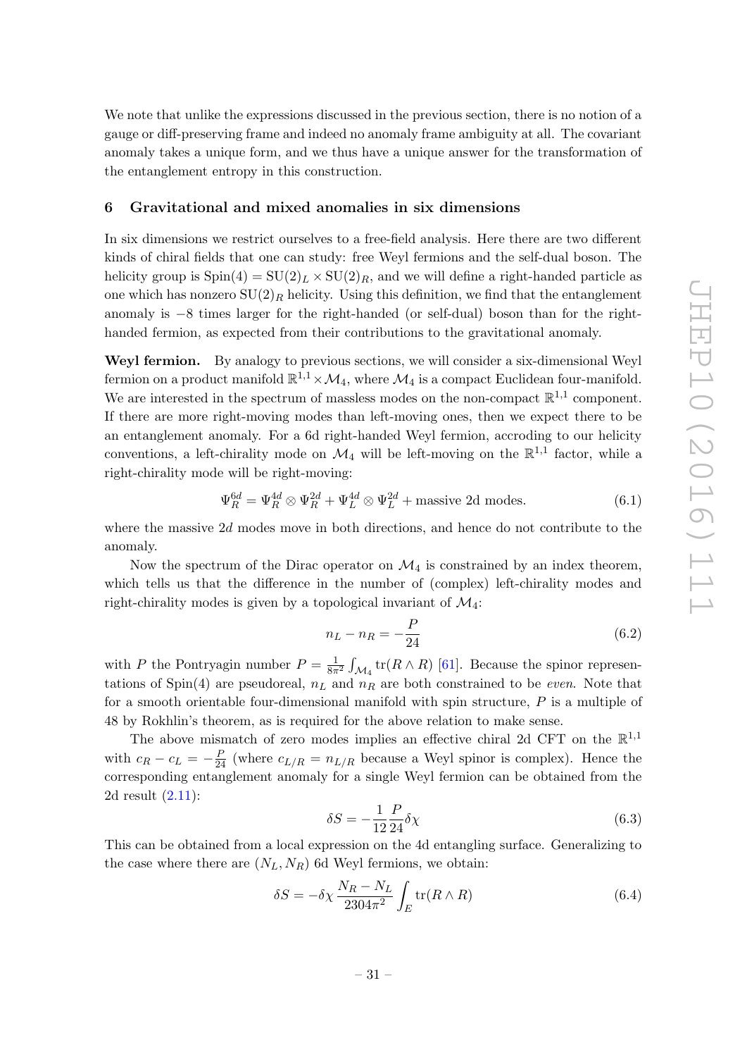We note that unlike the expressions discussed in the previous section, there is no notion of a gauge or diff-preserving frame and indeed no anomaly frame ambiguity at all. The covariant anomaly takes a unique form, and we thus have a unique answer for the transformation of the entanglement entropy in this construction.

## 6 Gravitational and mixed anomalies in six dimensions

In six dimensions we restrict ourselves to a free-field analysis. Here there are two different kinds of chiral fields that one can study: free Weyl fermions and the self-dual boson. The helicity group is $\mathrm{Spin}(4) = \mathrm{SU}(2)_L \times \mathrm{SU}(2)_R$, and we will define a right-handed particle as one which has nonzero $\mathrm{SU}(2)_R$ helicity. Using this definition, we find that the entanglement anomaly is $-8$ times larger for the right-handed (or self-dual) boson than for the right-handed fermion, as expected from their contributions to the gravitational anomaly.

**Weyl fermion.** By analogy to previous sections, we will consider a six-dimensional Weyl fermion on a product manifold $\mathbb{R}^{1,1} \times \mathcal{M}_4$, where $\mathcal{M}_4$ is a compact Euclidean four-manifold. We are interested in the spectrum of massless modes on the non-compact $\mathbb{R}^{1,1}$ component. If there are more right-moving modes than left-moving ones, then we expect there to be an entanglement anomaly. For a 6d right-handed Weyl fermion, accroding to our helicity conventions, a left-chirality mode on $\mathcal{M}_4$ will be left-moving on the $\mathbb{R}^{1,1}$ factor, while a right-chirality mode will be right-moving:

$$\Psi_R^{6d} = \Psi_R^{4d} \otimes \Psi_R^{2d} + \Psi_L^{4d} \otimes \Psi_L^{2d} + \text{massive 2d modes.} \tag{6.1}$$

where the massive $2d$ modes move in both directions, and hence do not contribute to the anomaly.

Now the spectrum of the Dirac operator on $\mathcal{M}_4$ is constrained by an index theorem, which tells us that the difference in the number of (complex) left-chirality modes and right-chirality modes is given by a topological invariant of $\mathcal{M}_4$:

$$n_L - n_R = -\frac{P}{24} \tag{6.2}$$

with $P$ the Pontryagin number $P = \frac{1}{8\pi^2} \int_{\mathcal{M}_4} \mathrm{tr}(R \wedge R)$ [61]. Because the spinor representations of $\mathrm{Spin}(4)$ are pseudoreal, $n_L$ and $n_R$ are both constrained to be *even*. Note that for a smooth orientable four-dimensional manifold with spin structure, $P$ is a multiple of 48 by Rokhlin's theorem, as is required for the above relation to make sense.

The above mismatch of zero modes implies an effective chiral 2d CFT on the $\mathbb{R}^{1,1}$ with $c_R - c_L = -\frac{P}{24}$ (where $c_{L/R} = n_{L/R}$ because a Weyl spinor is complex). Hence the corresponding entanglement anomaly for a single Weyl fermion can be obtained from the 2d result (2.11):

$$\delta S = -\frac{1}{12} \frac{P}{24} \delta\chi \tag{6.3}$$

This can be obtained from a local expression on the 4d entangling surface. Generalizing to the case where there are $(N_L, N_R)$ 6d Weyl fermions, we obtain:

$$\delta S = -\delta\chi \frac{N_R - N_L}{2304\pi^2} \int_E \mathrm{tr}(R \wedge R) \tag{6.4}$$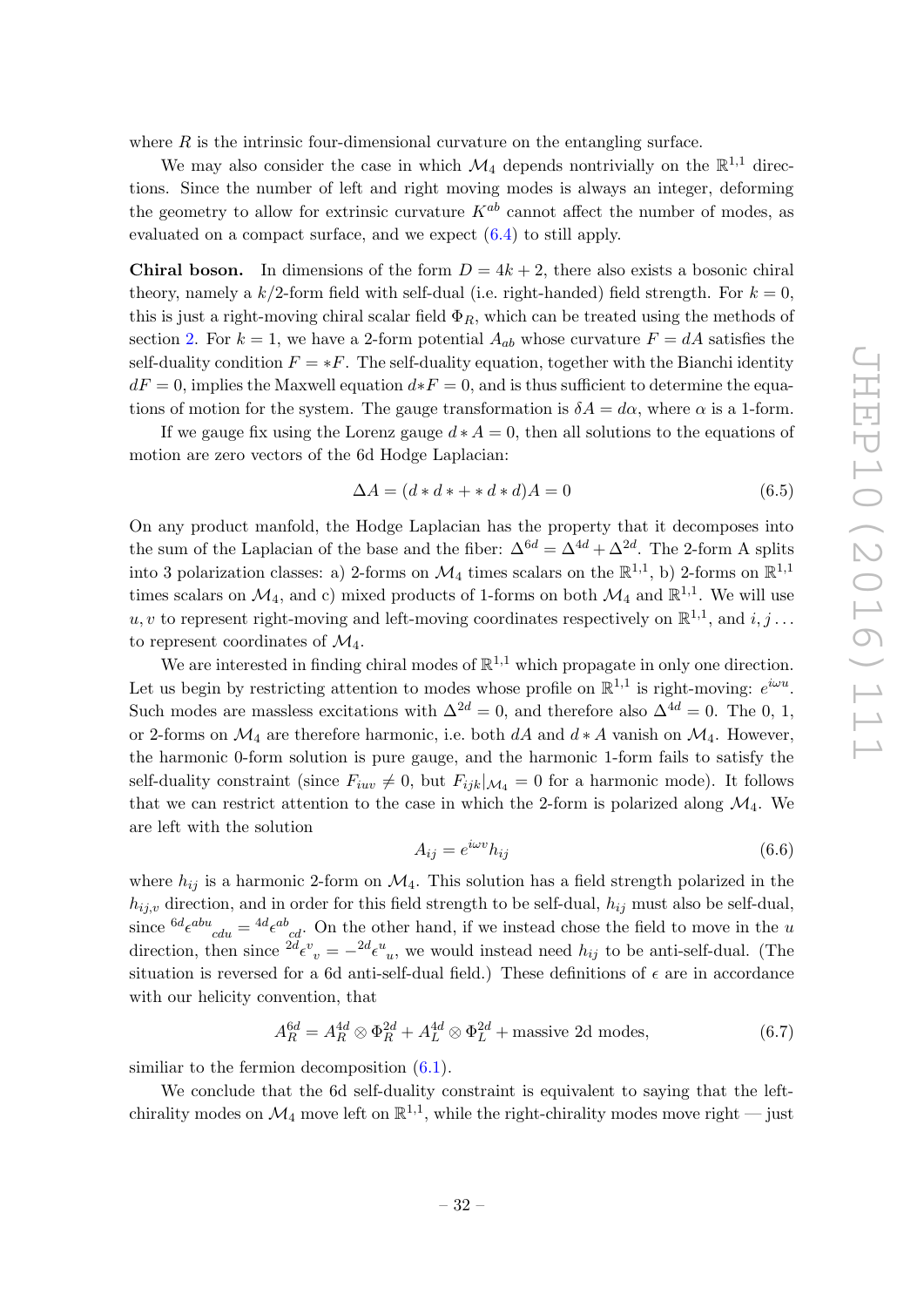where $R$ is the intrinsic four-dimensional curvature on the entangling surface.

We may also consider the case in which $\mathcal{M}_4$ depends nontrivially on the $\mathbb{R}^{1,1}$ directions. Since the number of left and right moving modes is always an integer, deforming the geometry to allow for extrinsic curvature $K^{ab}$ cannot affect the number of modes, as evaluated on a compact surface, and we expect (6.4) to still apply.

**Chiral boson.** In dimensions of the form $D = 4k + 2$, there also exists a bosonic chiral theory, namely a $k/2$-form field with self-dual (i.e. right-handed) field strength. For $k = 0$, this is just a right-moving chiral scalar field $\Phi_R$, which can be treated using the methods of section 2. For $k = 1$, we have a 2-form potential $A_{ab}$ whose curvature $F = dA$ satisfies the self-duality condition $F = *F$. The self-duality equation, together with the Bianchi identity $dF = 0$, implies the Maxwell equation $d{*F} = 0$, and is thus sufficient to determine the equations of motion for the system. The gauge transformation is $\delta A = d\alpha$, where $\alpha$ is a 1-form.

If we gauge fix using the Lorenz gauge $d * A = 0$, then all solutions to the equations of motion are zero vectors of the 6d Hodge Laplacian:

$$\Delta A = (d * d * + * d * d)A = 0 \tag{6.5}$$

On any product manfold, the Hodge Laplacian has the property that it decomposes into the sum of the Laplacian of the base and the fiber: $\Delta^{6d} = \Delta^{4d} + \Delta^{2d}$. The 2-form A splits into 3 polarization classes: a) 2-forms on $\mathcal{M}_4$ times scalars on the $\mathbb{R}^{1,1}$, b) 2-forms on $\mathbb{R}^{1,1}$ times scalars on $\mathcal{M}_4$, and c) mixed products of 1-forms on both $\mathcal{M}_4$ and $\mathbb{R}^{1,1}$. We will use $u, v$ to represent right-moving and left-moving coordinates respectively on $\mathbb{R}^{1,1}$, and $i, j \ldots$ to represent coordinates of $\mathcal{M}_4$.

We are interested in finding chiral modes of $\mathbb{R}^{1,1}$ which propagate in only one direction. Let us begin by restricting attention to modes whose profile on $\mathbb{R}^{1,1}$ is right-moving: $e^{i\omega u}$. Such modes are massless excitations with $\Delta^{2d} = 0$, and therefore also $\Delta^{4d} = 0$. The 0, 1, or 2-forms on $\mathcal{M}_4$ are therefore harmonic, i.e. both $dA$ and $d * A$ vanish on $\mathcal{M}_4$. However, the harmonic 0-form solution is pure gauge, and the harmonic 1-form fails to satisfy the self-duality constraint (since $F_{iuv} \neq 0$, but $F_{ijk}|_{\mathcal{M}_4} = 0$ for a harmonic mode). It follows that we can restrict attention to the case in which the 2-form is polarized along $\mathcal{M}_4$. We are left with the solution

$$A_{ij} = e^{i\omega v} h_{ij} \tag{6.6}$$

where $h_{ij}$ is a harmonic 2-form on $\mathcal{M}_4$. This solution has a field strength polarized in the $h_{ij,v}$ direction, and in order for this field strength to be self-dual, $h_{ij}$ must also be self-dual, since ${}^{6d}\epsilon^{abu}{}_{cdu} = {}^{4d}\epsilon^{ab}{}_{cd}$. On the other hand, if we instead chose the field to move in the $u$ direction, then since ${}^{2d}\epsilon^{v}{}_{v} = -{}^{2d}\epsilon^{u}{}_{u}$, we would instead need $h_{ij}$ to be anti-self-dual. (The situation is reversed for a 6d anti-self-dual field.) These definitions of $\epsilon$ are in accordance with our helicity convention, that

$$A_R^{6d} = A_R^{4d} \otimes \Phi_R^{2d} + A_L^{4d} \otimes \Phi_L^{2d} + \text{massive 2d modes}, \tag{6.7}$$

similiar to the fermion decomposition (6.1).

We conclude that the 6d self-duality constraint is equivalent to saying that the left-chirality modes on $\mathcal{M}_4$ move left on $\mathbb{R}^{1,1}$, while the right-chirality modes move right — just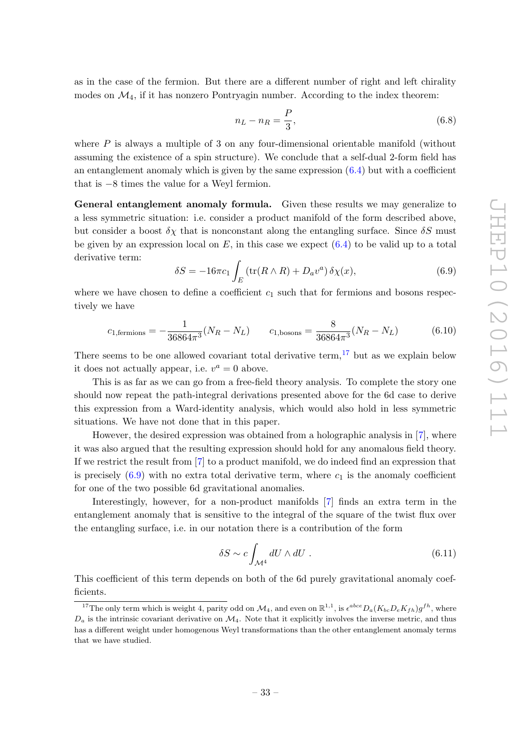as in the case of the fermion. But there are a different number of right and left chirality modes on $\mathcal{M}_4$, if it has nonzero Pontryagin number. According to the index theorem:

$$n_L - n_R = \frac{P}{3}, \tag{6.8}$$

where $P$ is always a multiple of 3 on any four-dimensional orientable manifold (without assuming the existence of a spin structure). We conclude that a self-dual 2-form field has an entanglement anomaly which is given by the same expression (6.4) but with a coefficient that is $-8$ times the value for a Weyl fermion.

**General entanglement anomaly formula.** Given these results we may generalize to a less symmetric situation: i.e. consider a product manifold of the form described above, but consider a boost $\delta\chi$ that is nonconstant along the entangling surface. Since $\delta S$ must be given by an expression local on $E$, in this case we expect (6.4) to be valid up to a total derivative term:

$$\delta S = -16\pi c_1 \int_E \left(\mathrm{tr}(R \wedge R) + D_a v^a\right) \delta\chi(x), \tag{6.9}$$

where we have chosen to define a coefficient $c_1$ such that for fermions and bosons respectively we have

$$c_{1,\text{fermions}} = -\frac{1}{36864\pi^3}(N_R - N_L) \qquad c_{1,\text{bosons}} = \frac{8}{36864\pi^3}(N_R - N_L) \tag{6.10}$$

There seems to be one allowed covariant total derivative term,[17] but as we explain below it does not actually appear, i.e. $v^a = 0$ above.

This is as far as we can go from a free-field theory analysis. To complete the story one should now repeat the path-integral derivations presented above for the 6d case to derive this expression from a Ward-identity analysis, which would also hold in less symmetric situations. We have not done that in this paper.

However, the desired expression was obtained from a holographic analysis in [7], where it was also argued that the resulting expression should hold for any anomalous field theory. If we restrict the result from [7] to a product manifold, we do indeed find an expression that is precisely (6.9) with no extra total derivative term, where $c_1$ is the anomaly coefficient for one of the two possible 6d gravitational anomalies.

Interestingly, however, for a non-product manifolds [7] finds an extra term in the entanglement anomaly that is sensitive to the integral of the square of the twist flux over the entangling surface, i.e. in our notation there is a contribution of the form

$$\delta S \sim c \int_{\mathcal{M}^4} dU \wedge dU \ . \tag{6.11}$$

This coefficient of this term depends on both of the 6d purely gravitational anomaly coefficients.

[17] The only term which is weight 4, parity odd on $\mathcal{M}_4$, and even on $\mathbb{R}^{1,1}$, is $\epsilon^{abce} D_a(K_{bc} D_e K_{fh}) g^{fh}$, where $D_a$ is the intrinsic covariant derivative on $\mathcal{M}_4$. Note that it explicitly involves the inverse metric, and thus has a different weight under homogenous Weyl transformations than the other entanglement anomaly terms that we have studied.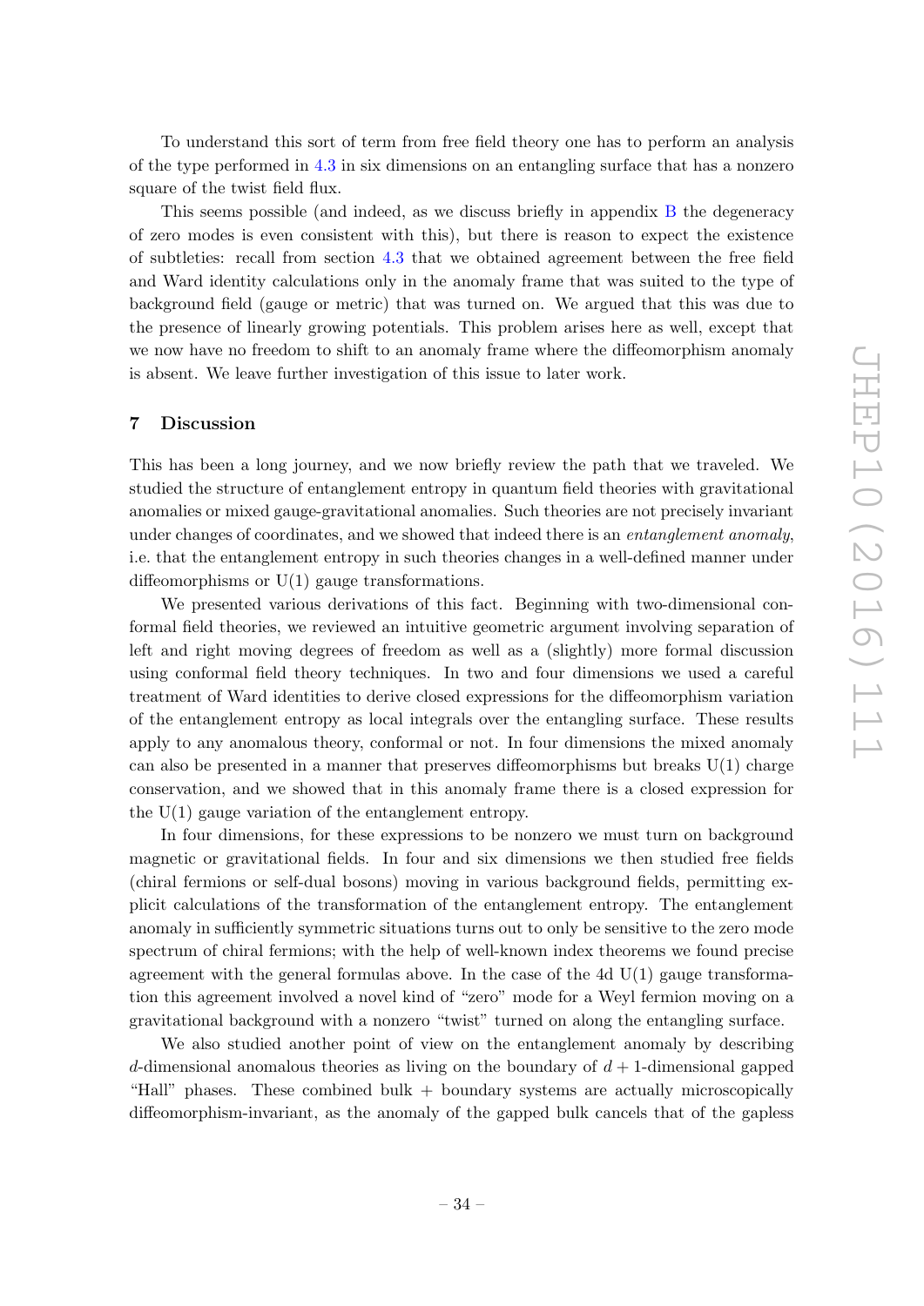To understand this sort of term from free field theory one has to perform an analysis of the type performed in 4.3 in six dimensions on an entangling surface that has a nonzero square of the twist field flux.

This seems possible (and indeed, as we discuss briefly in appendix B the degeneracy of zero modes is even consistent with this), but there is reason to expect the existence of subtleties: recall from section 4.3 that we obtained agreement between the free field and Ward identity calculations only in the anomaly frame that was suited to the type of background field (gauge or metric) that was turned on. We argued that this was due to the presence of linearly growing potentials. This problem arises here as well, except that we now have no freedom to shift to an anomaly frame where the diffeomorphism anomaly is absent. We leave further investigation of this issue to later work.

## 7 Discussion

This has been a long journey, and we now briefly review the path that we traveled. We studied the structure of entanglement entropy in quantum field theories with gravitational anomalies or mixed gauge-gravitational anomalies. Such theories are not precisely invariant under changes of coordinates, and we showed that indeed there is an *entanglement anomaly*, i.e. that the entanglement entropy in such theories changes in a well-defined manner under diffeomorphisms or U(1) gauge transformations.

We presented various derivations of this fact. Beginning with two-dimensional conformal field theories, we reviewed an intuitive geometric argument involving separation of left and right moving degrees of freedom as well as a (slightly) more formal discussion using conformal field theory techniques. In two and four dimensions we used a careful treatment of Ward identities to derive closed expressions for the diffeomorphism variation of the entanglement entropy as local integrals over the entangling surface. These results apply to any anomalous theory, conformal or not. In four dimensions the mixed anomaly can also be presented in a manner that preserves diffeomorphisms but breaks U(1) charge conservation, and we showed that in this anomaly frame there is a closed expression for the U(1) gauge variation of the entanglement entropy.

In four dimensions, for these expressions to be nonzero we must turn on background magnetic or gravitational fields. In four and six dimensions we then studied free fields (chiral fermions or self-dual bosons) moving in various background fields, permitting explicit calculations of the transformation of the entanglement entropy. The entanglement anomaly in sufficiently symmetric situations turns out to only be sensitive to the zero mode spectrum of chiral fermions; with the help of well-known index theorems we found precise agreement with the general formulas above. In the case of the 4d U(1) gauge transformation this agreement involved a novel kind of "zero" mode for a Weyl fermion moving on a gravitational background with a nonzero "twist" turned on along the entangling surface.

We also studied another point of view on the entanglement anomaly by describing $d$-dimensional anomalous theories as living on the boundary of $d+1$-dimensional gapped "Hall" phases. These combined bulk + boundary systems are actually microscopically diffeomorphism-invariant, as the anomaly of the gapped bulk cancels that of the gapless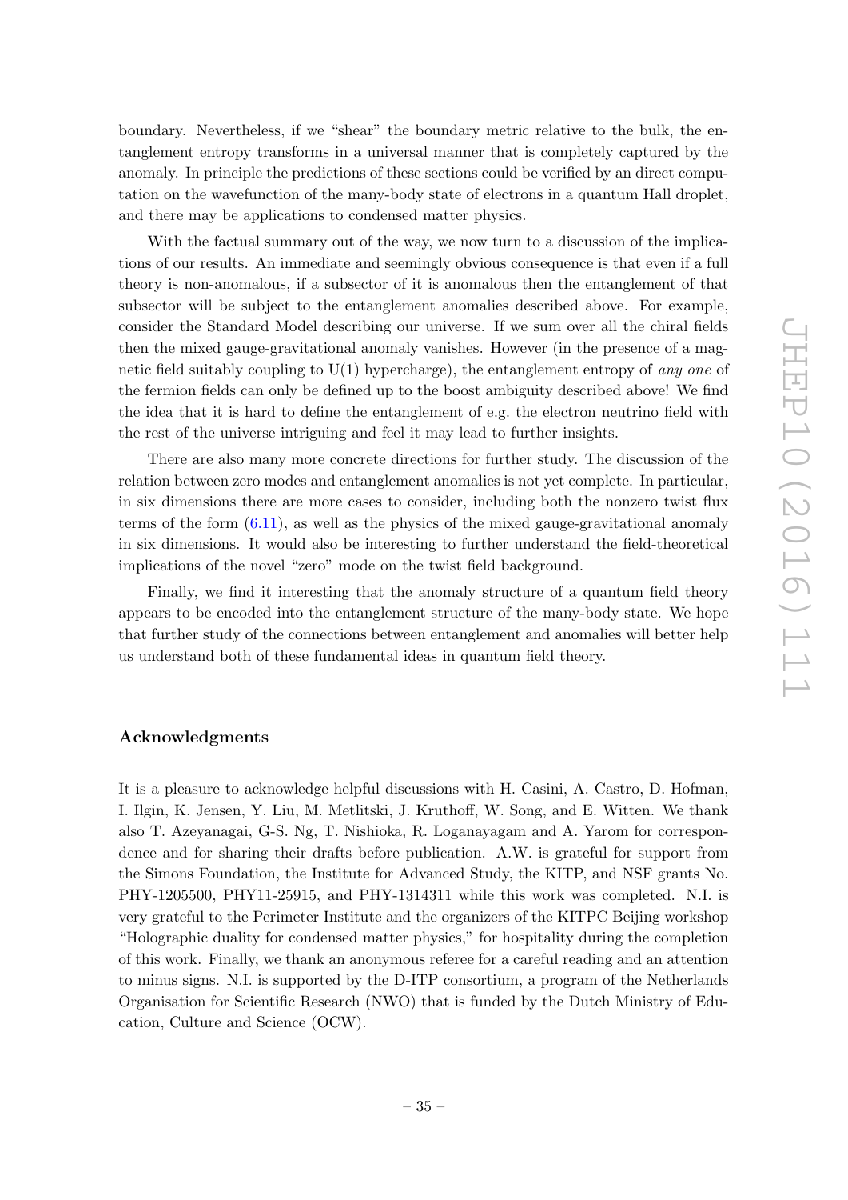boundary. Nevertheless, if we "shear" the boundary metric relative to the bulk, the entanglement entropy transforms in a universal manner that is completely captured by the anomaly. In principle the predictions of these sections could be verified by an direct computation on the wavefunction of the many-body state of electrons in a quantum Hall droplet, and there may be applications to condensed matter physics.

With the factual summary out of the way, we now turn to a discussion of the implications of our results. An immediate and seemingly obvious consequence is that even if a full theory is non-anomalous, if a subsector of it is anomalous then the entanglement of that subsector will be subject to the entanglement anomalies described above. For example, consider the Standard Model describing our universe. If we sum over all the chiral fields then the mixed gauge-gravitational anomaly vanishes. However (in the presence of a magnetic field suitably coupling to U(1) hypercharge), the entanglement entropy of *any one* of the fermion fields can only be defined up to the boost ambiguity described above! We find the idea that it is hard to define the entanglement of e.g. the electron neutrino field with the rest of the universe intriguing and feel it may lead to further insights.

There are also many more concrete directions for further study. The discussion of the relation between zero modes and entanglement anomalies is not yet complete. In particular, in six dimensions there are more cases to consider, including both the nonzero twist flux terms of the form (6.11), as well as the physics of the mixed gauge-gravitational anomaly in six dimensions. It would also be interesting to further understand the field-theoretical implications of the novel "zero" mode on the twist field background.

Finally, we find it interesting that the anomaly structure of a quantum field theory appears to be encoded into the entanglement structure of the many-body state. We hope that further study of the connections between entanglement and anomalies will better help us understand both of these fundamental ideas in quantum field theory.

## Acknowledgments

It is a pleasure to acknowledge helpful discussions with H. Casini, A. Castro, D. Hofman, I. Ilgin, K. Jensen, Y. Liu, M. Metlitski, J. Kruthoff, W. Song, and E. Witten. We thank also T. Azeyanagai, G-S. Ng, T. Nishioka, R. Loganayagam and A. Yarom for correspondence and for sharing their drafts before publication. A.W. is grateful for support from the Simons Foundation, the Institute for Advanced Study, the KITP, and NSF grants No. PHY-1205500, PHY11-25915, and PHY-1314311 while this work was completed. N.I. is very grateful to the Perimeter Institute and the organizers of the KITPC Beijing workshop "Holographic duality for condensed matter physics," for hospitality during the completion of this work. Finally, we thank an anonymous referee for a careful reading and an attention to minus signs. N.I. is supported by the D-ITP consortium, a program of the Netherlands Organisation for Scientific Research (NWO) that is funded by the Dutch Ministry of Education, Culture and Science (OCW).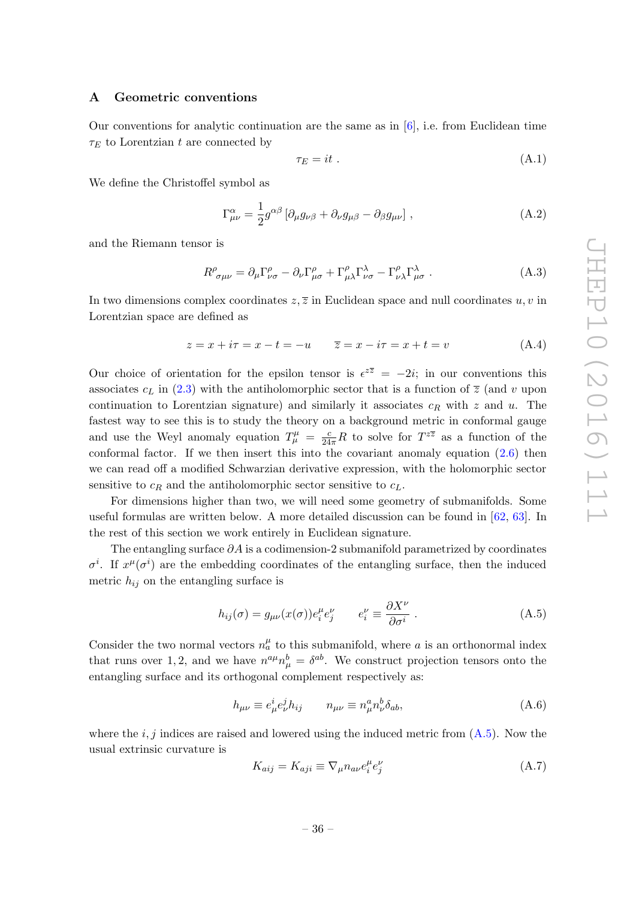## A Geometric conventions

Our conventions for analytic continuation are the same as in [6], i.e. from Euclidean time $\tau_E$ to Lorentzian $t$ are connected by

$$\tau_E = it \; . \tag{A.1}$$

We define the Christoffel symbol as

$$\Gamma^\alpha_{\mu\nu} = \frac{1}{2} g^{\alpha\beta} \left[ \partial_\mu g_{\nu\beta} + \partial_\nu g_{\mu\beta} - \partial_\beta g_{\mu\nu} \right] , \tag{A.2}$$

and the Riemann tensor is

$$R^\rho{}_{\sigma\mu\nu} = \partial_\mu \Gamma^\rho_{\nu\sigma} - \partial_\nu \Gamma^\rho_{\mu\sigma} + \Gamma^\rho_{\mu\lambda}\Gamma^\lambda_{\nu\sigma} - \Gamma^\rho_{\nu\lambda}\Gamma^\lambda_{\mu\sigma} \; . \tag{A.3}$$

In two dimensions complex coordinates $z, \overline{z}$ in Euclidean space and null coordinates $u, v$ in Lorentzian space are defined as

$$z = x + i\tau = x - t = -u \qquad \overline{z} = x - i\tau = x + t = v \tag{A.4}$$

Our choice of orientation for the epsilon tensor is $\epsilon^{z\overline{z}} = -2i$; in our conventions this associates $c_L$ in (2.3) with the antiholomorphic sector that is a function of $\overline{z}$ (and $v$ upon continuation to Lorentzian signature) and similarly it associates $c_R$ with $z$ and $u$. The fastest way to see this is to study the theory on a background metric in conformal gauge and use the Weyl anomaly equation $T^\mu_\mu = \frac{c}{24\pi} R$ to solve for $T^{z\overline{z}}$ as a function of the conformal factor. If we then insert this into the covariant anomaly equation (2.6) then we can read off a modified Schwarzian derivative expression, with the holomorphic sector sensitive to $c_R$ and the antiholomorphic sector sensitive to $c_L$.

For dimensions higher than two, we will need some geometry of submanifolds. Some useful formulas are written below. A more detailed discussion can be found in [62, 63]. In the rest of this section we work entirely in Euclidean signature.

The entangling surface $\partial A$ is a codimension-2 submanifold parametrized by coordinates $\sigma^i$. If $x^\mu(\sigma^i)$ are the embedding coordinates of the entangling surface, then the induced metric $h_{ij}$ on the entangling surface is

$$h_{ij}(\sigma) = g_{\mu\nu}(x(\sigma)) e^\mu_i e^\nu_j \qquad e^\nu_i \equiv \frac{\partial X^\nu}{\partial \sigma^i} \; . \tag{A.5}$$

Consider the two normal vectors $n^\mu_a$ to this submanifold, where $a$ is an orthonormal index that runs over $1, 2$, and we have $n^{a\mu} n^b_\mu = \delta^{ab}$. We construct projection tensors onto the entangling surface and its orthogonal complement respectively as:

$$h_{\mu\nu} \equiv e^i_\mu e^j_\nu h_{ij} \qquad n_{\mu\nu} \equiv n^a_\mu n^b_\nu \delta_{ab}, \tag{A.6}$$

where the $i, j$ indices are raised and lowered using the induced metric from (A.5). Now the usual extrinsic curvature is

$$K_{aij} = K_{aji} \equiv \nabla_\mu n_{a\nu} e^\mu_i e^\nu_j \tag{A.7}$$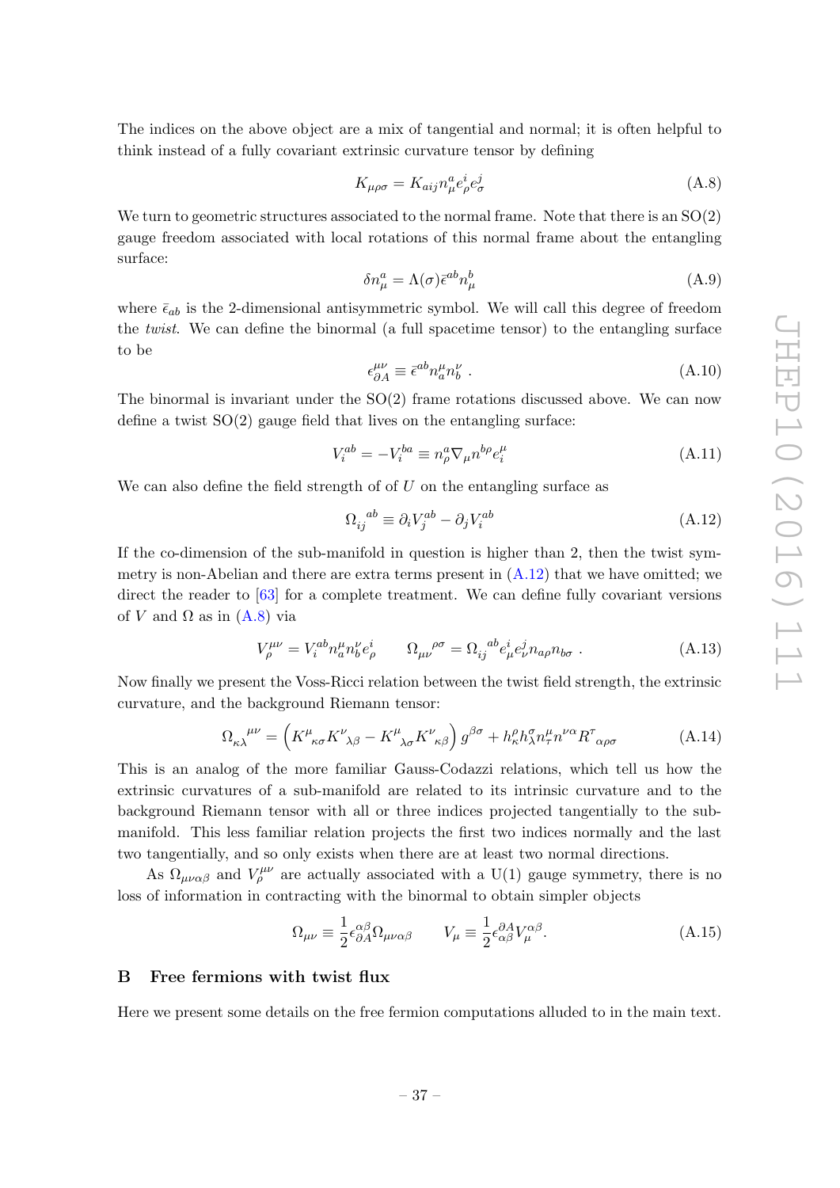The indices on the above object are a mix of tangential and normal; it is often helpful to think instead of a fully covariant extrinsic curvature tensor by defining

$$K_{\mu\rho\sigma} = K_{aij} n^a_\mu e^i_\rho e^j_\sigma \tag{A.8}$$

We turn to geometric structures associated to the normal frame. Note that there is an SO(2) gauge freedom associated with local rotations of this normal frame about the entangling surface:

$$\delta n^a_\mu = \Lambda(\sigma)\bar{\epsilon}^{ab} n^b_\mu \tag{A.9}$$

where $\bar{\epsilon}_{ab}$ is the 2-dimensional antisymmetric symbol. We will call this degree of freedom the *twist*. We can define the binormal (a full spacetime tensor) to the entangling surface to be

$$\epsilon^{\mu\nu}_{\partial A} \equiv \bar{\epsilon}^{ab} n^\mu_a n^\nu_b \ . \tag{A.10}$$

The binormal is invariant under the SO(2) frame rotations discussed above. We can now define a twist SO(2) gauge field that lives on the entangling surface:

$$V^{ab}_i = -V^{ba}_i \equiv n^a_\rho \nabla_\mu n^{b\rho} e^\mu_i \tag{A.11}$$

We can also define the field strength of of $U$ on the entangling surface as

$${\Omega_{ij}}^{ab} \equiv \partial_i V^{ab}_j - \partial_j V^{ab}_i \tag{A.12}$$

If the co-dimension of the sub-manifold in question is higher than 2, then the twist symmetry is non-Abelian and there are extra terms present in (A.12) that we have omitted; we direct the reader to [63] for a complete treatment. We can define fully covariant versions of $V$ and $\Omega$ as in (A.8) via

$$V^{\mu\nu}_\rho = V^{ab}_i n^\mu_a n^\nu_b e^i_\rho \qquad {\Omega_{\mu\nu}}^{\rho\sigma} = {\Omega_{ij}}^{ab} e^i_\mu e^j_\nu n_{a\rho} n_{b\sigma} \ . \tag{A.13}$$

Now finally we present the Voss-Ricci relation between the twist field strength, the extrinsic curvature, and the background Riemann tensor:

$${\Omega_{\kappa\lambda}}^{\mu\nu} = \left( {K^\mu}_{\kappa\sigma} {K^\nu}_{\lambda\beta} - {K^\mu}_{\lambda\sigma} {K^\nu}_{\kappa\beta} \right) g^{\beta\sigma} + h^\rho_\kappa h^\sigma_\lambda n^\mu_\tau n^{\nu\alpha} {R^\tau}_{\alpha\rho\sigma} \tag{A.14}$$

This is an analog of the more familiar Gauss-Codazzi relations, which tell us how the extrinsic curvatures of a sub-manifold are related to its intrinsic curvature and to the background Riemann tensor with all or three indices projected tangentially to the sub-manifold. This less familiar relation projects the first two indices normally and the last two tangentially, and so only exists when there are at least two normal directions.

As $\Omega_{\mu\nu\alpha\beta}$ and $V^{\mu\nu}_\rho$ are actually associated with a U(1) gauge symmetry, there is no loss of information in contracting with the binormal to obtain simpler objects

$$\Omega_{\mu\nu} \equiv \frac{1}{2}\epsilon^{\alpha\beta}_{\partial A}\Omega_{\mu\nu\alpha\beta} \qquad V_\mu \equiv \frac{1}{2}\epsilon^{\partial A}_{\alpha\beta} V^{\alpha\beta}_\mu . \tag{A.15}$$

# B Free fermions with twist flux

Here we present some details on the free fermion computations alluded to in the main text.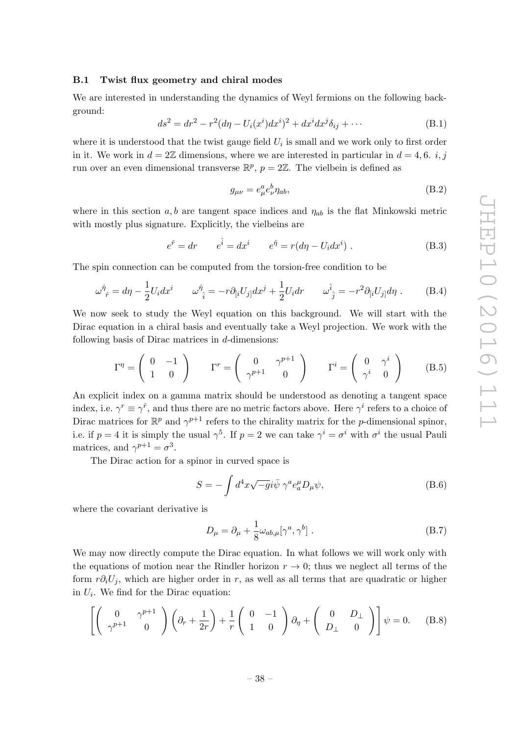### B.1 Twist flux geometry and chiral modes

We are interested in understanding the dynamics of Weyl fermions on the following background:

$$ds^2 = dr^2 - r^2(d\eta - U_i(x^i)dx^i)^2 + dx^i dx^j \delta_{ij} + \cdots \tag{B.1}$$

where it is understood that the twist gauge field $U_i$ is small and we work only to first order in it. We work in $d = 2\mathbb{Z}$ dimensions, where we are interested in particular in $d = 4, 6$. $i, j$ run over an even dimensional transverse $\mathbb{R}^p$, $p = 2\mathbb{Z}$. The vielbein is defined as

$$g_{\mu\nu} = e^a_\mu e^b_\nu \eta_{ab}, \tag{B.2}$$

where in this section $a, b$ are tangent space indices and $\eta_{ab}$ is the flat Minkowski metric with mostly plus signature. Explicitly, the vielbeins are

$$e^{\hat{r}} = dr \qquad e^{\hat{i}} = dx^i \qquad e^{\hat{\eta}} = r(d\eta - U_i dx^i) \ . \tag{B.3}$$

The spin connection can be computed from the torsion-free condition to be

$$\omega^{\hat{\eta}}{}_{\hat{r}} = d\eta - \frac{1}{2}U_i dx^i \qquad \omega^{\hat{\eta}}{}_{\hat{i}} = -r\partial_{[i}U_{j]}dx^j + \frac{1}{2}U_i dr \qquad \omega^{\hat{i}}{}_{\hat{j}} = -r^2\partial_{[i}U_{j]}d\eta \ . \tag{B.4}$$

We now seek to study the Weyl equation on this background. We will start with the Dirac equation in a chiral basis and eventually take a Weyl projection. We work with the following basis of Dirac matrices in $d$-dimensions:

$$\Gamma^\eta = \begin{pmatrix} 0 & -1 \\ 1 & 0 \end{pmatrix} \qquad \Gamma^r = \begin{pmatrix} 0 & \gamma^{p+1} \\ \gamma^{p+1} & 0 \end{pmatrix} \qquad \Gamma^i = \begin{pmatrix} 0 & \gamma^i \\ \gamma^i & 0 \end{pmatrix} \tag{B.5}$$

An explicit index on a gamma matrix should be understood as denoting a tangent space index, i.e. $\gamma^r \equiv \gamma^{\hat{r}}$, and thus there are no metric factors above. Here $\gamma^i$ refers to a choice of Dirac matrices for $\mathbb{R}^p$ and $\gamma^{p+1}$ refers to the chirality matrix for the $p$-dimensional spinor, i.e. if $p = 4$ it is simply the usual $\gamma^5$. If $p = 2$ we can take $\gamma^i = \sigma^i$ with $\sigma^i$ the usual Pauli matrices, and $\gamma^{p+1} = \sigma^3$.

The Dirac action for a spinor in curved space is

$$S = -\int d^4x \sqrt{-g} i\bar{\psi}\, \gamma^a e^\mu_a D_\mu \psi, \tag{B.6}$$

where the covariant derivative is

$$D_\mu = \partial_\mu + \frac{1}{8}\omega_{ab,\mu}[\gamma^a, \gamma^b] \ . \tag{B.7}$$

We may now directly compute the Dirac equation. In what follows we will work only with the equations of motion near the Rindler horizon $r \to 0$; thus we neglect all terms of the form $r\partial_i U_j$, which are higher order in $r$, as well as all terms that are quadratic or higher in $U_i$. We find for the Dirac equation:

$$\left[\begin{pmatrix} 0 & \gamma^{p+1} \\ \gamma^{p+1} & 0 \end{pmatrix}\left(\partial_r + \frac{1}{2r}\right) + \frac{1}{r}\begin{pmatrix} 0 & -1 \\ 1 & 0 \end{pmatrix}\partial_\eta + \begin{pmatrix} 0 & D_\perp \\ D_\perp & 0 \end{pmatrix}\right]\psi = 0. \tag{B.8}$$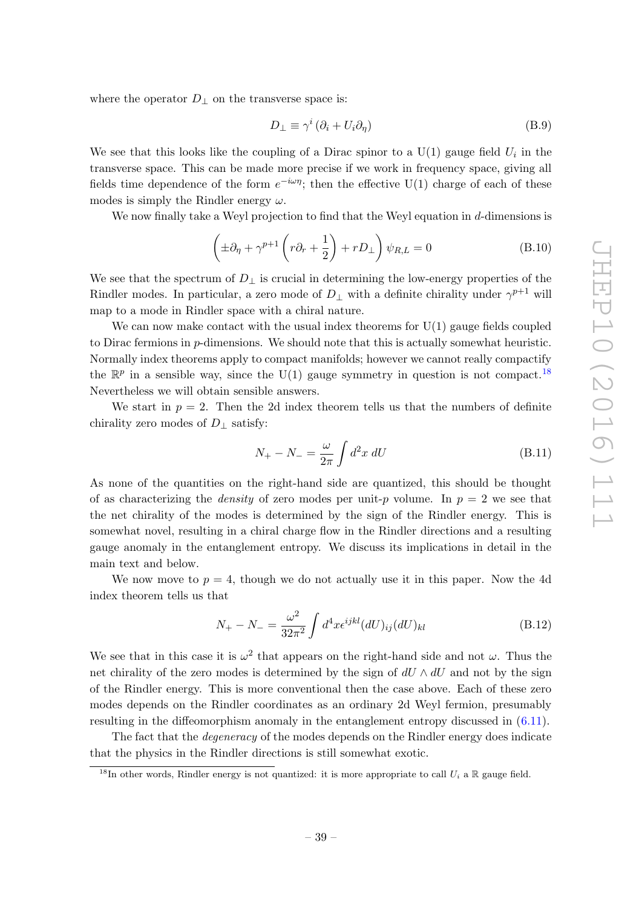where the operator $D_\perp$ on the transverse space is:

$$D_\perp \equiv \gamma^i \left(\partial_i + U_i \partial_\eta\right) \tag{B.9}$$

We see that this looks like the coupling of a Dirac spinor to a U(1) gauge field $U_i$ in the transverse space. This can be made more precise if we work in frequency space, giving all fields time dependence of the form $e^{-i\omega\eta}$; then the effective U(1) charge of each of these modes is simply the Rindler energy $\omega$.

We now finally take a Weyl projection to find that the Weyl equation in $d$-dimensions is

$$\left(\pm\partial_\eta + \gamma^{p+1}\left(r\partial_r + \frac{1}{2}\right) + rD_\perp\right)\psi_{R,L} = 0 \tag{B.10}$$

We see that the spectrum of $D_\perp$ is crucial in determining the low-energy properties of the Rindler modes. In particular, a zero mode of $D_\perp$ with a definite chirality under $\gamma^{p+1}$ will map to a mode in Rindler space with a chiral nature.

We can now make contact with the usual index theorems for U(1) gauge fields coupled to Dirac fermions in $p$-dimensions. We should note that this is actually somewhat heuristic. Normally index theorems apply to compact manifolds; however we cannot really compactify the $\mathbb{R}^p$ in a sensible way, since the U(1) gauge symmetry in question is not compact.[18] Nevertheless we will obtain sensible answers.

We start in $p = 2$. Then the 2d index theorem tells us that the numbers of definite chirality zero modes of $D_\perp$ satisfy:

$$N_+ - N_- = \frac{\omega}{2\pi}\int d^2x\ dU \tag{B.11}$$

As none of the quantities on the right-hand side are quantized, this should be thought of as characterizing the *density* of zero modes per unit-$p$ volume. In $p = 2$ we see that the net chirality of the modes is determined by the sign of the Rindler energy. This is somewhat novel, resulting in a chiral charge flow in the Rindler directions and a resulting gauge anomaly in the entanglement entropy. We discuss its implications in detail in the main text and below.

We now move to $p = 4$, though we do not actually use it in this paper. Now the 4d index theorem tells us that

$$N_+ - N_- = \frac{\omega^2}{32\pi^2}\int d^4x \epsilon^{ijkl}(dU)_{ij}(dU)_{kl} \tag{B.12}$$

We see that in this case it is $\omega^2$ that appears on the right-hand side and not $\omega$. Thus the net chirality of the zero modes is determined by the sign of $dU \wedge dU$ and not by the sign of the Rindler energy. This is more conventional then the case above. Each of these zero modes depends on the Rindler coordinates as an ordinary 2d Weyl fermion, presumably resulting in the diffeomorphism anomaly in the entanglement entropy discussed in (6.11).

The fact that the *degeneracy* of the modes depends on the Rindler energy does indicate that the physics in the Rindler directions is still somewhat exotic.

[18] In other words, Rindler energy is not quantized: it is more appropriate to call $U_i$ a $\mathbb{R}$ gauge field.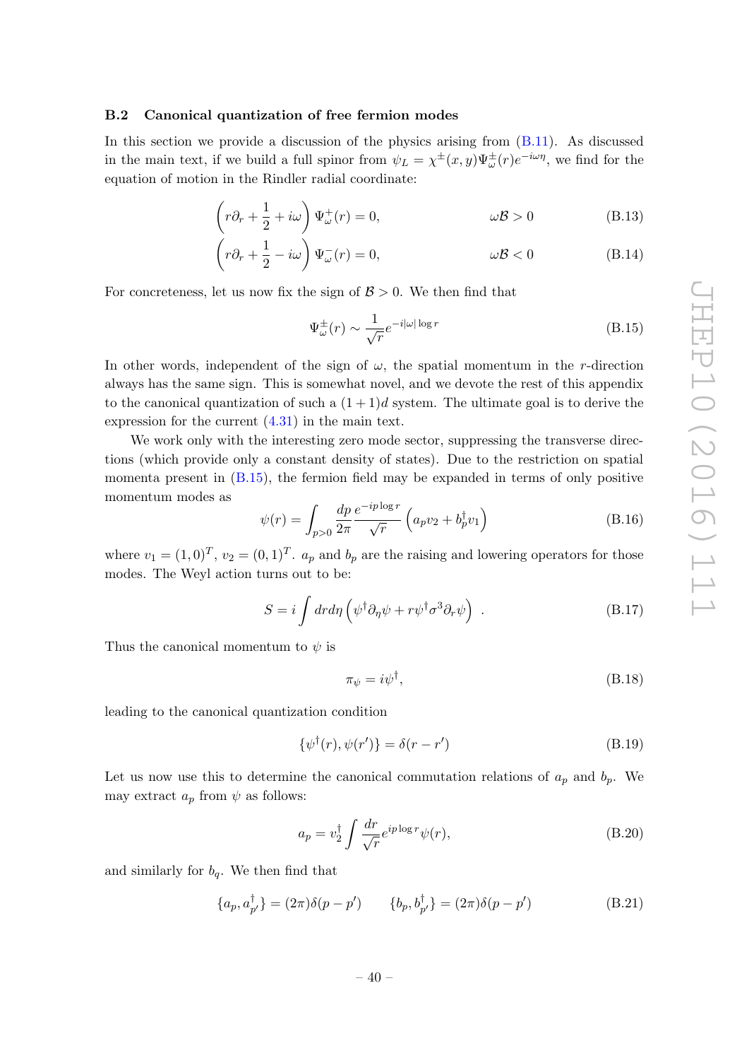### B.2 Canonical quantization of free fermion modes

In this section we provide a discussion of the physics arising from (B.11). As discussed in the main text, if we build a full spinor from $\psi_L = \chi^{\pm}(x,y)\Psi^{\pm}_{\omega}(r)e^{-i\omega\eta}$, we find for the equation of motion in the Rindler radial coordinate:

$$\left(r\partial_r + \frac{1}{2} + i\omega\right)\Psi^{+}_{\omega}(r) = 0, \qquad\qquad \omega\mathcal{B} > 0 \tag{B.13}$$

$$\left(r\partial_r + \frac{1}{2} - i\omega\right)\Psi^{-}_{\omega}(r) = 0, \qquad\qquad \omega\mathcal{B} < 0 \tag{B.14}$$

For concreteness, let us now fix the sign of $\mathcal{B} > 0$. We then find that

$$\Psi^{\pm}_{\omega}(r) \sim \frac{1}{\sqrt{r}}e^{-i|\omega|\log r} \tag{B.15}$$

In other words, independent of the sign of $\omega$, the spatial momentum in the $r$-direction always has the same sign. This is somewhat novel, and we devote the rest of this appendix to the canonical quantization of such a $(1+1)d$ system. The ultimate goal is to derive the expression for the current (4.31) in the main text.

We work only with the interesting zero mode sector, suppressing the transverse directions (which provide only a constant density of states). Due to the restriction on spatial momenta present in (B.15), the fermion field may be expanded in terms of only positive momentum modes as

$$\psi(r) = \int_{p>0}\frac{dp}{2\pi}\frac{e^{-ip\log r}}{\sqrt{r}}\left(a_p v_2 + b_p^{\dagger} v_1\right) \tag{B.16}$$

where $v_1 = (1,0)^T$, $v_2 = (0,1)^T$. $a_p$ and $b_p$ are the raising and lowering operators for those modes. The Weyl action turns out to be:

$$S = i\int dr d\eta\left(\psi^{\dagger}\partial_{\eta}\psi + r\psi^{\dagger}\sigma^3\partial_r\psi\right) \ . \tag{B.17}$$

Thus the canonical momentum to $\psi$ is

$$\pi_{\psi} = i\psi^{\dagger}, \tag{B.18}$$

leading to the canonical quantization condition

$$\{\psi^{\dagger}(r), \psi(r')\} = \delta(r - r') \tag{B.19}$$

Let us now use this to determine the canonical commutation relations of $a_p$ and $b_p$. We may extract $a_p$ from $\psi$ as follows:

$$a_p = v_2^{\dagger}\int\frac{dr}{\sqrt{r}}e^{ip\log r}\psi(r), \tag{B.20}$$

and similarly for $b_q$. We then find that

$$\{a_p, a_{p'}^{\dagger}\} = (2\pi)\delta(p - p') \qquad \{b_p, b_{p'}^{\dagger}\} = (2\pi)\delta(p - p') \tag{B.21}$$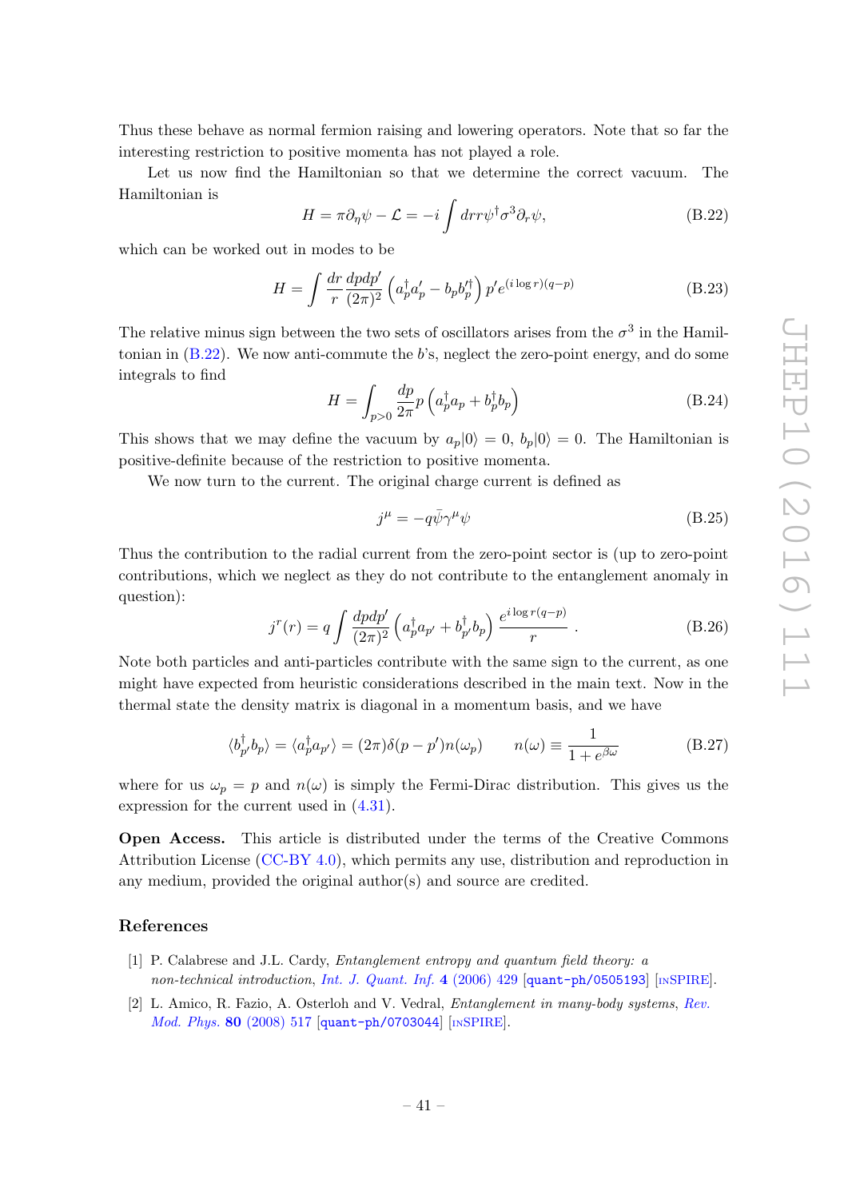Thus these behave as normal fermion raising and lowering operators. Note that so far the interesting restriction to positive momenta has not played a role.

Let us now find the Hamiltonian so that we determine the correct vacuum. The Hamiltonian is

$$H = \pi \partial_\eta \psi - \mathcal{L} = -i \int dr r \psi^\dagger \sigma^3 \partial_r \psi, \tag{B.22}$$

which can be worked out in modes to be

$$H = \int \frac{dr}{r} \frac{dp dp'}{(2\pi)^2} \left( a_p^\dagger a_p' - b_p b_p'^\dagger \right) p' e^{(i \log r)(q-p)} \tag{B.23}$$

The relative minus sign between the two sets of oscillators arises from the $\sigma^3$ in the Hamiltonian in (B.22). We now anti-commute the $b$'s, neglect the zero-point energy, and do some integrals to find

$$H = \int_{p>0} \frac{dp}{2\pi} p \left( a_p^\dagger a_p + b_p^\dagger b_p \right) \tag{B.24}$$

This shows that we may define the vacuum by $a_p|0\rangle = 0$, $b_p|0\rangle = 0$. The Hamiltonian is positive-definite because of the restriction to positive momenta.

We now turn to the current. The original charge current is defined as

$$j^\mu = -q \bar{\psi} \gamma^\mu \psi \tag{B.25}$$

Thus the contribution to the radial current from the zero-point sector is (up to zero-point contributions, which we neglect as they do not contribute to the entanglement anomaly in question):

$$j^r(r) = q \int \frac{dp dp'}{(2\pi)^2} \left( a_p^\dagger a_{p'} + b_{p'}^\dagger b_p \right) \frac{e^{i \log r (q-p)}}{r} \,. \tag{B.26}$$

Note both particles and anti-particles contribute with the same sign to the current, as one might have expected from heuristic considerations described in the main text. Now in the thermal state the density matrix is diagonal in a momentum basis, and we have

$$\langle b_{p'}^\dagger b_p \rangle = \langle a_p^\dagger a_{p'} \rangle = (2\pi) \delta(p - p') n(\omega_p) \qquad n(\omega) \equiv \frac{1}{1 + e^{\beta \omega}} \tag{B.27}$$

where for us $\omega_p = p$ and $n(\omega)$ is simply the Fermi-Dirac distribution. This gives us the expression for the current used in (4.31).

**Open Access.** This article is distributed under the terms of the Creative Commons Attribution License (CC-BY 4.0), which permits any use, distribution and reproduction in any medium, provided the original author(s) and source are credited.

## References

[1] P. Calabrese and J.L. Cardy, *Entanglement entropy and quantum field theory: a non-technical introduction*, *Int. J. Quant. Inf.* **4** (2006) 429 [quant-ph/0505193] [INSPIRE].

[2] L. Amico, R. Fazio, A. Osterloh and V. Vedral, *Entanglement in many-body systems*, *Rev. Mod. Phys.* **80** (2008) 517 [quant-ph/0703044] [INSPIRE].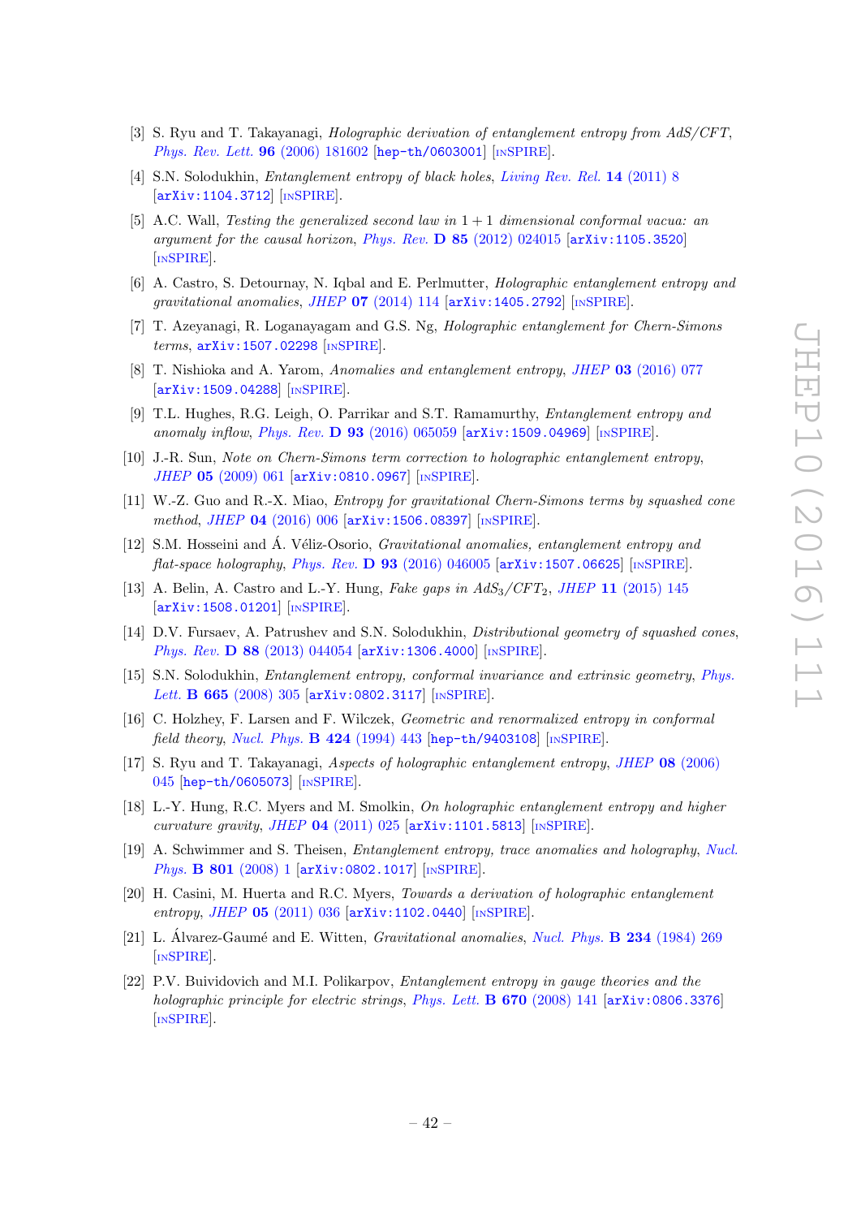[3] S. Ryu and T. Takayanagi, *Holographic derivation of entanglement entropy from AdS/CFT*, *Phys. Rev. Lett.* **96** (2006) 181602 [hep-th/0603001] [INSPIRE].

[4] S.N. Solodukhin, *Entanglement entropy of black holes*, *Living Rev. Rel.* **14** (2011) 8 [arXiv:1104.3712] [INSPIRE].

[5] A.C. Wall, *Testing the generalized second law in 1 + 1 dimensional conformal vacua: an argument for the causal horizon*, *Phys. Rev.* **D 85** (2012) 024015 [arXiv:1105.3520] [INSPIRE].

[6] A. Castro, S. Detournay, N. Iqbal and E. Perlmutter, *Holographic entanglement entropy and gravitational anomalies*, *JHEP* **07** (2014) 114 [arXiv:1405.2792] [INSPIRE].

[7] T. Azeyanagi, R. Loganayagam and G.S. Ng, *Holographic entanglement for Chern-Simons terms*, arXiv:1507.02298 [INSPIRE].

[8] T. Nishioka and A. Yarom, *Anomalies and entanglement entropy*, *JHEP* **03** (2016) 077 [arXiv:1509.04288] [INSPIRE].

[9] T.L. Hughes, R.G. Leigh, O. Parrikar and S.T. Ramamurthy, *Entanglement entropy and anomaly inflow*, *Phys. Rev.* **D 93** (2016) 065059 [arXiv:1509.04969] [INSPIRE].

[10] J.-R. Sun, *Note on Chern-Simons term correction to holographic entanglement entropy*, *JHEP* **05** (2009) 061 [arXiv:0810.0967] [INSPIRE].

[11] W.-Z. Guo and R.-X. Miao, *Entropy for gravitational Chern-Simons terms by squashed cone method*, *JHEP* **04** (2016) 006 [arXiv:1506.08397] [INSPIRE].

[12] S.M. Hosseini and Á. Véliz-Osorio, *Gravitational anomalies, entanglement entropy and flat-space holography*, *Phys. Rev.* **D 93** (2016) 046005 [arXiv:1507.06625] [INSPIRE].

[13] A. Belin, A. Castro and L.-Y. Hung, *Fake gaps in $AdS_3/CFT_2$*, *JHEP* **11** (2015) 145 [arXiv:1508.01201] [INSPIRE].

[14] D.V. Fursaev, A. Patrushev and S.N. Solodukhin, *Distributional geometry of squashed cones*, *Phys. Rev.* **D 88** (2013) 044054 [arXiv:1306.4000] [INSPIRE].

[15] S.N. Solodukhin, *Entanglement entropy, conformal invariance and extrinsic geometry*, *Phys. Lett.* **B 665** (2008) 305 [arXiv:0802.3117] [INSPIRE].

[16] C. Holzhey, F. Larsen and F. Wilczek, *Geometric and renormalized entropy in conformal field theory*, *Nucl. Phys.* **B 424** (1994) 443 [hep-th/9403108] [INSPIRE].

[17] S. Ryu and T. Takayanagi, *Aspects of holographic entanglement entropy*, *JHEP* **08** (2006) 045 [hep-th/0605073] [INSPIRE].

[18] L.-Y. Hung, R.C. Myers and M. Smolkin, *On holographic entanglement entropy and higher curvature gravity*, *JHEP* **04** (2011) 025 [arXiv:1101.5813] [INSPIRE].

[19] A. Schwimmer and S. Theisen, *Entanglement entropy, trace anomalies and holography*, *Nucl. Phys.* **B 801** (2008) 1 [arXiv:0802.1017] [INSPIRE].

[20] H. Casini, M. Huerta and R.C. Myers, *Towards a derivation of holographic entanglement entropy*, *JHEP* **05** (2011) 036 [arXiv:1102.0440] [INSPIRE].

[21] L. Álvarez-Gaumé and E. Witten, *Gravitational anomalies*, *Nucl. Phys.* **B 234** (1984) 269 [INSPIRE].

[22] P.V. Buividovich and M.I. Polikarpov, *Entanglement entropy in gauge theories and the holographic principle for electric strings*, *Phys. Lett.* **B 670** (2008) 141 [arXiv:0806.3376] [INSPIRE].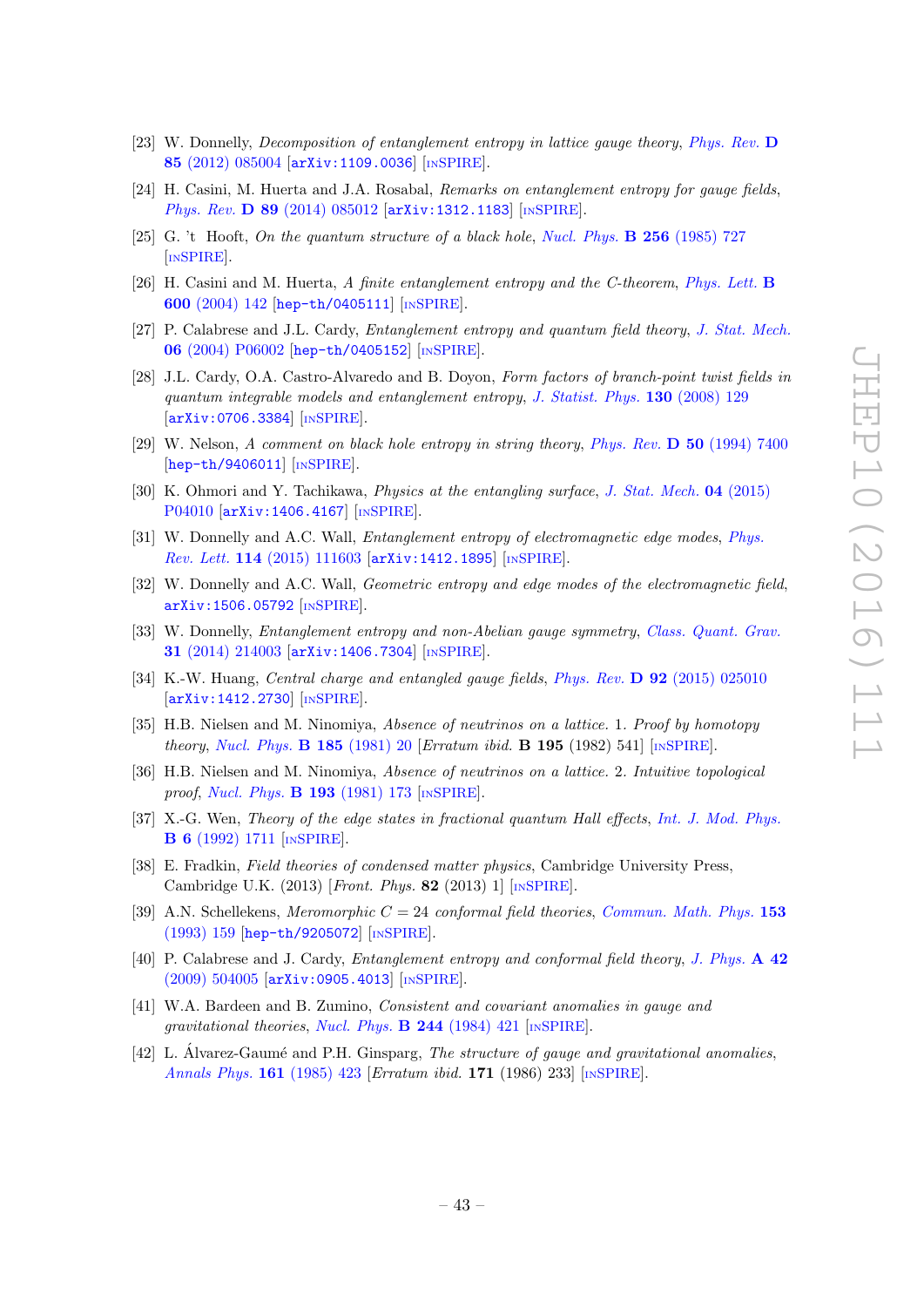[23] W. Donnelly, *Decomposition of entanglement entropy in lattice gauge theory*, Phys. Rev. **D 85** (2012) 085004 [arXiv:1109.0036] [INSPIRE].

[24] H. Casini, M. Huerta and J.A. Rosabal, *Remarks on entanglement entropy for gauge fields*, Phys. Rev. **D 89** (2014) 085012 [arXiv:1312.1183] [INSPIRE].

[25] G. 't Hooft, *On the quantum structure of a black hole*, Nucl. Phys. **B 256** (1985) 727 [INSPIRE].

[26] H. Casini and M. Huerta, *A finite entanglement entropy and the C-theorem*, Phys. Lett. **B 600** (2004) 142 [hep-th/0405111] [INSPIRE].

[27] P. Calabrese and J.L. Cardy, *Entanglement entropy and quantum field theory*, J. Stat. Mech. **06** (2004) P06002 [hep-th/0405152] [INSPIRE].

[28] J.L. Cardy, O.A. Castro-Alvaredo and B. Doyon, *Form factors of branch-point twist fields in quantum integrable models and entanglement entropy*, J. Statist. Phys. **130** (2008) 129 [arXiv:0706.3384] [INSPIRE].

[29] W. Nelson, *A comment on black hole entropy in string theory*, Phys. Rev. **D 50** (1994) 7400 [hep-th/9406011] [INSPIRE].

[30] K. Ohmori and Y. Tachikawa, *Physics at the entangling surface*, J. Stat. Mech. **04** (2015) P04010 [arXiv:1406.4167] [INSPIRE].

[31] W. Donnelly and A.C. Wall, *Entanglement entropy of electromagnetic edge modes*, Phys. Rev. Lett. **114** (2015) 111603 [arXiv:1412.1895] [INSPIRE].

[32] W. Donnelly and A.C. Wall, *Geometric entropy and edge modes of the electromagnetic field*, arXiv:1506.05792 [INSPIRE].

[33] W. Donnelly, *Entanglement entropy and non-Abelian gauge symmetry*, Class. Quant. Grav. **31** (2014) 214003 [arXiv:1406.7304] [INSPIRE].

[34] K.-W. Huang, *Central charge and entangled gauge fields*, Phys. Rev. **D 92** (2015) 025010 [arXiv:1412.2730] [INSPIRE].

[35] H.B. Nielsen and M. Ninomiya, *Absence of neutrinos on a lattice. 1. Proof by homotopy theory*, Nucl. Phys. **B 185** (1981) 20 [*Erratum ibid.* **B 195** (1982) 541] [INSPIRE].

[36] H.B. Nielsen and M. Ninomiya, *Absence of neutrinos on a lattice. 2. Intuitive topological proof*, Nucl. Phys. **B 193** (1981) 173 [INSPIRE].

[37] X.-G. Wen, *Theory of the edge states in fractional quantum Hall effects*, Int. J. Mod. Phys. **B 6** (1992) 1711 [INSPIRE].

[38] E. Fradkin, *Field theories of condensed matter physics*, Cambridge University Press, Cambridge U.K. (2013) [*Front. Phys.* **82** (2013) 1] [INSPIRE].

[39] A.N. Schellekens, *Meromorphic $C = 24$ conformal field theories*, Commun. Math. Phys. **153** (1993) 159 [hep-th/9205072] [INSPIRE].

[40] P. Calabrese and J. Cardy, *Entanglement entropy and conformal field theory*, J. Phys. **A 42** (2009) 504005 [arXiv:0905.4013] [INSPIRE].

[41] W.A. Bardeen and B. Zumino, *Consistent and covariant anomalies in gauge and gravitational theories*, Nucl. Phys. **B 244** (1984) 421 [INSPIRE].

[42] L. Álvarez-Gaumé and P.H. Ginsparg, *The structure of gauge and gravitational anomalies*, Annals Phys. **161** (1985) 423 [*Erratum ibid.* **171** (1986) 233] [INSPIRE].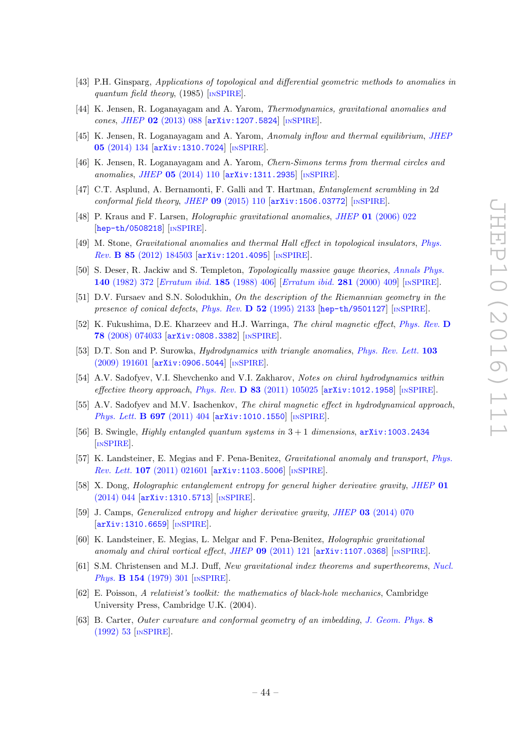[43] P.H. Ginsparg, *Applications of topological and differential geometric methods to anomalies in quantum field theory*, (1985) [INSPIRE].

[44] K. Jensen, R. Loganayagam and A. Yarom, *Thermodynamics, gravitational anomalies and cones*, JHEP **02** (2013) 088 [arXiv:1207.5824] [INSPIRE].

[45] K. Jensen, R. Loganayagam and A. Yarom, *Anomaly inflow and thermal equilibrium*, JHEP **05** (2014) 134 [arXiv:1310.7024] [INSPIRE].

[46] K. Jensen, R. Loganayagam and A. Yarom, *Chern-Simons terms from thermal circles and anomalies*, JHEP **05** (2014) 110 [arXiv:1311.2935] [INSPIRE].

[47] C.T. Asplund, A. Bernamonti, F. Galli and T. Hartman, *Entanglement scrambling in 2d conformal field theory*, JHEP **09** (2015) 110 [arXiv:1506.03772] [INSPIRE].

[48] P. Kraus and F. Larsen, *Holographic gravitational anomalies*, JHEP **01** (2006) 022 [hep-th/0508218] [INSPIRE].

[49] M. Stone, *Gravitational anomalies and thermal Hall effect in topological insulators*, Phys. Rev. **B 85** (2012) 184503 [arXiv:1201.4095] [INSPIRE].

[50] S. Deser, R. Jackiw and S. Templeton, *Topologically massive gauge theories*, Annals Phys. **140** (1982) 372 [*Erratum ibid.* **185** (1988) 406] [*Erratum ibid.* **281** (2000) 409] [INSPIRE].

[51] D.V. Fursaev and S.N. Solodukhin, *On the description of the Riemannian geometry in the presence of conical defects*, Phys. Rev. **D 52** (1995) 2133 [hep-th/9501127] [INSPIRE].

[52] K. Fukushima, D.E. Kharzeev and H.J. Warringa, *The chiral magnetic effect*, Phys. Rev. **D 78** (2008) 074033 [arXiv:0808.3382] [INSPIRE].

[53] D.T. Son and P. Surowka, *Hydrodynamics with triangle anomalies*, Phys. Rev. Lett. **103** (2009) 191601 [arXiv:0906.5044] [INSPIRE].

[54] A.V. Sadofyev, V.I. Shevchenko and V.I. Zakharov, *Notes on chiral hydrodynamics within effective theory approach*, Phys. Rev. **D 83** (2011) 105025 [arXiv:1012.1958] [INSPIRE].

[55] A.V. Sadofyev and M.V. Isachenkov, *The chiral magnetic effect in hydrodynamical approach*, Phys. Lett. **B 697** (2011) 404 [arXiv:1010.1550] [INSPIRE].

[56] B. Swingle, *Highly entangled quantum systems in $3+1$ dimensions*, arXiv:1003.2434 [INSPIRE].

[57] K. Landsteiner, E. Megias and F. Pena-Benitez, *Gravitational anomaly and transport*, Phys. Rev. Lett. **107** (2011) 021601 [arXiv:1103.5006] [INSPIRE].

[58] X. Dong, *Holographic entanglement entropy for general higher derivative gravity*, JHEP **01** (2014) 044 [arXiv:1310.5713] [INSPIRE].

[59] J. Camps, *Generalized entropy and higher derivative gravity*, JHEP **03** (2014) 070 [arXiv:1310.6659] [INSPIRE].

[60] K. Landsteiner, E. Megias, L. Melgar and F. Pena-Benitez, *Holographic gravitational anomaly and chiral vortical effect*, JHEP **09** (2011) 121 [arXiv:1107.0368] [INSPIRE].

[61] S.M. Christensen and M.J. Duff, *New gravitational index theorems and supertheorems*, Nucl. Phys. **B 154** (1979) 301 [INSPIRE].

[62] E. Poisson, *A relativist's toolkit: the mathematics of black-hole mechanics*, Cambridge University Press, Cambridge U.K. (2004).

[63] B. Carter, *Outer curvature and conformal geometry of an imbedding*, J. Geom. Phys. **8** (1992) 53 [INSPIRE].